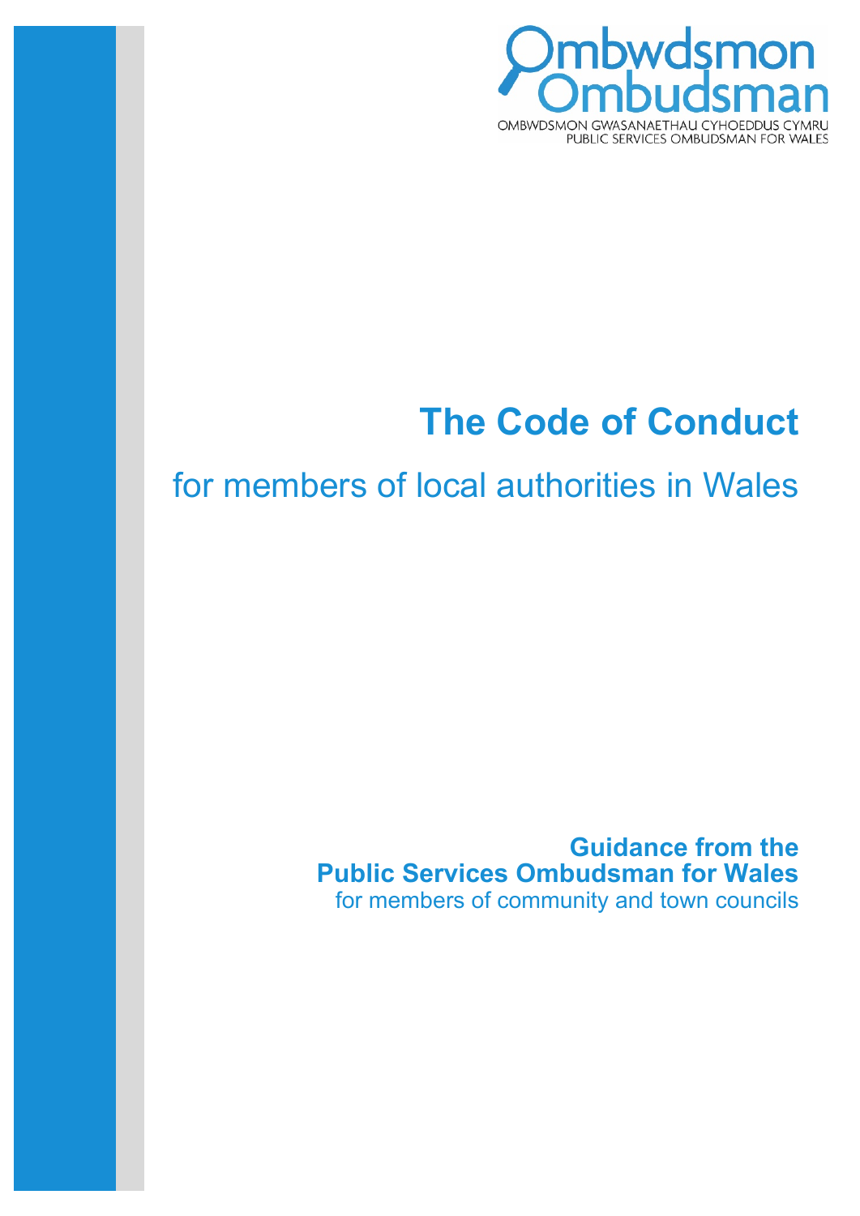Ombwdsmon
Ombudsman

OMBWDSMON GWASANAETHAU CYHOEDDUS CYMRU
PUBLIC SERVICES OMBUDSMAN FOR WALES

# The Code of Conduct

## for members of local authorities in Wales

**Guidance from the**
**Public Services Ombudsman for Wales**
for members of community and town councils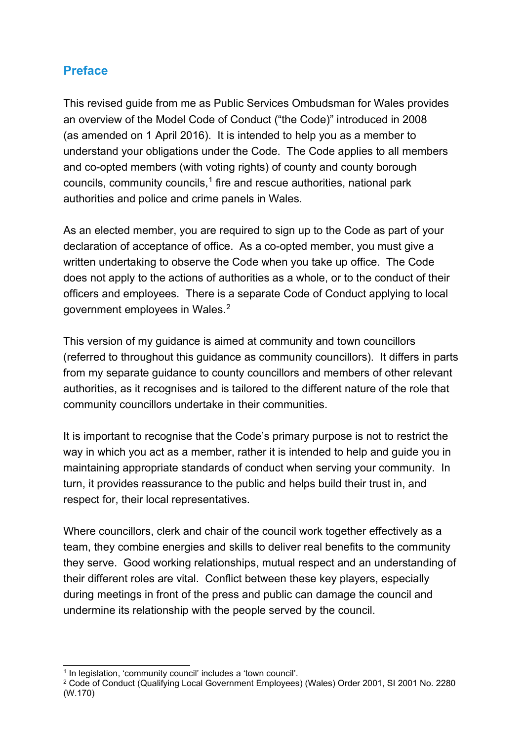## Preface

This revised guide from me as Public Services Ombudsman for Wales provides an overview of the Model Code of Conduct ("the Code)" introduced in 2008 (as amended on 1 April 2016). It is intended to help you as a member to understand your obligations under the Code. The Code applies to all members and co-opted members (with voting rights) of county and county borough councils, community councils,[1] fire and rescue authorities, national park authorities and police and crime panels in Wales.

As an elected member, you are required to sign up to the Code as part of your declaration of acceptance of office. As a co-opted member, you must give a written undertaking to observe the Code when you take up office. The Code does not apply to the actions of authorities as a whole, or to the conduct of their officers and employees. There is a separate Code of Conduct applying to local government employees in Wales.[2]

This version of my guidance is aimed at community and town councillors (referred to throughout this guidance as community councillors). It differs in parts from my separate guidance to county councillors and members of other relevant authorities, as it recognises and is tailored to the different nature of the role that community councillors undertake in their communities.

It is important to recognise that the Code's primary purpose is not to restrict the way in which you act as a member, rather it is intended to help and guide you in maintaining appropriate standards of conduct when serving your community. In turn, it provides reassurance to the public and helps build their trust in, and respect for, their local representatives.

Where councillors, clerk and chair of the council work together effectively as a team, they combine energies and skills to deliver real benefits to the community they serve. Good working relationships, mutual respect and an understanding of their different roles are vital. Conflict between these key players, especially during meetings in front of the press and public can damage the council and undermine its relationship with the people served by the council.

---

[1] In legislation, 'community council' includes a 'town council'.

[2] Code of Conduct (Qualifying Local Government Employees) (Wales) Order 2001, SI 2001 No. 2280 (W.170)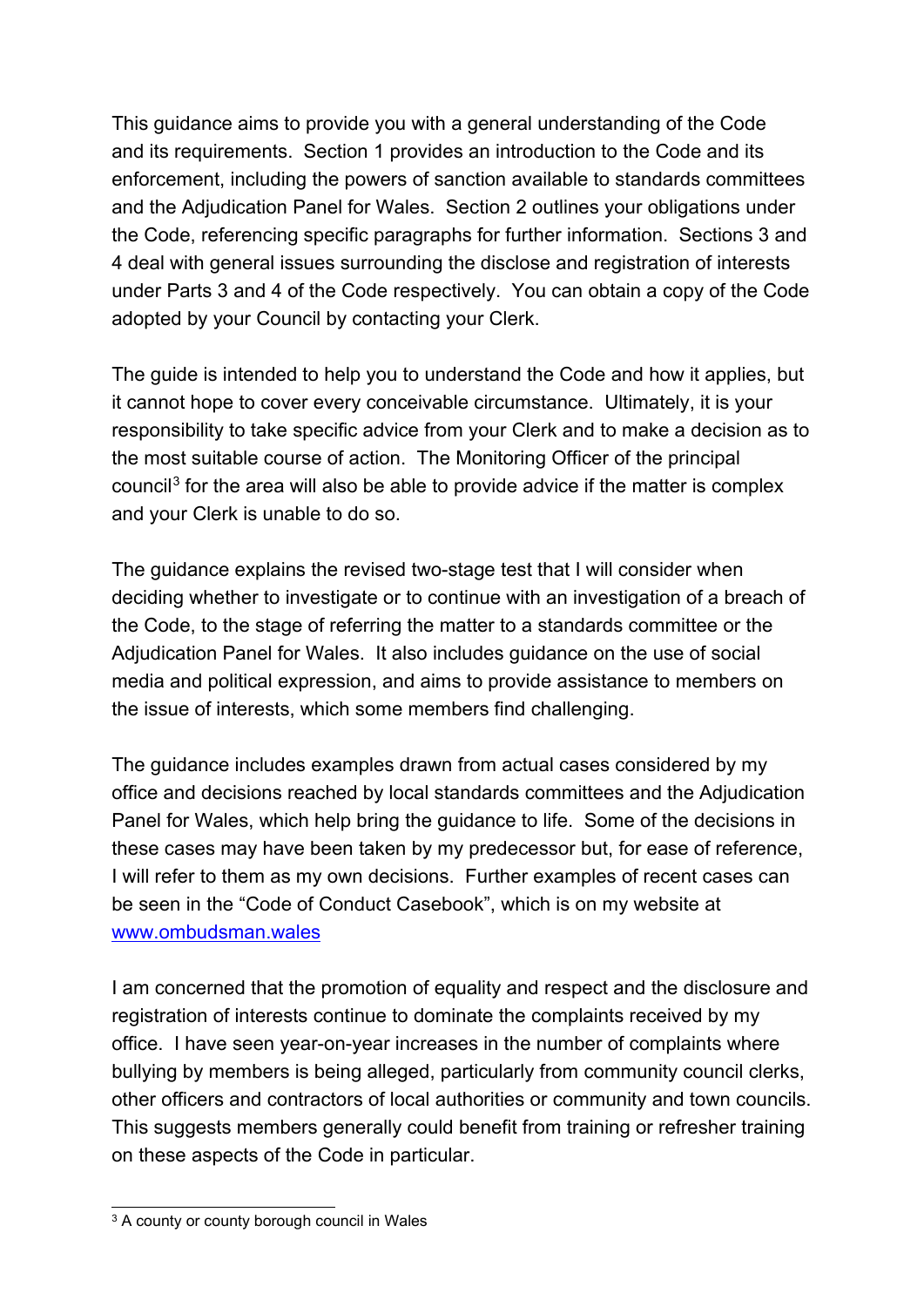This guidance aims to provide you with a general understanding of the Code and its requirements. Section 1 provides an introduction to the Code and its enforcement, including the powers of sanction available to standards committees and the Adjudication Panel for Wales. Section 2 outlines your obligations under the Code, referencing specific paragraphs for further information. Sections 3 and 4 deal with general issues surrounding the disclose and registration of interests under Parts 3 and 4 of the Code respectively. You can obtain a copy of the Code adopted by your Council by contacting your Clerk.

The guide is intended to help you to understand the Code and how it applies, but it cannot hope to cover every conceivable circumstance. Ultimately, it is your responsibility to take specific advice from your Clerk and to make a decision as to the most suitable course of action. The Monitoring Officer of the principal council[3] for the area will also be able to provide advice if the matter is complex and your Clerk is unable to do so.

The guidance explains the revised two-stage test that I will consider when deciding whether to investigate or to continue with an investigation of a breach of the Code, to the stage of referring the matter to a standards committee or the Adjudication Panel for Wales. It also includes guidance on the use of social media and political expression, and aims to provide assistance to members on the issue of interests, which some members find challenging.

The guidance includes examples drawn from actual cases considered by my office and decisions reached by local standards committees and the Adjudication Panel for Wales, which help bring the guidance to life. Some of the decisions in these cases may have been taken by my predecessor but, for ease of reference, I will refer to them as my own decisions. Further examples of recent cases can be seen in the "Code of Conduct Casebook", which is on my website at [www.ombudsman.wales](http://www.ombudsman.wales)

I am concerned that the promotion of equality and respect and the disclosure and registration of interests continue to dominate the complaints received by my office. I have seen year-on-year increases in the number of complaints where bullying by members is being alleged, particularly from community council clerks, other officers and contractors of local authorities or community and town councils. This suggests members generally could benefit from training or refresher training on these aspects of the Code in particular.

---

[3] A county or county borough council in Wales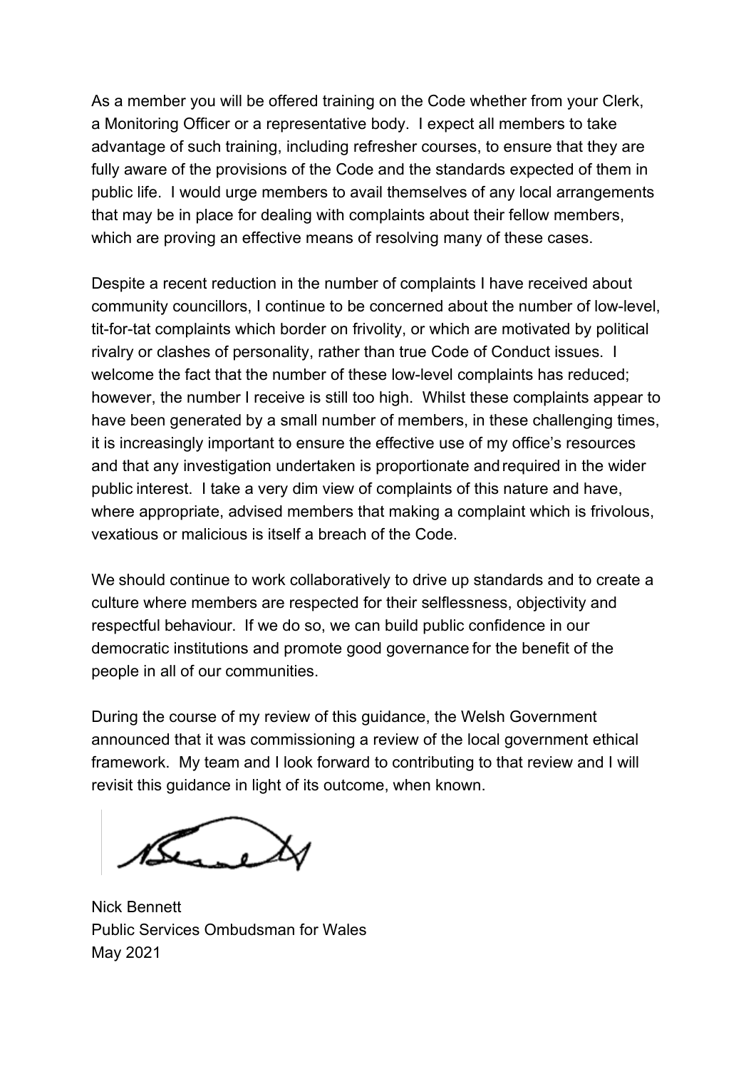As a member you will be offered training on the Code whether from your Clerk, a Monitoring Officer or a representative body. I expect all members to take advantage of such training, including refresher courses, to ensure that they are fully aware of the provisions of the Code and the standards expected of them in public life. I would urge members to avail themselves of any local arrangements that may be in place for dealing with complaints about their fellow members, which are proving an effective means of resolving many of these cases.

Despite a recent reduction in the number of complaints I have received about community councillors, I continue to be concerned about the number of low-level, tit-for-tat complaints which border on frivolity, or which are motivated by political rivalry or clashes of personality, rather than true Code of Conduct issues. I welcome the fact that the number of these low-level complaints has reduced; however, the number I receive is still too high. Whilst these complaints appear to have been generated by a small number of members, in these challenging times, it is increasingly important to ensure the effective use of my office's resources and that any investigation undertaken is proportionate and required in the wider public interest. I take a very dim view of complaints of this nature and have, where appropriate, advised members that making a complaint which is frivolous, vexatious or malicious is itself a breach of the Code.

We should continue to work collaboratively to drive up standards and to create a culture where members are respected for their selflessness, objectivity and respectful behaviour. If we do so, we can build public confidence in our democratic institutions and promote good governance for the benefit of the people in all of our communities.

During the course of my review of this guidance, the Welsh Government announced that it was commissioning a review of the local government ethical framework. My team and I look forward to contributing to that review and I will revisit this guidance in light of its outcome, when known.

Nick Bennett
Public Services Ombudsman for Wales
May 2021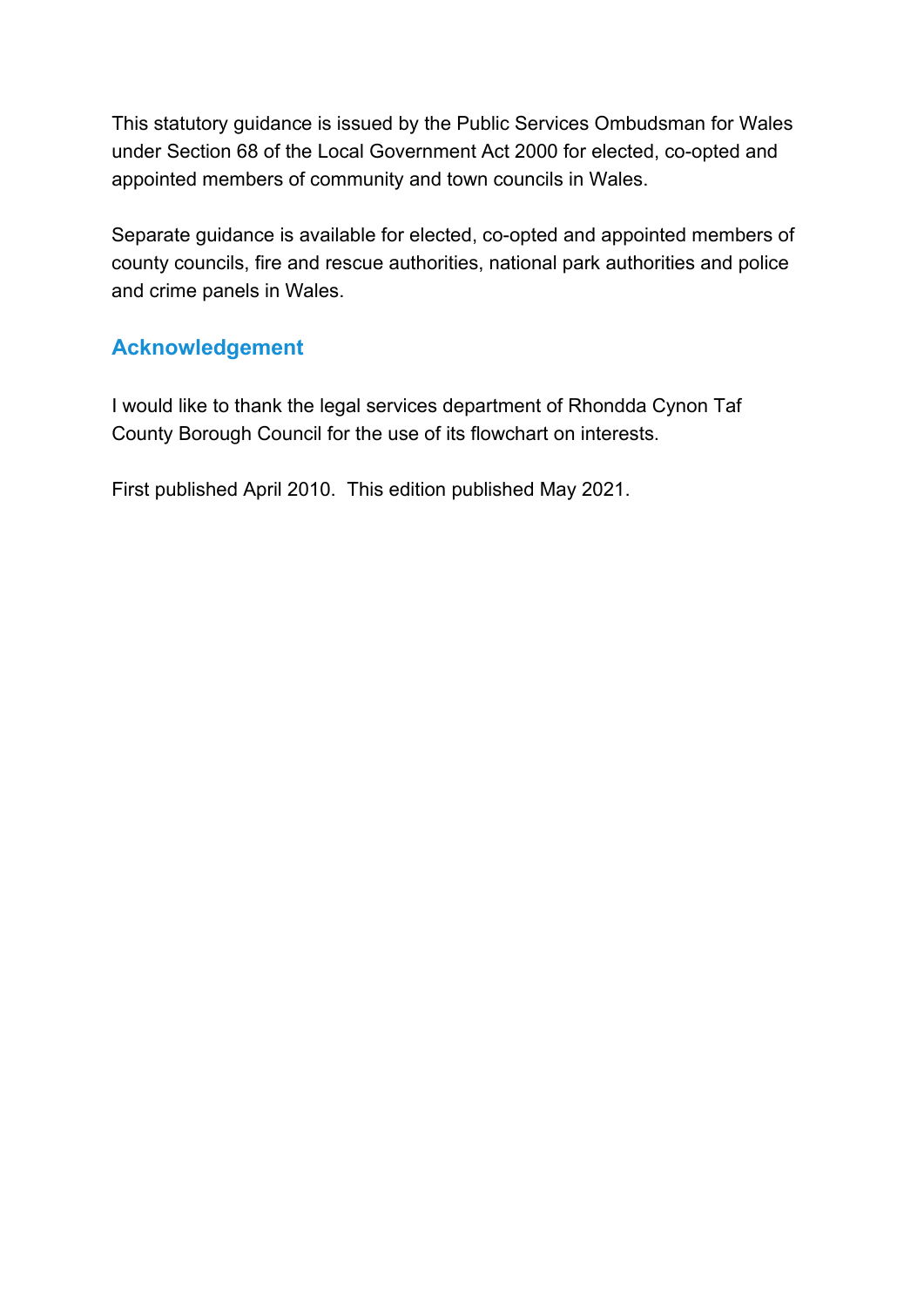This statutory guidance is issued by the Public Services Ombudsman for Wales under Section 68 of the Local Government Act 2000 for elected, co-opted and appointed members of community and town councils in Wales.

Separate guidance is available for elected, co-opted and appointed members of county councils, fire and rescue authorities, national park authorities and police and crime panels in Wales.

## Acknowledgement

I would like to thank the legal services department of Rhondda Cynon Taf County Borough Council for the use of its flowchart on interests.

First published April 2010. This edition published May 2021.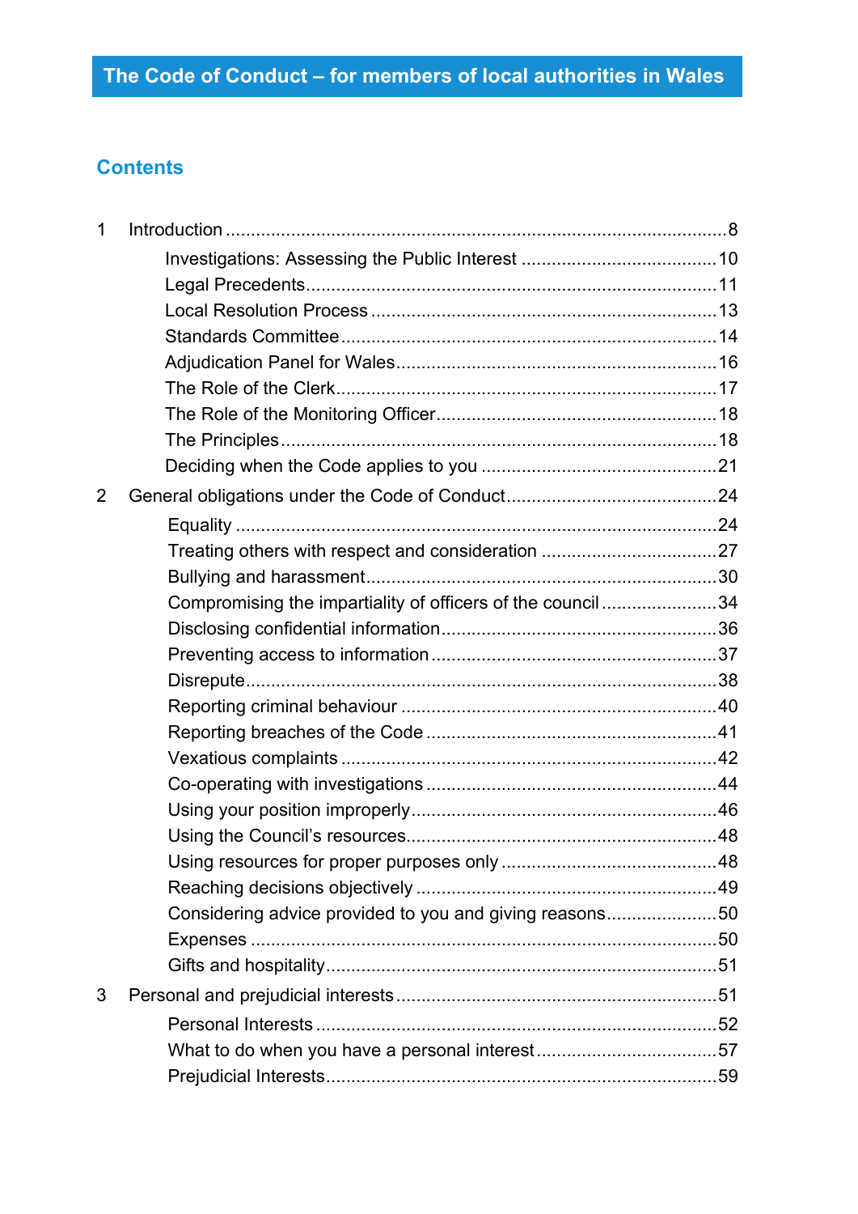# The Code of Conduct – for members of local authorities in Wales

## Contents

1 Introduction ..... 8
- Investigations: Assessing the Public Interest ..... 10
- Legal Precedents ..... 11
- Local Resolution Process ..... 13
- Standards Committee ..... 14
- Adjudication Panel for Wales ..... 16
- The Role of the Clerk ..... 17
- The Role of the Monitoring Officer ..... 18
- The Principles ..... 18
- Deciding when the Code applies to you ..... 21

2 General obligations under the Code of Conduct ..... 24
- Equality ..... 24
- Treating others with respect and consideration ..... 27
- Bullying and harassment ..... 30
- Compromising the impartiality of officers of the council ..... 34
- Disclosing confidential information ..... 36
- Preventing access to information ..... 37
- Disrepute ..... 38
- Reporting criminal behaviour ..... 40
- Reporting breaches of the Code ..... 41
- Vexatious complaints ..... 42
- Co-operating with investigations ..... 44
- Using your position improperly ..... 46
- Using the Council's resources ..... 48
- Using resources for proper purposes only ..... 48
- Reaching decisions objectively ..... 49
- Considering advice provided to you and giving reasons ..... 50
- Expenses ..... 50
- Gifts and hospitality ..... 51

3 Personal and prejudicial interests ..... 51
- Personal Interests ..... 52
- What to do when you have a personal interest ..... 57
- Prejudicial Interests ..... 59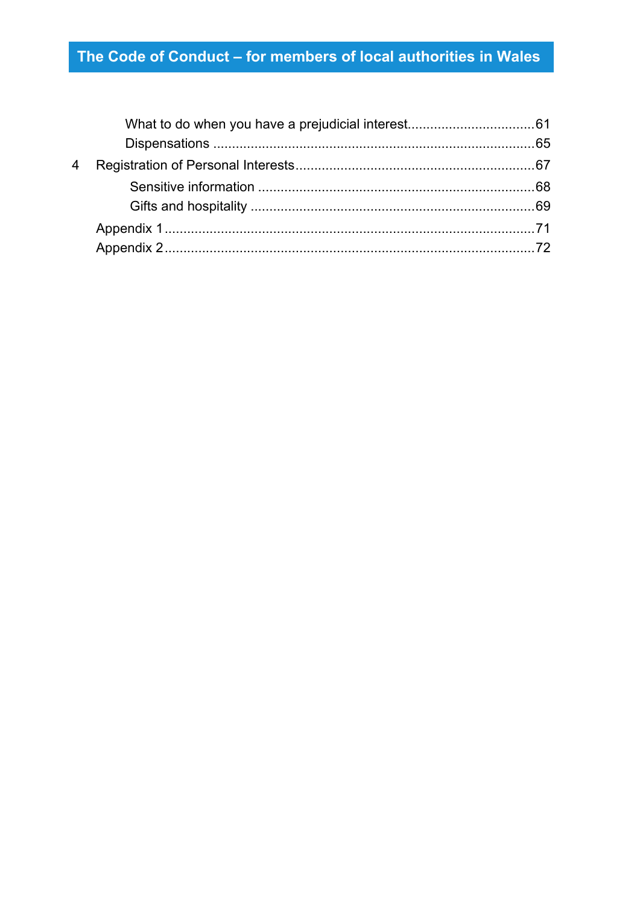What to do when you have a prejudicial interest.................................61

Dispensations ....................................................................................65

4 Registration of Personal Interests...............................................................67

Sensitive information .........................................................................68

Gifts and hospitality ...........................................................................69

Appendix 1.................................................................................................71

Appendix 2.................................................................................................72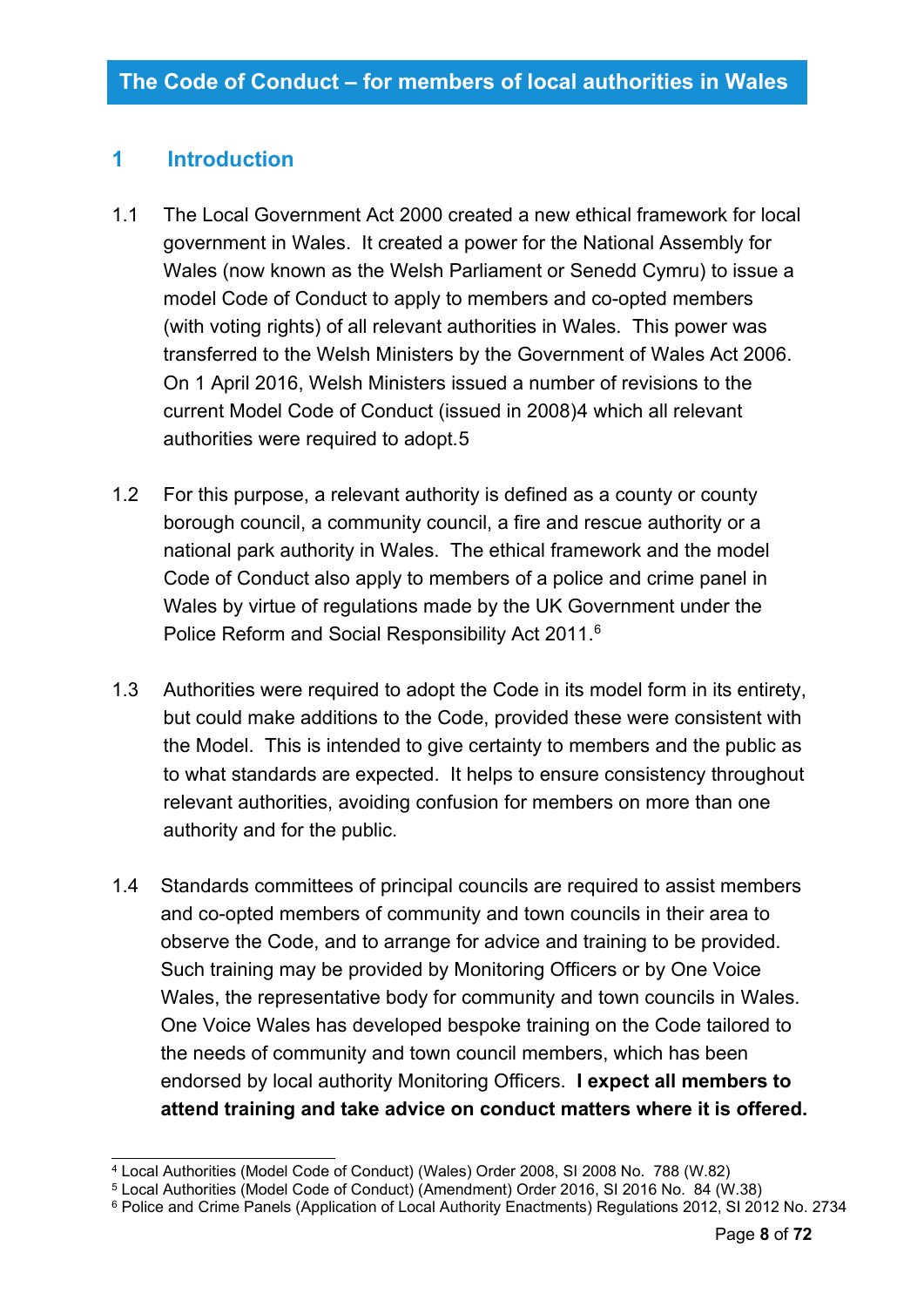## The Code of Conduct – for members of local authorities in Wales

## 1 Introduction

1.1 The Local Government Act 2000 created a new ethical framework for local government in Wales. It created a power for the National Assembly for Wales (now known as the Welsh Parliament or Senedd Cymru) to issue a model Code of Conduct to apply to members and co-opted members (with voting rights) of all relevant authorities in Wales. This power was transferred to the Welsh Ministers by the Government of Wales Act 2006. On 1 April 2016, Welsh Ministers issued a number of revisions to the current Model Code of Conduct (issued in 2008)[4] which all relevant authorities were required to adopt.[5]

1.2 For this purpose, a relevant authority is defined as a county or county borough council, a community council, a fire and rescue authority or a national park authority in Wales. The ethical framework and the model Code of Conduct also apply to members of a police and crime panel in Wales by virtue of regulations made by the UK Government under the Police Reform and Social Responsibility Act 2011.[6]

1.3 Authorities were required to adopt the Code in its model form in its entirety, but could make additions to the Code, provided these were consistent with the Model. This is intended to give certainty to members and the public as to what standards are expected. It helps to ensure consistency throughout relevant authorities, avoiding confusion for members on more than one authority and for the public.

1.4 Standards committees of principal councils are required to assist members and co-opted members of community and town councils in their area to observe the Code, and to arrange for advice and training to be provided. Such training may be provided by Monitoring Officers or by One Voice Wales, the representative body for community and town councils in Wales. One Voice Wales has developed bespoke training on the Code tailored to the needs of community and town council members, which has been endorsed by local authority Monitoring Officers. **I expect all members to attend training and take advice on conduct matters where it is offered.**

---

[4] Local Authorities (Model Code of Conduct) (Wales) Order 2008, SI 2008 No. 788 (W.82)

[5] Local Authorities (Model Code of Conduct) (Amendment) Order 2016, SI 2016 No. 84 (W.38)

[6] Police and Crime Panels (Application of Local Authority Enactments) Regulations 2012, SI 2012 No. 2734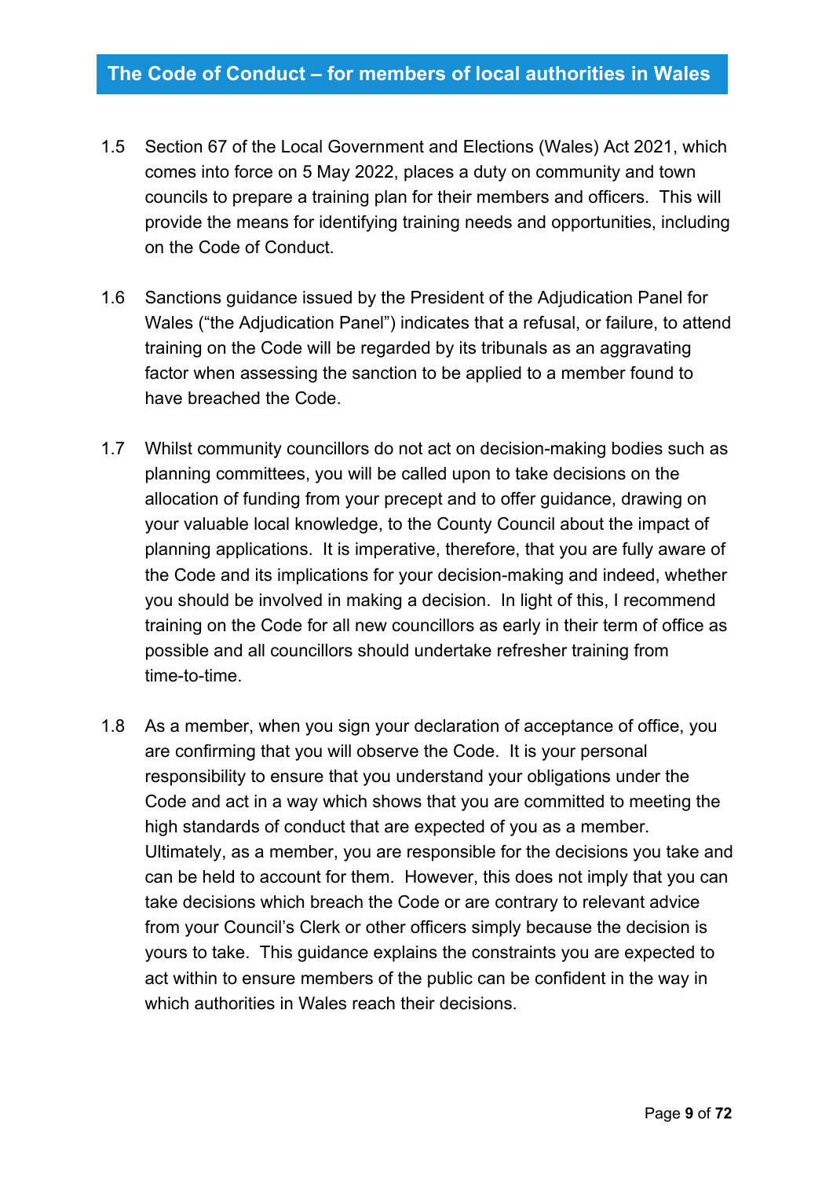1.5 Section 67 of the Local Government and Elections (Wales) Act 2021, which comes into force on 5 May 2022, places a duty on community and town councils to prepare a training plan for their members and officers. This will provide the means for identifying training needs and opportunities, including on the Code of Conduct.

1.6 Sanctions guidance issued by the President of the Adjudication Panel for Wales ("the Adjudication Panel") indicates that a refusal, or failure, to attend training on the Code will be regarded by its tribunals as an aggravating factor when assessing the sanction to be applied to a member found to have breached the Code.

1.7 Whilst community councillors do not act on decision-making bodies such as planning committees, you will be called upon to take decisions on the allocation of funding from your precept and to offer guidance, drawing on your valuable local knowledge, to the County Council about the impact of planning applications. It is imperative, therefore, that you are fully aware of the Code and its implications for your decision-making and indeed, whether you should be involved in making a decision. In light of this, I recommend training on the Code for all new councillors as early in their term of office as possible and all councillors should undertake refresher training from time-to-time.

1.8 As a member, when you sign your declaration of acceptance of office, you are confirming that you will observe the Code. It is your personal responsibility to ensure that you understand your obligations under the Code and act in a way which shows that you are committed to meeting the high standards of conduct that are expected of you as a member. Ultimately, as a member, you are responsible for the decisions you take and can be held to account for them. However, this does not imply that you can take decisions which breach the Code or are contrary to relevant advice from your Council's Clerk or other officers simply because the decision is yours to take. This guidance explains the constraints you are expected to act within to ensure members of the public can be confident in the way in which authorities in Wales reach their decisions.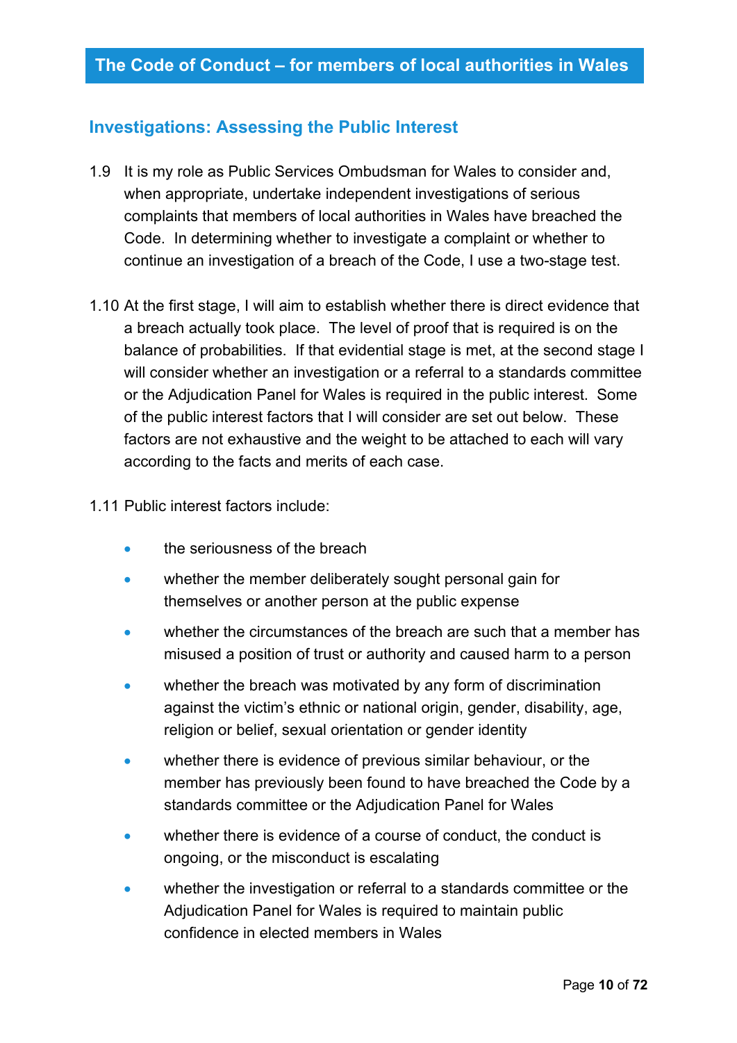## Investigations: Assessing the Public Interest

1.9 It is my role as Public Services Ombudsman for Wales to consider and, when appropriate, undertake independent investigations of serious complaints that members of local authorities in Wales have breached the Code. In determining whether to investigate a complaint or whether to continue an investigation of a breach of the Code, I use a two-stage test.

1.10 At the first stage, I will aim to establish whether there is direct evidence that a breach actually took place. The level of proof that is required is on the balance of probabilities. If that evidential stage is met, at the second stage I will consider whether an investigation or a referral to a standards committee or the Adjudication Panel for Wales is required in the public interest. Some of the public interest factors that I will consider are set out below. These factors are not exhaustive and the weight to be attached to each will vary according to the facts and merits of each case.

1.11 Public interest factors include:

- the seriousness of the breach
- whether the member deliberately sought personal gain for themselves or another person at the public expense
- whether the circumstances of the breach are such that a member has misused a position of trust or authority and caused harm to a person
- whether the breach was motivated by any form of discrimination against the victim's ethnic or national origin, gender, disability, age, religion or belief, sexual orientation or gender identity
- whether there is evidence of previous similar behaviour, or the member has previously been found to have breached the Code by a standards committee or the Adjudication Panel for Wales
- whether there is evidence of a course of conduct, the conduct is ongoing, or the misconduct is escalating
- whether the investigation or referral to a standards committee or the Adjudication Panel for Wales is required to maintain public confidence in elected members in Wales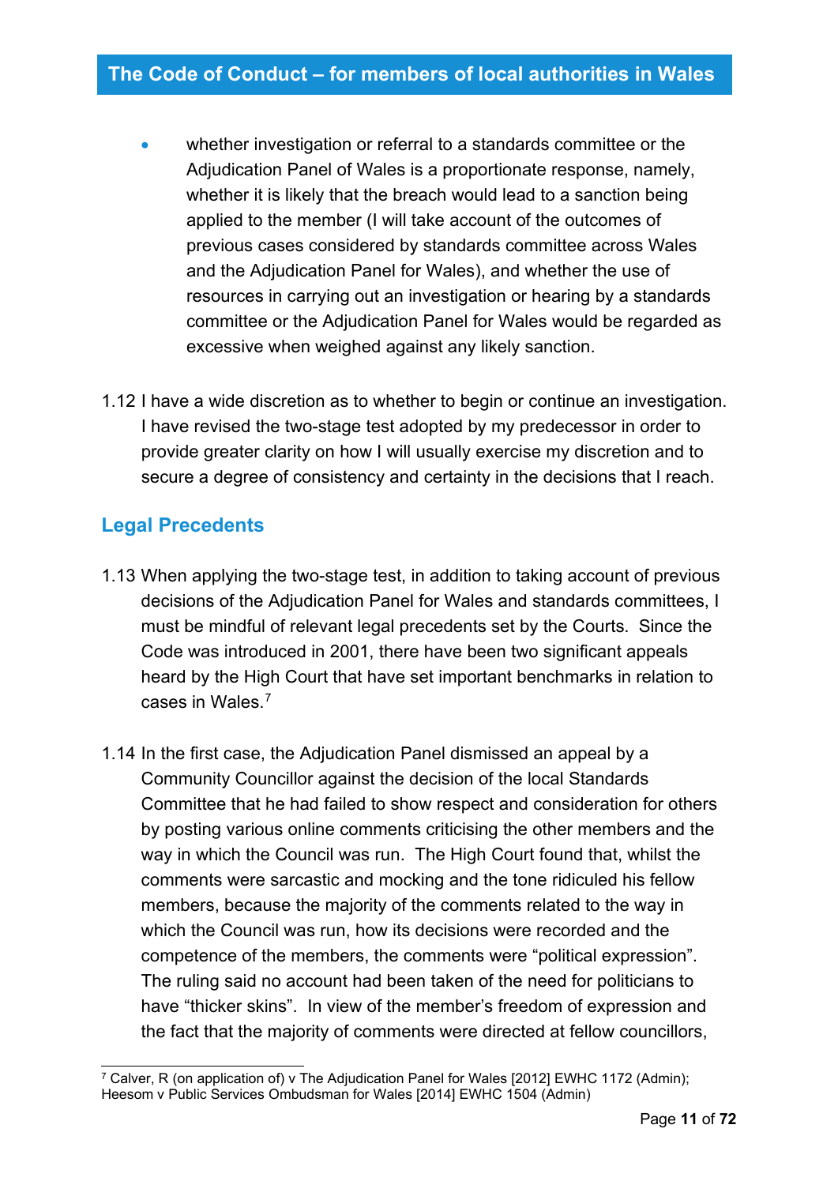- whether investigation or referral to a standards committee or the Adjudication Panel of Wales is a proportionate response, namely, whether it is likely that the breach would lead to a sanction being applied to the member (I will take account of the outcomes of previous cases considered by standards committee across Wales and the Adjudication Panel for Wales), and whether the use of resources in carrying out an investigation or hearing by a standards committee or the Adjudication Panel for Wales would be regarded as excessive when weighed against any likely sanction.

1.12 I have a wide discretion as to whether to begin or continue an investigation. I have revised the two-stage test adopted by my predecessor in order to provide greater clarity on how I will usually exercise my discretion and to secure a degree of consistency and certainty in the decisions that I reach.

## Legal Precedents

1.13 When applying the two-stage test, in addition to taking account of previous decisions of the Adjudication Panel for Wales and standards committees, I must be mindful of relevant legal precedents set by the Courts. Since the Code was introduced in 2001, there have been two significant appeals heard by the High Court that have set important benchmarks in relation to cases in Wales.[7]

1.14 In the first case, the Adjudication Panel dismissed an appeal by a Community Councillor against the decision of the local Standards Committee that he had failed to show respect and consideration for others by posting various online comments criticising the other members and the way in which the Council was run. The High Court found that, whilst the comments were sarcastic and mocking and the tone ridiculed his fellow members, because the majority of the comments related to the way in which the Council was run, how its decisions were recorded and the competence of the members, the comments were "political expression". The ruling said no account had been taken of the need for politicians to have "thicker skins". In view of the member's freedom of expression and the fact that the majority of comments were directed at fellow councillors,

[7] Calver, R (on application of) v The Adjudication Panel for Wales [2012] EWHC 1172 (Admin); Heesom v Public Services Ombudsman for Wales [2014] EWHC 1504 (Admin)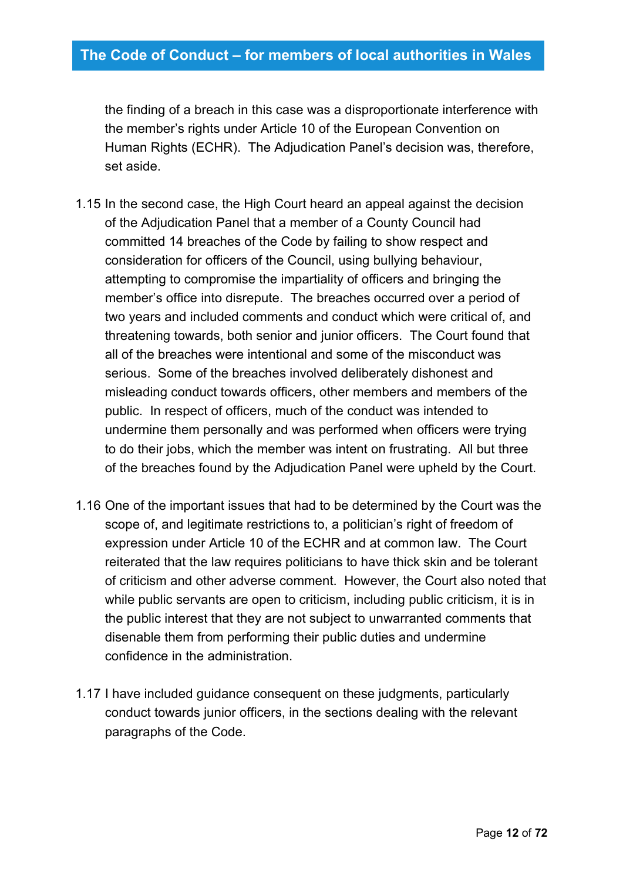the finding of a breach in this case was a disproportionate interference with the member's rights under Article 10 of the European Convention on Human Rights (ECHR). The Adjudication Panel's decision was, therefore, set aside.

1.15 In the second case, the High Court heard an appeal against the decision of the Adjudication Panel that a member of a County Council had committed 14 breaches of the Code by failing to show respect and consideration for officers of the Council, using bullying behaviour, attempting to compromise the impartiality of officers and bringing the member's office into disrepute. The breaches occurred over a period of two years and included comments and conduct which were critical of, and threatening towards, both senior and junior officers. The Court found that all of the breaches were intentional and some of the misconduct was serious. Some of the breaches involved deliberately dishonest and misleading conduct towards officers, other members and members of the public. In respect of officers, much of the conduct was intended to undermine them personally and was performed when officers were trying to do their jobs, which the member was intent on frustrating. All but three of the breaches found by the Adjudication Panel were upheld by the Court.

1.16 One of the important issues that had to be determined by the Court was the scope of, and legitimate restrictions to, a politician's right of freedom of expression under Article 10 of the ECHR and at common law. The Court reiterated that the law requires politicians to have thick skin and be tolerant of criticism and other adverse comment. However, the Court also noted that while public servants are open to criticism, including public criticism, it is in the public interest that they are not subject to unwarranted comments that disenable them from performing their public duties and undermine confidence in the administration.

1.17 I have included guidance consequent on these judgments, particularly conduct towards junior officers, in the sections dealing with the relevant paragraphs of the Code.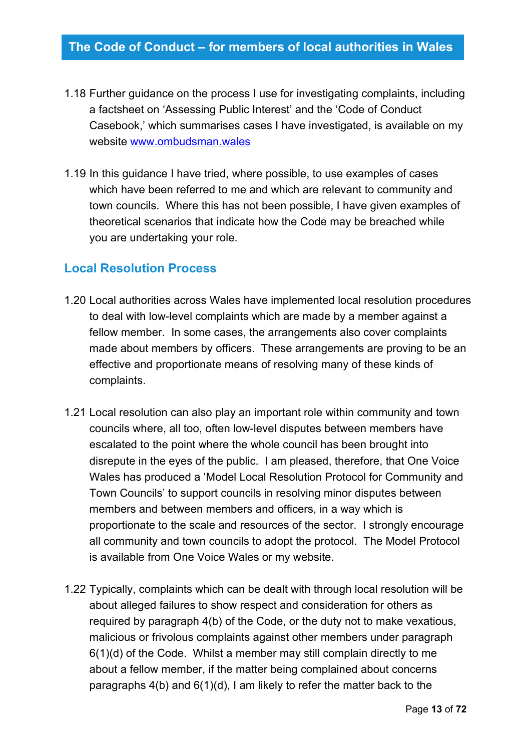1.18 Further guidance on the process I use for investigating complaints, including a factsheet on 'Assessing Public Interest' and the 'Code of Conduct Casebook,' which summarises cases I have investigated, is available on my website [www.ombudsman.wales](www.ombudsman.wales)

1.19 In this guidance I have tried, where possible, to use examples of cases which have been referred to me and which are relevant to community and town councils. Where this has not been possible, I have given examples of theoretical scenarios that indicate how the Code may be breached while you are undertaking your role.

## Local Resolution Process

1.20 Local authorities across Wales have implemented local resolution procedures to deal with low-level complaints which are made by a member against a fellow member. In some cases, the arrangements also cover complaints made about members by officers. These arrangements are proving to be an effective and proportionate means of resolving many of these kinds of complaints.

1.21 Local resolution can also play an important role within community and town councils where, all too, often low-level disputes between members have escalated to the point where the whole council has been brought into disrepute in the eyes of the public. I am pleased, therefore, that One Voice Wales has produced a 'Model Local Resolution Protocol for Community and Town Councils' to support councils in resolving minor disputes between members and between members and officers, in a way which is proportionate to the scale and resources of the sector. I strongly encourage all community and town councils to adopt the protocol. The Model Protocol is available from One Voice Wales or my website.

1.22 Typically, complaints which can be dealt with through local resolution will be about alleged failures to show respect and consideration for others as required by paragraph 4(b) of the Code, or the duty not to make vexatious, malicious or frivolous complaints against other members under paragraph 6(1)(d) of the Code. Whilst a member may still complain directly to me about a fellow member, if the matter being complained about concerns paragraphs 4(b) and 6(1)(d), I am likely to refer the matter back to the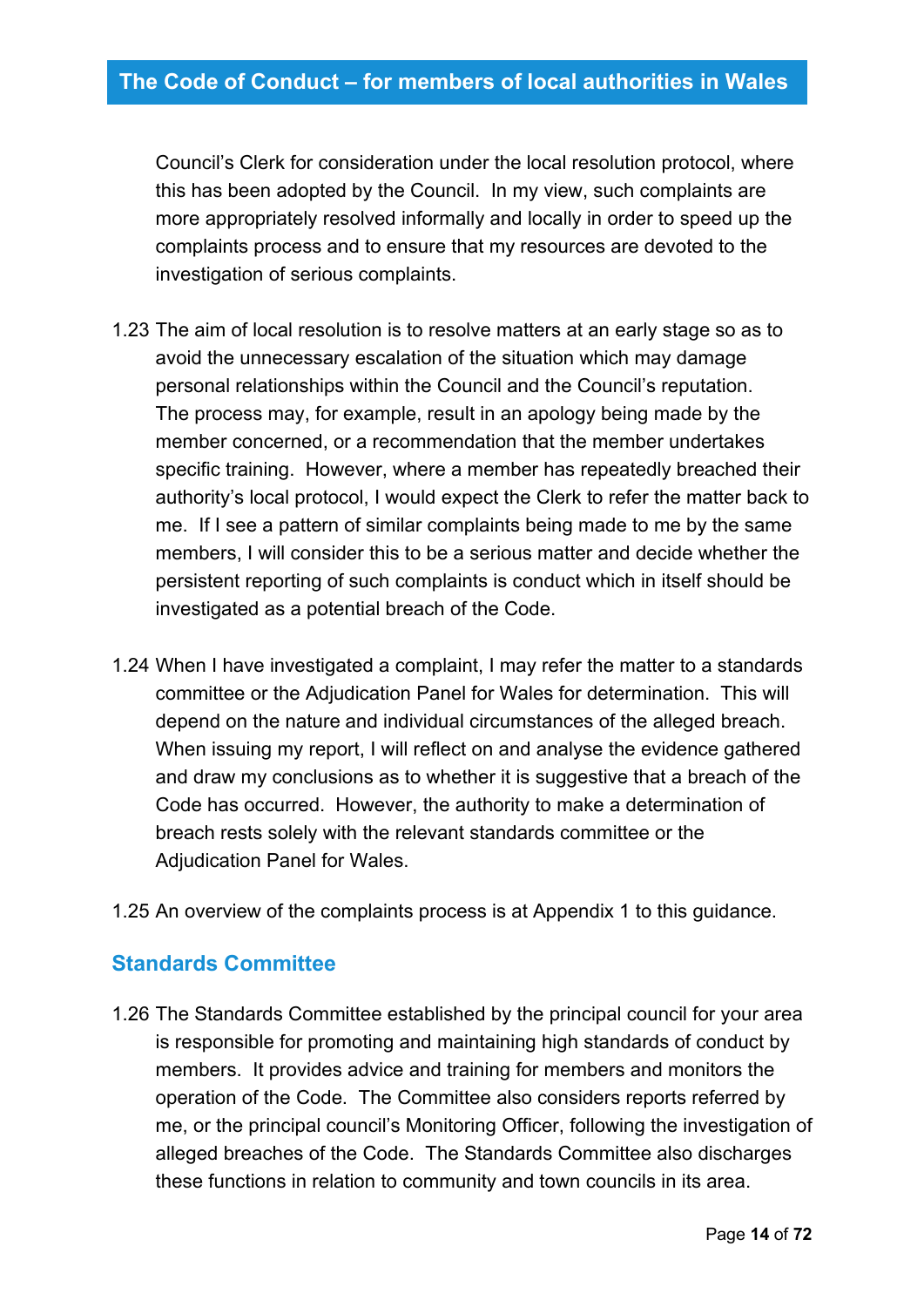Council's Clerk for consideration under the local resolution protocol, where this has been adopted by the Council. In my view, such complaints are more appropriately resolved informally and locally in order to speed up the complaints process and to ensure that my resources are devoted to the investigation of serious complaints.

1.23 The aim of local resolution is to resolve matters at an early stage so as to avoid the unnecessary escalation of the situation which may damage personal relationships within the Council and the Council's reputation. The process may, for example, result in an apology being made by the member concerned, or a recommendation that the member undertakes specific training. However, where a member has repeatedly breached their authority's local protocol, I would expect the Clerk to refer the matter back to me. If I see a pattern of similar complaints being made to me by the same members, I will consider this to be a serious matter and decide whether the persistent reporting of such complaints is conduct which in itself should be investigated as a potential breach of the Code.

1.24 When I have investigated a complaint, I may refer the matter to a standards committee or the Adjudication Panel for Wales for determination. This will depend on the nature and individual circumstances of the alleged breach. When issuing my report, I will reflect on and analyse the evidence gathered and draw my conclusions as to whether it is suggestive that a breach of the Code has occurred. However, the authority to make a determination of breach rests solely with the relevant standards committee or the Adjudication Panel for Wales.

1.25 An overview of the complaints process is at Appendix 1 to this guidance.

## Standards Committee

1.26 The Standards Committee established by the principal council for your area is responsible for promoting and maintaining high standards of conduct by members. It provides advice and training for members and monitors the operation of the Code. The Committee also considers reports referred by me, or the principal council's Monitoring Officer, following the investigation of alleged breaches of the Code. The Standards Committee also discharges these functions in relation to community and town councils in its area.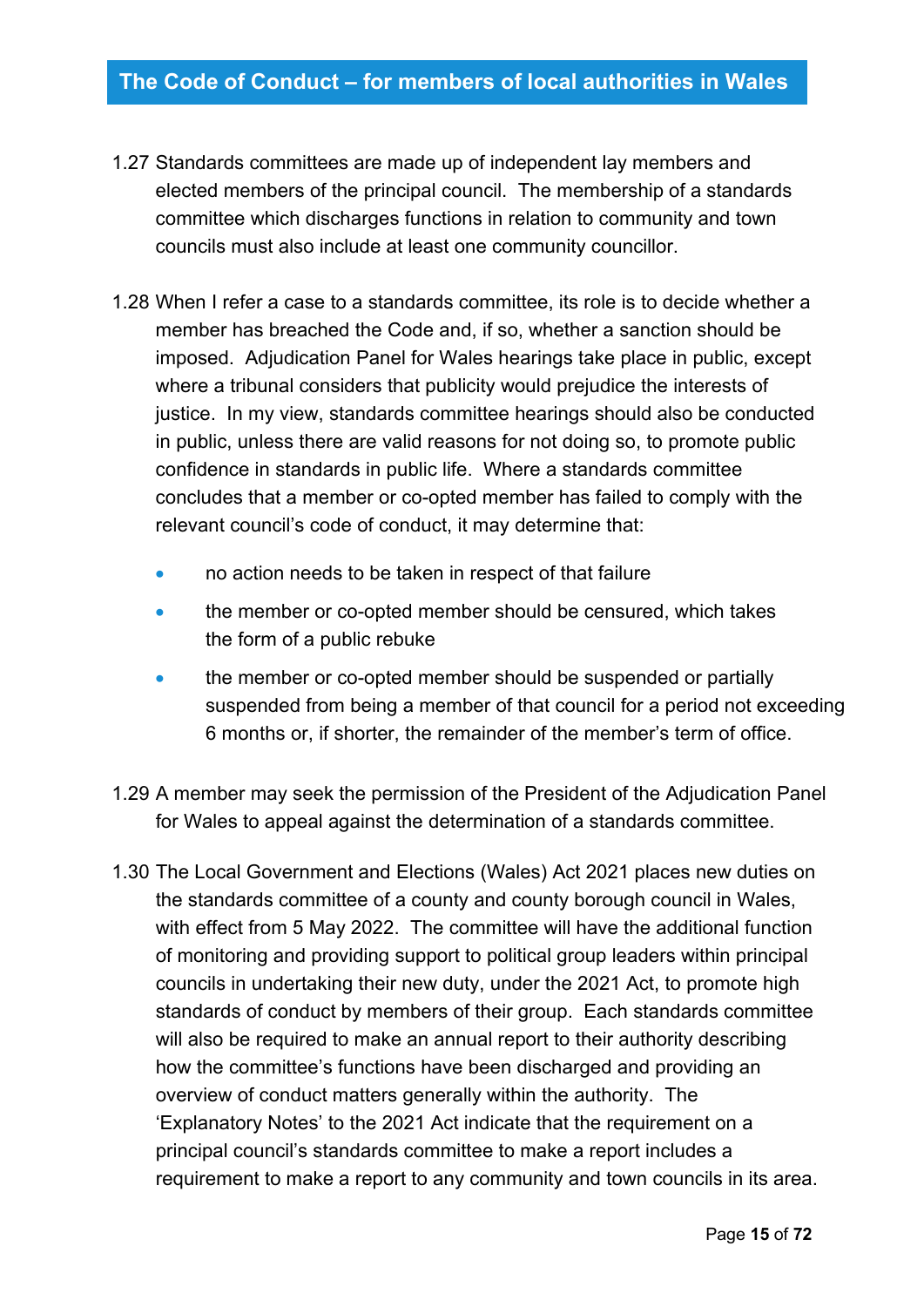1.27 Standards committees are made up of independent lay members and elected members of the principal council. The membership of a standards committee which discharges functions in relation to community and town councils must also include at least one community councillor.

1.28 When I refer a case to a standards committee, its role is to decide whether a member has breached the Code and, if so, whether a sanction should be imposed. Adjudication Panel for Wales hearings take place in public, except where a tribunal considers that publicity would prejudice the interests of justice. In my view, standards committee hearings should also be conducted in public, unless there are valid reasons for not doing so, to promote public confidence in standards in public life. Where a standards committee concludes that a member or co-opted member has failed to comply with the relevant council's code of conduct, it may determine that:

- no action needs to be taken in respect of that failure
- the member or co-opted member should be censured, which takes the form of a public rebuke
- the member or co-opted member should be suspended or partially suspended from being a member of that council for a period not exceeding 6 months or, if shorter, the remainder of the member's term of office.

1.29 A member may seek the permission of the President of the Adjudication Panel for Wales to appeal against the determination of a standards committee.

1.30 The Local Government and Elections (Wales) Act 2021 places new duties on the standards committee of a county and county borough council in Wales, with effect from 5 May 2022. The committee will have the additional function of monitoring and providing support to political group leaders within principal councils in undertaking their new duty, under the 2021 Act, to promote high standards of conduct by members of their group. Each standards committee will also be required to make an annual report to their authority describing how the committee's functions have been discharged and providing an overview of conduct matters generally within the authority. The 'Explanatory Notes' to the 2021 Act indicate that the requirement on a principal council's standards committee to make a report includes a requirement to make a report to any community and town councils in its area.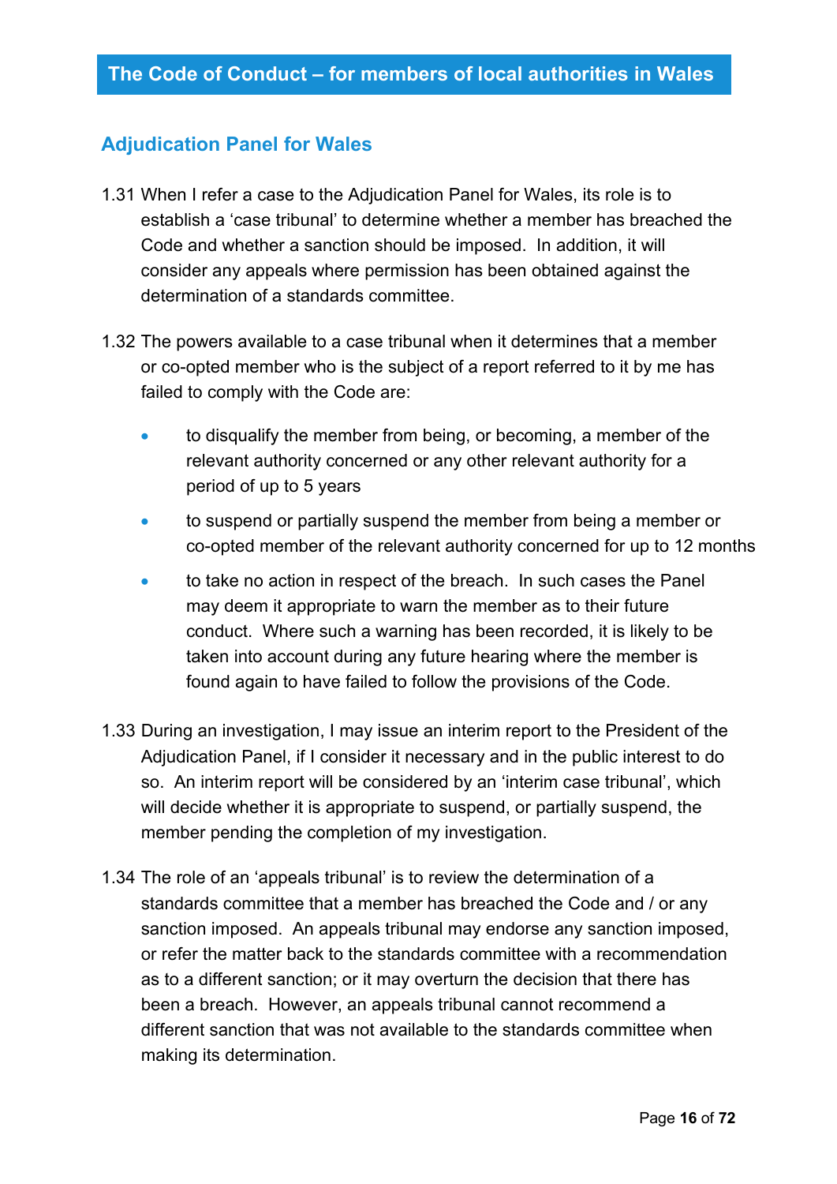## Adjudication Panel for Wales

1.31 When I refer a case to the Adjudication Panel for Wales, its role is to establish a 'case tribunal' to determine whether a member has breached the Code and whether a sanction should be imposed. In addition, it will consider any appeals where permission has been obtained against the determination of a standards committee.

1.32 The powers available to a case tribunal when it determines that a member or co-opted member who is the subject of a report referred to it by me has failed to comply with the Code are:

- to disqualify the member from being, or becoming, a member of the relevant authority concerned or any other relevant authority for a period of up to 5 years
- to suspend or partially suspend the member from being a member or co-opted member of the relevant authority concerned for up to 12 months
- to take no action in respect of the breach. In such cases the Panel may deem it appropriate to warn the member as to their future conduct. Where such a warning has been recorded, it is likely to be taken into account during any future hearing where the member is found again to have failed to follow the provisions of the Code.

1.33 During an investigation, I may issue an interim report to the President of the Adjudication Panel, if I consider it necessary and in the public interest to do so. An interim report will be considered by an 'interim case tribunal', which will decide whether it is appropriate to suspend, or partially suspend, the member pending the completion of my investigation.

1.34 The role of an 'appeals tribunal' is to review the determination of a standards committee that a member has breached the Code and / or any sanction imposed. An appeals tribunal may endorse any sanction imposed, or refer the matter back to the standards committee with a recommendation as to a different sanction; or it may overturn the decision that there has been a breach. However, an appeals tribunal cannot recommend a different sanction that was not available to the standards committee when making its determination.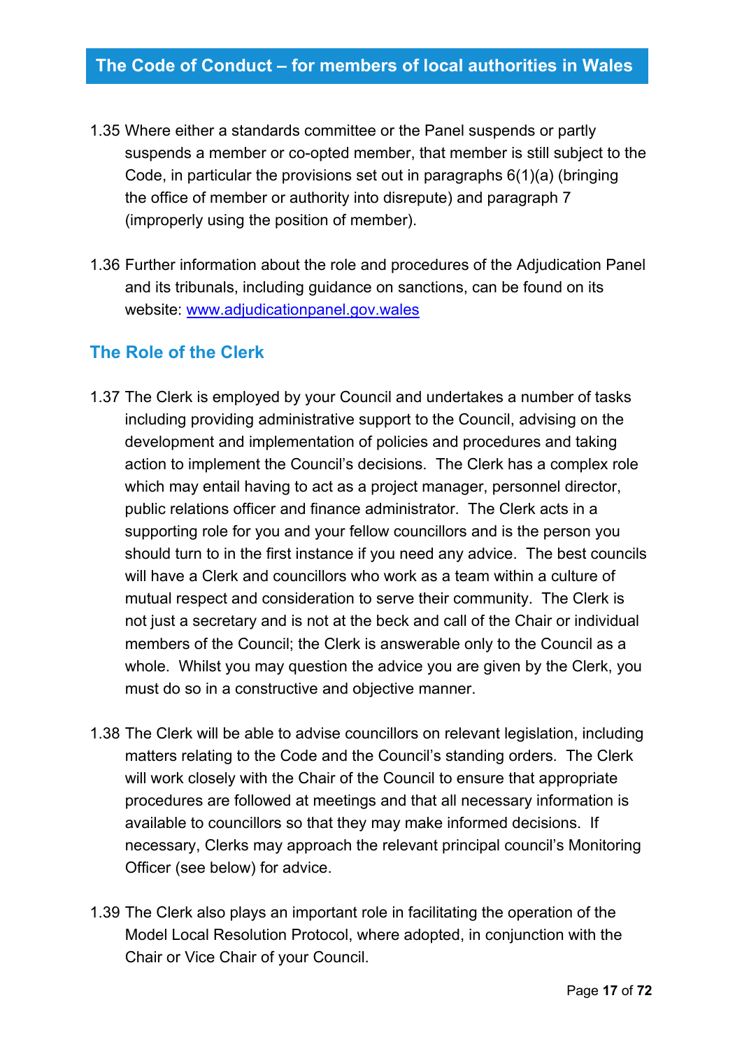1.35 Where either a standards committee or the Panel suspends or partly suspends a member or co-opted member, that member is still subject to the Code, in particular the provisions set out in paragraphs 6(1)(a) (bringing the office of member or authority into disrepute) and paragraph 7 (improperly using the position of member).

1.36 Further information about the role and procedures of the Adjudication Panel and its tribunals, including guidance on sanctions, can be found on its website: [www.adjudicationpanel.gov.wales](http://www.adjudicationpanel.gov.wales)

## The Role of the Clerk

1.37 The Clerk is employed by your Council and undertakes a number of tasks including providing administrative support to the Council, advising on the development and implementation of policies and procedures and taking action to implement the Council's decisions. The Clerk has a complex role which may entail having to act as a project manager, personnel director, public relations officer and finance administrator. The Clerk acts in a supporting role for you and your fellow councillors and is the person you should turn to in the first instance if you need any advice. The best councils will have a Clerk and councillors who work as a team within a culture of mutual respect and consideration to serve their community. The Clerk is not just a secretary and is not at the beck and call of the Chair or individual members of the Council; the Clerk is answerable only to the Council as a whole. Whilst you may question the advice you are given by the Clerk, you must do so in a constructive and objective manner.

1.38 The Clerk will be able to advise councillors on relevant legislation, including matters relating to the Code and the Council's standing orders. The Clerk will work closely with the Chair of the Council to ensure that appropriate procedures are followed at meetings and that all necessary information is available to councillors so that they may make informed decisions. If necessary, Clerks may approach the relevant principal council's Monitoring Officer (see below) for advice.

1.39 The Clerk also plays an important role in facilitating the operation of the Model Local Resolution Protocol, where adopted, in conjunction with the Chair or Vice Chair of your Council.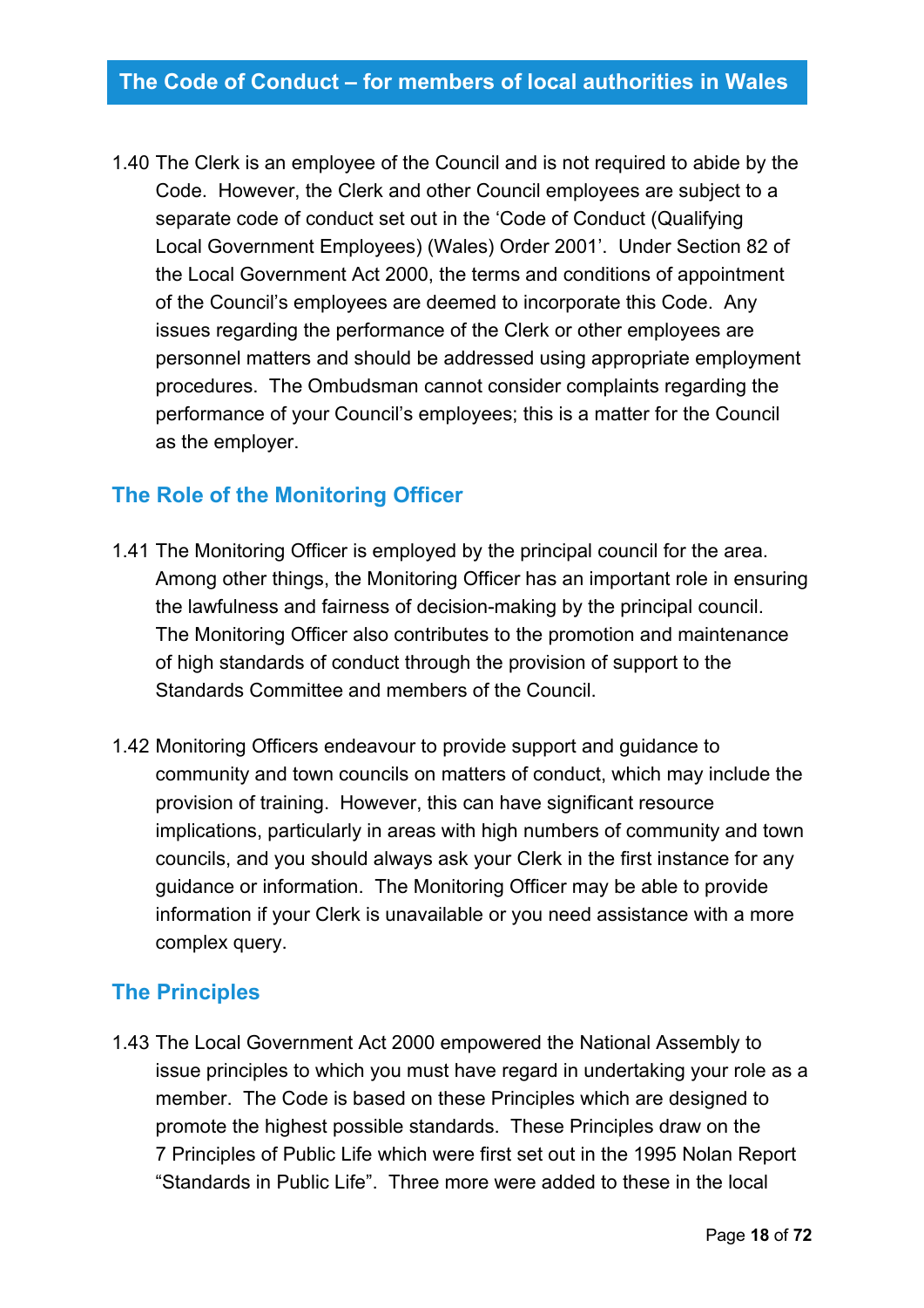1.40 The Clerk is an employee of the Council and is not required to abide by the Code. However, the Clerk and other Council employees are subject to a separate code of conduct set out in the 'Code of Conduct (Qualifying Local Government Employees) (Wales) Order 2001'. Under Section 82 of the Local Government Act 2000, the terms and conditions of appointment of the Council's employees are deemed to incorporate this Code. Any issues regarding the performance of the Clerk or other employees are personnel matters and should be addressed using appropriate employment procedures. The Ombudsman cannot consider complaints regarding the performance of your Council's employees; this is a matter for the Council as the employer.

## The Role of the Monitoring Officer

1.41 The Monitoring Officer is employed by the principal council for the area. Among other things, the Monitoring Officer has an important role in ensuring the lawfulness and fairness of decision-making by the principal council. The Monitoring Officer also contributes to the promotion and maintenance of high standards of conduct through the provision of support to the Standards Committee and members of the Council.

1.42 Monitoring Officers endeavour to provide support and guidance to community and town councils on matters of conduct, which may include the provision of training. However, this can have significant resource implications, particularly in areas with high numbers of community and town councils, and you should always ask your Clerk in the first instance for any guidance or information. The Monitoring Officer may be able to provide information if your Clerk is unavailable or you need assistance with a more complex query.

## The Principles

1.43 The Local Government Act 2000 empowered the National Assembly to issue principles to which you must have regard in undertaking your role as a member. The Code is based on these Principles which are designed to promote the highest possible standards. These Principles draw on the 7 Principles of Public Life which were first set out in the 1995 Nolan Report "Standards in Public Life". Three more were added to these in the local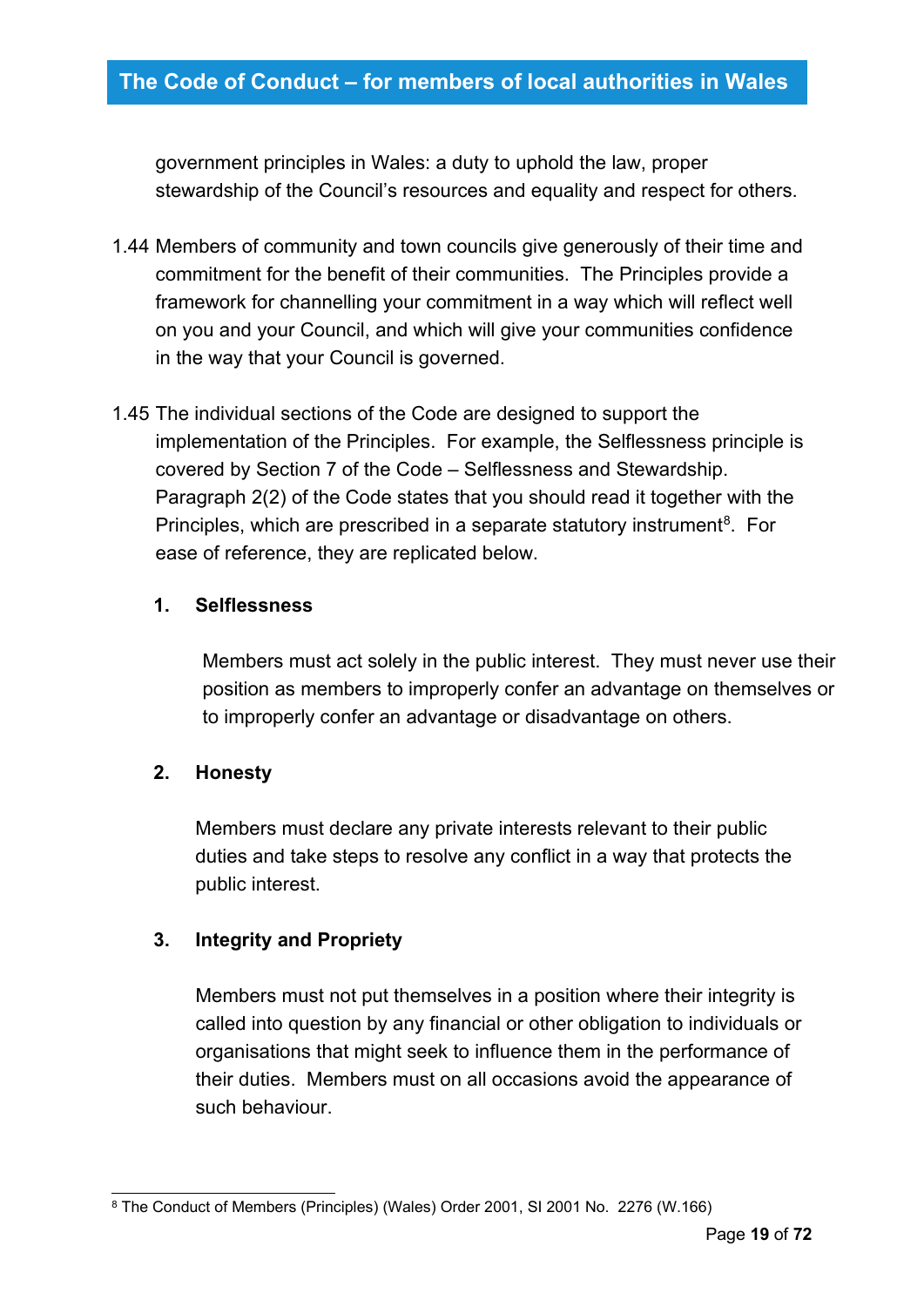government principles in Wales: a duty to uphold the law, proper stewardship of the Council's resources and equality and respect for others.

1.44 Members of community and town councils give generously of their time and commitment for the benefit of their communities. The Principles provide a framework for channelling your commitment in a way which will reflect well on you and your Council, and which will give your communities confidence in the way that your Council is governed.

1.45 The individual sections of the Code are designed to support the implementation of the Principles. For example, the Selflessness principle is covered by Section 7 of the Code – Selflessness and Stewardship. Paragraph 2(2) of the Code states that you should read it together with the Principles, which are prescribed in a separate statutory instrument[8]. For ease of reference, they are replicated below.

**1. Selflessness**

Members must act solely in the public interest. They must never use their position as members to improperly confer an advantage on themselves or to improperly confer an advantage or disadvantage on others.

**2. Honesty**

Members must declare any private interests relevant to their public duties and take steps to resolve any conflict in a way that protects the public interest.

**3. Integrity and Propriety**

Members must not put themselves in a position where their integrity is called into question by any financial or other obligation to individuals or organisations that might seek to influence them in the performance of their duties. Members must on all occasions avoid the appearance of such behaviour.

---

[8] The Conduct of Members (Principles) (Wales) Order 2001, SI 2001 No. 2276 (W.166)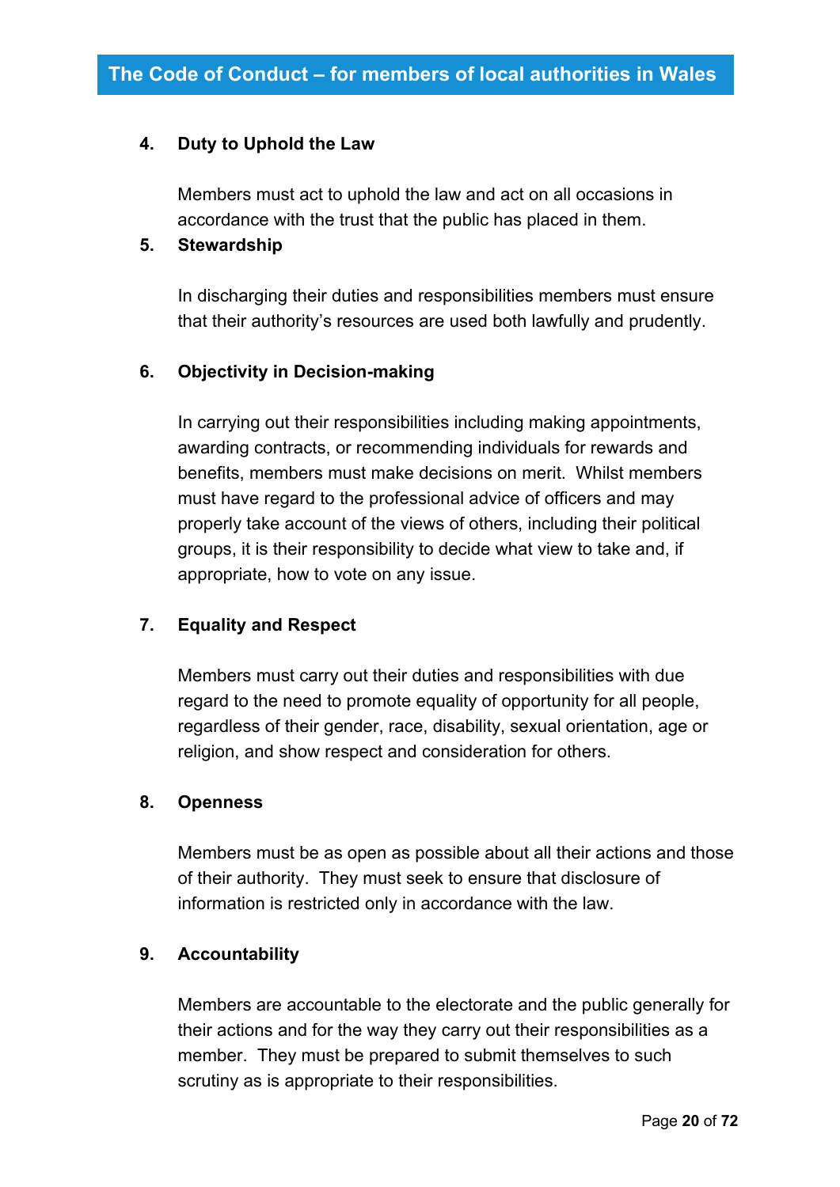## 4. Duty to Uphold the Law

Members must act to uphold the law and act on all occasions in accordance with the trust that the public has placed in them.

## 5. Stewardship

In discharging their duties and responsibilities members must ensure that their authority's resources are used both lawfully and prudently.

## 6. Objectivity in Decision-making

In carrying out their responsibilities including making appointments, awarding contracts, or recommending individuals for rewards and benefits, members must make decisions on merit. Whilst members must have regard to the professional advice of officers and may properly take account of the views of others, including their political groups, it is their responsibility to decide what view to take and, if appropriate, how to vote on any issue.

## 7. Equality and Respect

Members must carry out their duties and responsibilities with due regard to the need to promote equality of opportunity for all people, regardless of their gender, race, disability, sexual orientation, age or religion, and show respect and consideration for others.

## 8. Openness

Members must be as open as possible about all their actions and those of their authority. They must seek to ensure that disclosure of information is restricted only in accordance with the law.

## 9. Accountability

Members are accountable to the electorate and the public generally for their actions and for the way they carry out their responsibilities as a member. They must be prepared to submit themselves to such scrutiny as is appropriate to their responsibilities.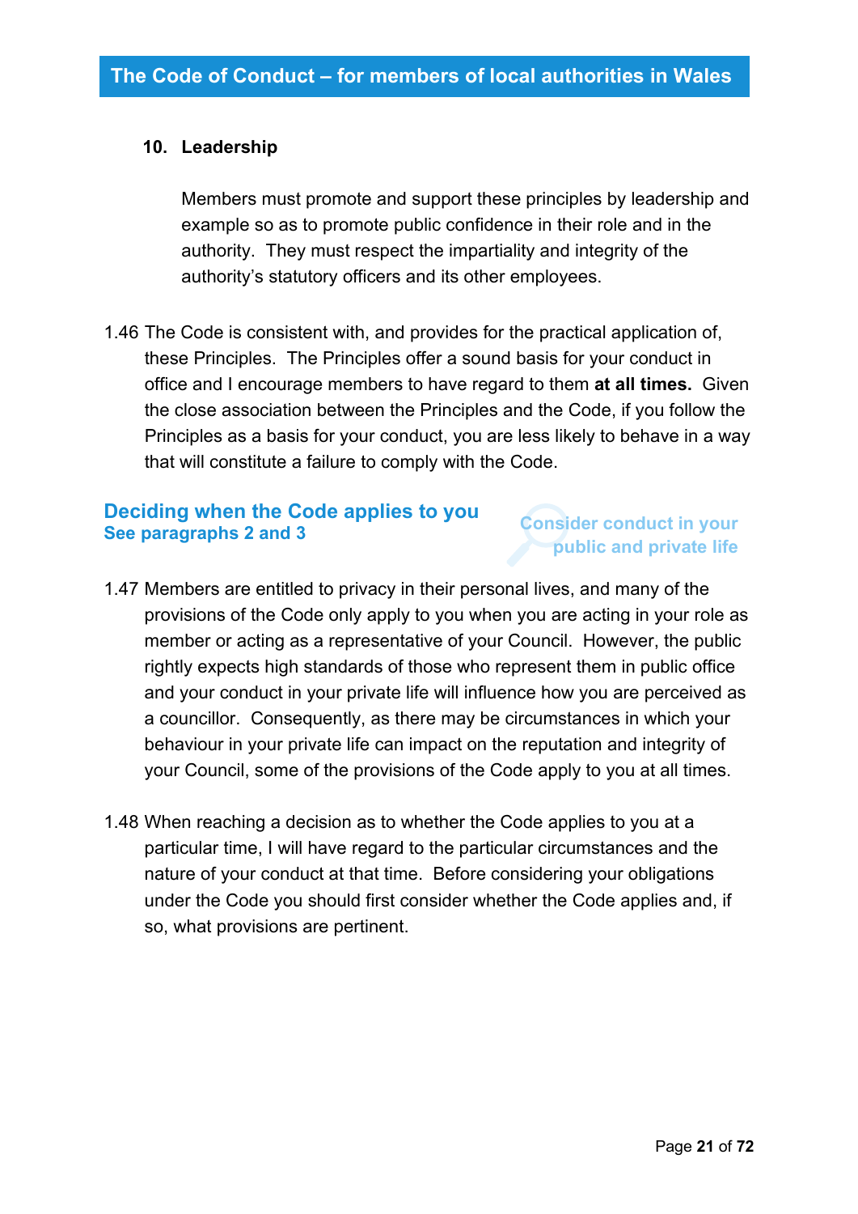**10. Leadership**

Members must promote and support these principles by leadership and example so as to promote public confidence in their role and in the authority. They must respect the impartiality and integrity of the authority's statutory officers and its other employees.

1.46 The Code is consistent with, and provides for the practical application of, these Principles. The Principles offer a sound basis for your conduct in office and I encourage members to have regard to them **at all times.** Given the close association between the Principles and the Code, if you follow the Principles as a basis for your conduct, you are less likely to behave in a way that will constitute a failure to comply with the Code.

## Deciding when the Code applies to you

**See paragraphs 2 and 3**

**Consider conduct in your public and private life**

1.47 Members are entitled to privacy in their personal lives, and many of the provisions of the Code only apply to you when you are acting in your role as member or acting as a representative of your Council. However, the public rightly expects high standards of those who represent them in public office and your conduct in your private life will influence how you are perceived as a councillor. Consequently, as there may be circumstances in which your behaviour in your private life can impact on the reputation and integrity of your Council, some of the provisions of the Code apply to you at all times.

1.48 When reaching a decision as to whether the Code applies to you at a particular time, I will have regard to the particular circumstances and the nature of your conduct at that time. Before considering your obligations under the Code you should first consider whether the Code applies and, if so, what provisions are pertinent.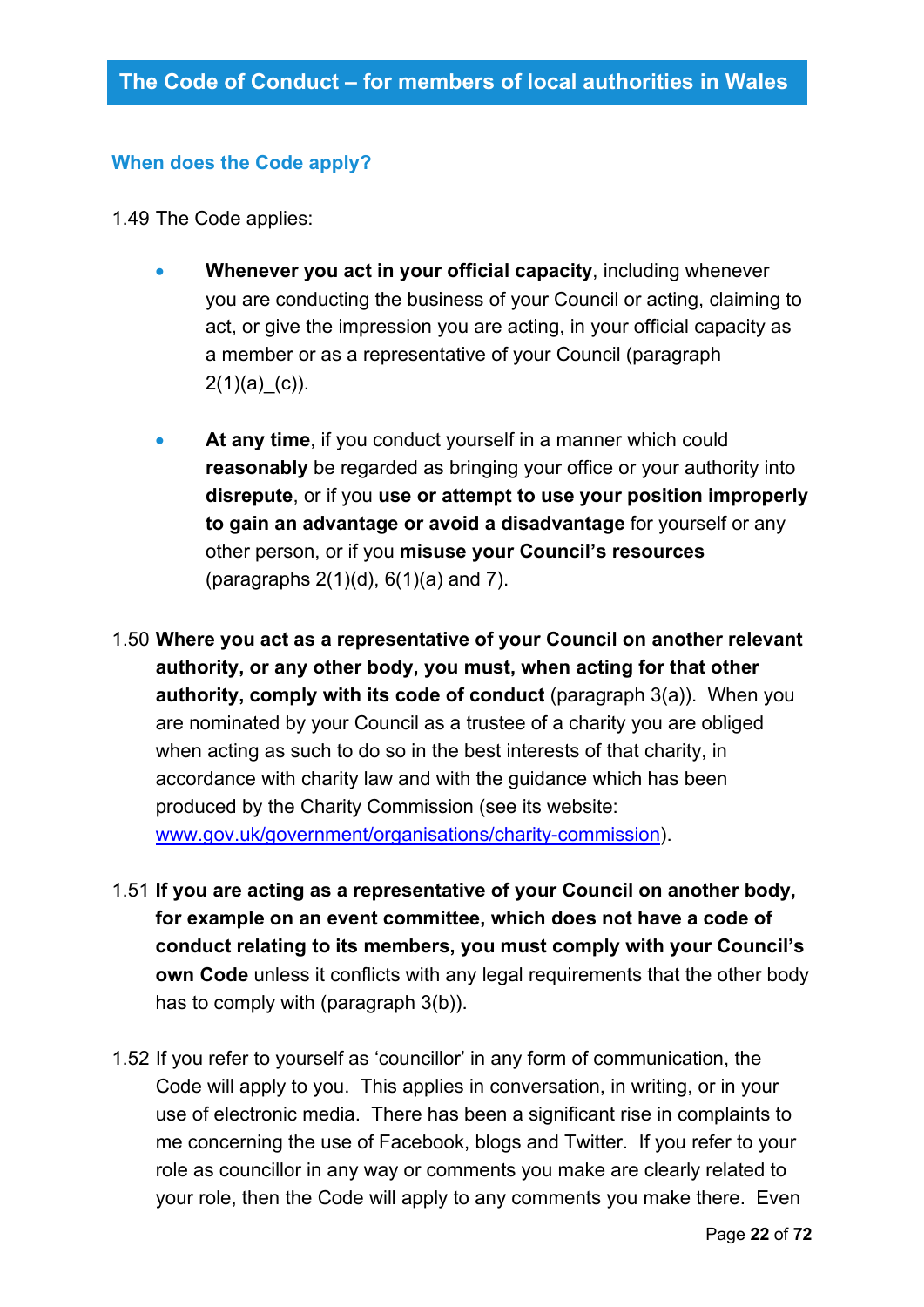## When does the Code apply?

1.49 The Code applies:

- **Whenever you act in your official capacity**, including whenever you are conducting the business of your Council or acting, claiming to act, or give the impression you are acting, in your official capacity as a member or as a representative of your Council (paragraph 2(1)(a)_(c)).
- **At any time**, if you conduct yourself in a manner which could **reasonably** be regarded as bringing your office or your authority into **disrepute**, or if you **use or attempt to use your position improperly to gain an advantage or avoid a disadvantage** for yourself or any other person, or if you **misuse your Council's resources** (paragraphs 2(1)(d), 6(1)(a) and 7).

1.50 **Where you act as a representative of your Council on another relevant authority, or any other body, you must, when acting for that other authority, comply with its code of conduct** (paragraph 3(a)). When you are nominated by your Council as a trustee of a charity you are obliged when acting as such to do so in the best interests of that charity, in accordance with charity law and with the guidance which has been produced by the Charity Commission (see its website: [www.gov.uk/government/organisations/charity-commission](http://www.gov.uk/government/organisations/charity-commission)).

1.51 **If you are acting as a representative of your Council on another body, for example on an event committee, which does not have a code of conduct relating to its members, you must comply with your Council's own Code** unless it conflicts with any legal requirements that the other body has to comply with (paragraph 3(b)).

1.52 If you refer to yourself as 'councillor' in any form of communication, the Code will apply to you. This applies in conversation, in writing, or in your use of electronic media. There has been a significant rise in complaints to me concerning the use of Facebook, blogs and Twitter. If you refer to your role as councillor in any way or comments you make are clearly related to your role, then the Code will apply to any comments you make there. Even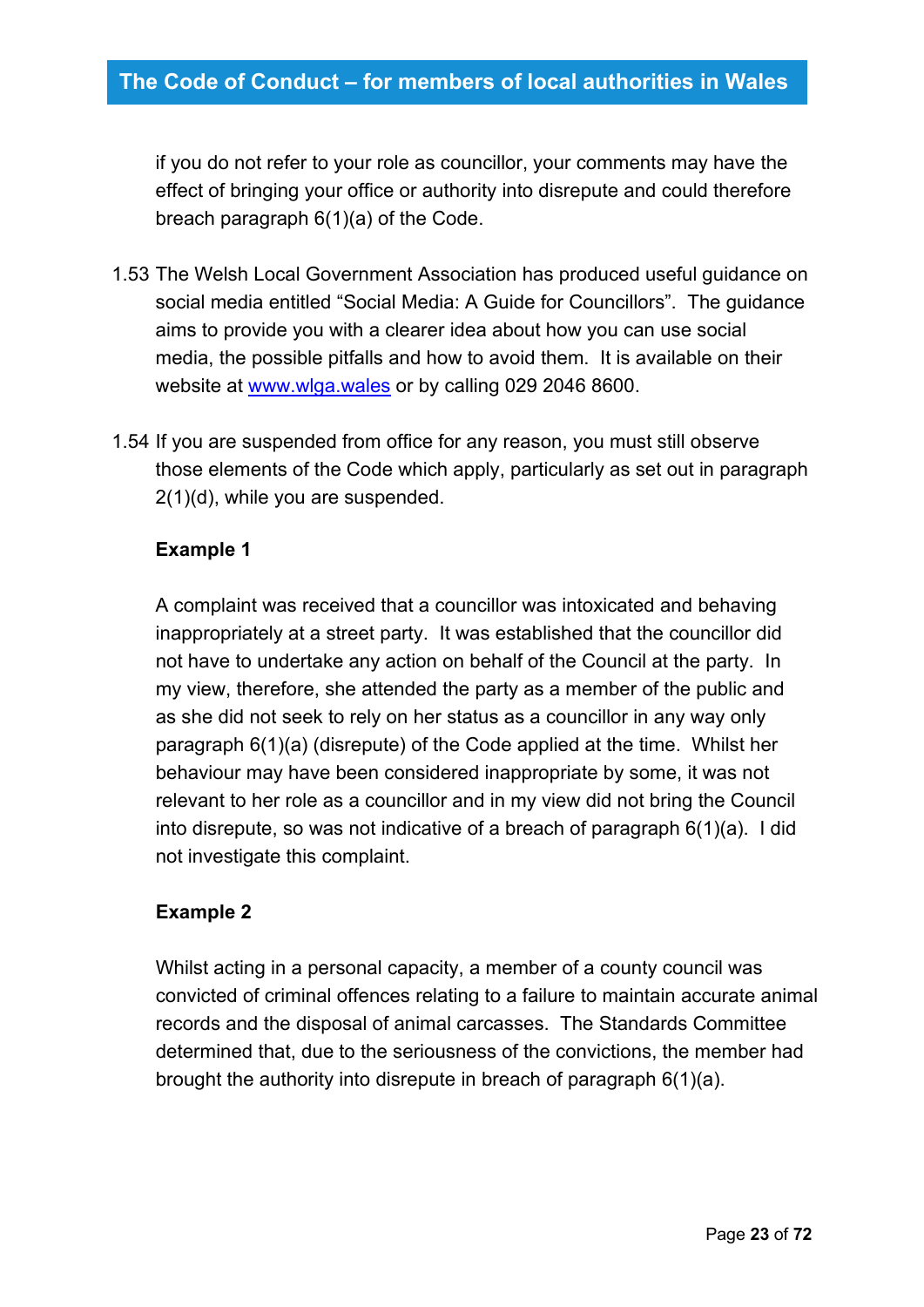if you do not refer to your role as councillor, your comments may have the effect of bringing your office or authority into disrepute and could therefore breach paragraph 6(1)(a) of the Code.

1.53 The Welsh Local Government Association has produced useful guidance on social media entitled "Social Media: A Guide for Councillors". The guidance aims to provide you with a clearer idea about how you can use social media, the possible pitfalls and how to avoid them. It is available on their website at [www.wlga.wales](http://www.wlga.wales) or by calling 029 2046 8600.

1.54 If you are suspended from office for any reason, you must still observe those elements of the Code which apply, particularly as set out in paragraph 2(1)(d), while you are suspended.

**Example 1**

A complaint was received that a councillor was intoxicated and behaving inappropriately at a street party. It was established that the councillor did not have to undertake any action on behalf of the Council at the party. In my view, therefore, she attended the party as a member of the public and as she did not seek to rely on her status as a councillor in any way only paragraph 6(1)(a) (disrepute) of the Code applied at the time. Whilst her behaviour may have been considered inappropriate by some, it was not relevant to her role as a councillor and in my view did not bring the Council into disrepute, so was not indicative of a breach of paragraph 6(1)(a). I did not investigate this complaint.

**Example 2**

Whilst acting in a personal capacity, a member of a county council was convicted of criminal offences relating to a failure to maintain accurate animal records and the disposal of animal carcasses. The Standards Committee determined that, due to the seriousness of the convictions, the member had brought the authority into disrepute in breach of paragraph 6(1)(a).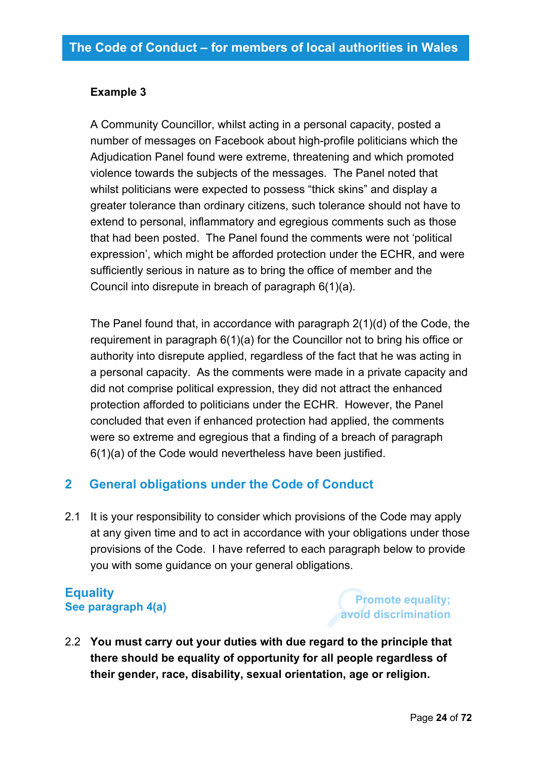**Example 3**

A Community Councillor, whilst acting in a personal capacity, posted a number of messages on Facebook about high-profile politicians which the Adjudication Panel found were extreme, threatening and which promoted violence towards the subjects of the messages. The Panel noted that whilst politicians were expected to possess "thick skins" and display a greater tolerance than ordinary citizens, such tolerance should not have to extend to personal, inflammatory and egregious comments such as those that had been posted. The Panel found the comments were not 'political expression', which might be afforded protection under the ECHR, and were sufficiently serious in nature as to bring the office of member and the Council into disrepute in breach of paragraph 6(1)(a).

The Panel found that, in accordance with paragraph 2(1)(d) of the Code, the requirement in paragraph 6(1)(a) for the Councillor not to bring his office or authority into disrepute applied, regardless of the fact that he was acting in a personal capacity. As the comments were made in a private capacity and did not comprise political expression, they did not attract the enhanced protection afforded to politicians under the ECHR. However, the Panel concluded that even if enhanced protection had applied, the comments were so extreme and egregious that a finding of a breach of paragraph 6(1)(a) of the Code would nevertheless have been justified.

## 2 General obligations under the Code of Conduct

2.1 It is your responsibility to consider which provisions of the Code may apply at any given time and to act in accordance with your obligations under those provisions of the Code. I have referred to each paragraph below to provide you with some guidance on your general obligations.

### Equality
**See paragraph 4(a)**

Promote equality; avoid discrimination

2.2 **You must carry out your duties with due regard to the principle that there should be equality of opportunity for all people regardless of their gender, race, disability, sexual orientation, age or religion.**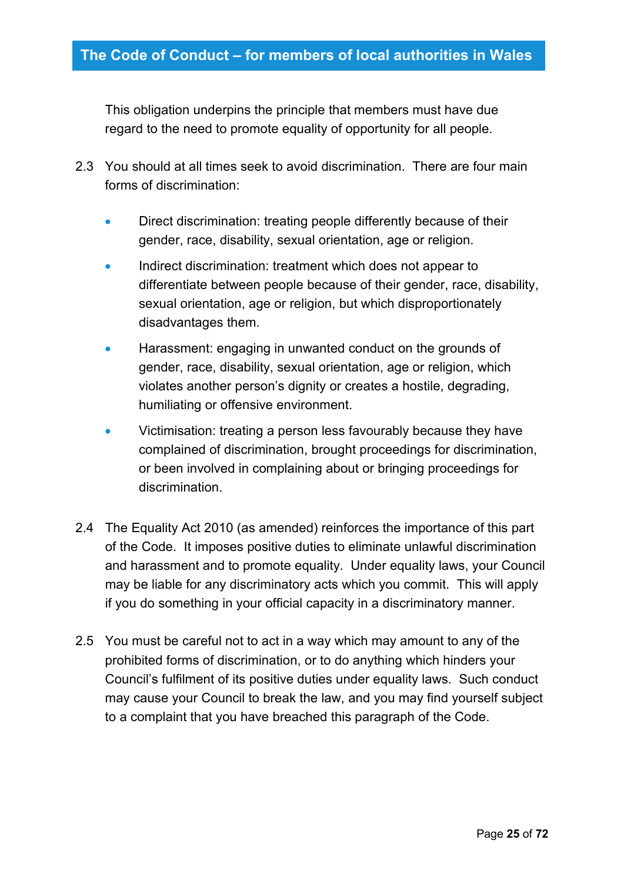This obligation underpins the principle that members must have due regard to the need to promote equality of opportunity for all people.

2.3 You should at all times seek to avoid discrimination. There are four main forms of discrimination:

- Direct discrimination: treating people differently because of their gender, race, disability, sexual orientation, age or religion.
- Indirect discrimination: treatment which does not appear to differentiate between people because of their gender, race, disability, sexual orientation, age or religion, but which disproportionately disadvantages them.
- Harassment: engaging in unwanted conduct on the grounds of gender, race, disability, sexual orientation, age or religion, which violates another person's dignity or creates a hostile, degrading, humiliating or offensive environment.
- Victimisation: treating a person less favourably because they have complained of discrimination, brought proceedings for discrimination, or been involved in complaining about or bringing proceedings for discrimination.

2.4 The Equality Act 2010 (as amended) reinforces the importance of this part of the Code. It imposes positive duties to eliminate unlawful discrimination and harassment and to promote equality. Under equality laws, your Council may be liable for any discriminatory acts which you commit. This will apply if you do something in your official capacity in a discriminatory manner.

2.5 You must be careful not to act in a way which may amount to any of the prohibited forms of discrimination, or to do anything which hinders your Council's fulfilment of its positive duties under equality laws. Such conduct may cause your Council to break the law, and you may find yourself subject to a complaint that you have breached this paragraph of the Code.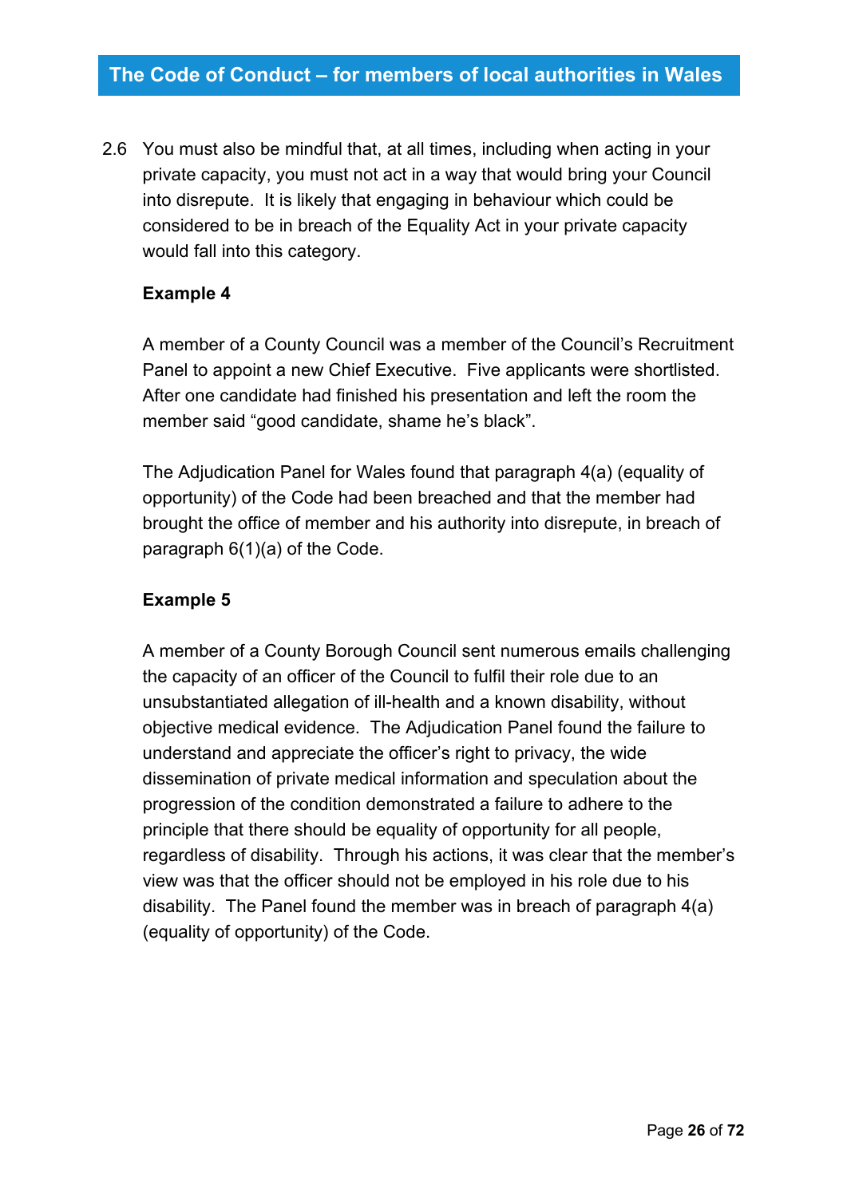2.6 You must also be mindful that, at all times, including when acting in your private capacity, you must not act in a way that would bring your Council into disrepute. It is likely that engaging in behaviour which could be considered to be in breach of the Equality Act in your private capacity would fall into this category.

**Example 4**

A member of a County Council was a member of the Council's Recruitment Panel to appoint a new Chief Executive. Five applicants were shortlisted. After one candidate had finished his presentation and left the room the member said "good candidate, shame he's black".

The Adjudication Panel for Wales found that paragraph 4(a) (equality of opportunity) of the Code had been breached and that the member had brought the office of member and his authority into disrepute, in breach of paragraph 6(1)(a) of the Code.

**Example 5**

A member of a County Borough Council sent numerous emails challenging the capacity of an officer of the Council to fulfil their role due to an unsubstantiated allegation of ill-health and a known disability, without objective medical evidence. The Adjudication Panel found the failure to understand and appreciate the officer's right to privacy, the wide dissemination of private medical information and speculation about the progression of the condition demonstrated a failure to adhere to the principle that there should be equality of opportunity for all people, regardless of disability. Through his actions, it was clear that the member's view was that the officer should not be employed in his role due to his disability. The Panel found the member was in breach of paragraph 4(a) (equality of opportunity) of the Code.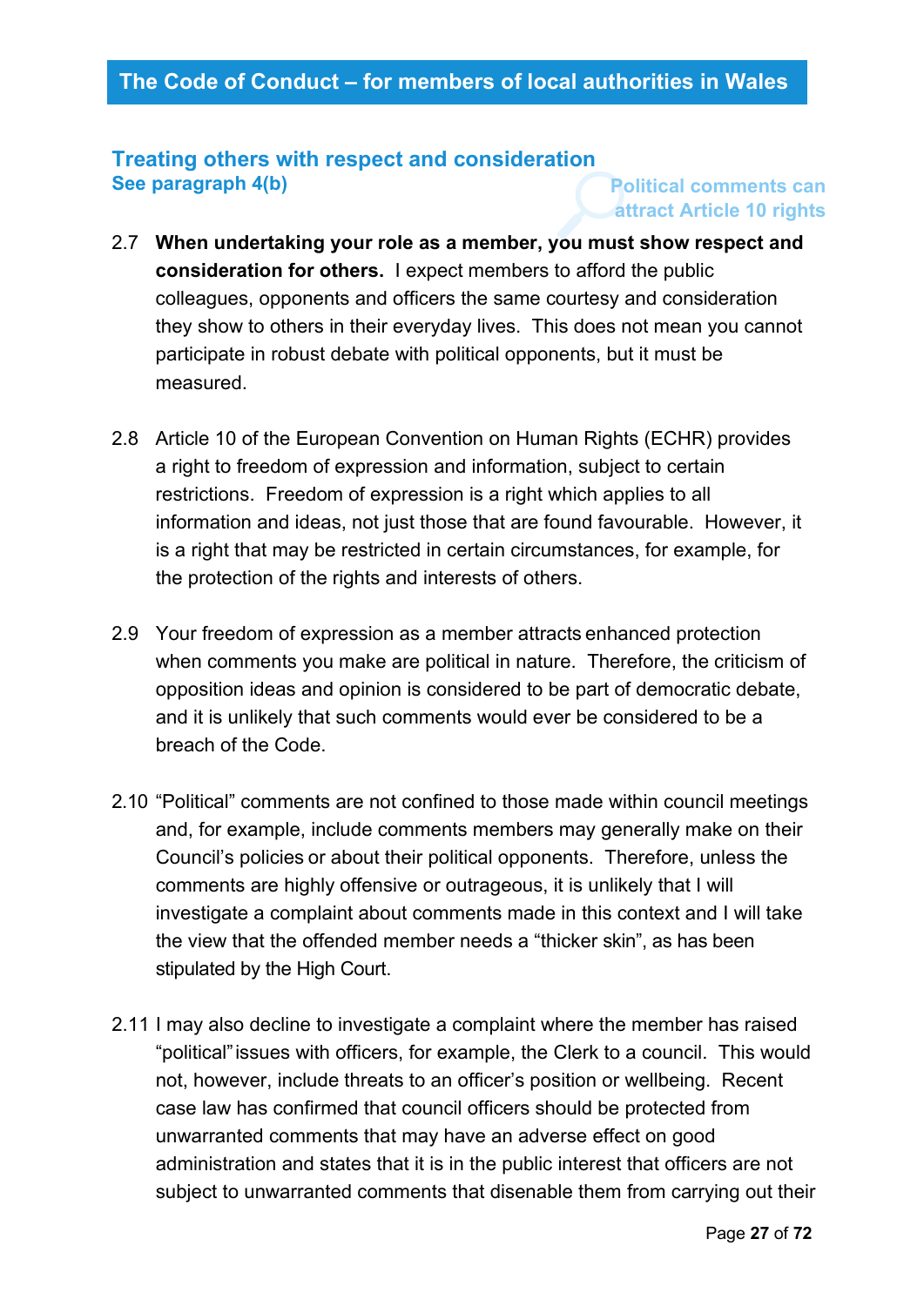## Treating others with respect and consideration

### See paragraph 4(b)

**Political comments can attract Article 10 rights**

2.7 **When undertaking your role as a member, you must show respect and consideration for others.** I expect members to afford the public colleagues, opponents and officers the same courtesy and consideration they show to others in their everyday lives. This does not mean you cannot participate in robust debate with political opponents, but it must be measured.

2.8 Article 10 of the European Convention on Human Rights (ECHR) provides a right to freedom of expression and information, subject to certain restrictions. Freedom of expression is a right which applies to all information and ideas, not just those that are found favourable. However, it is a right that may be restricted in certain circumstances, for example, for the protection of the rights and interests of others.

2.9 Your freedom of expression as a member attracts enhanced protection when comments you make are political in nature. Therefore, the criticism of opposition ideas and opinion is considered to be part of democratic debate, and it is unlikely that such comments would ever be considered to be a breach of the Code.

2.10 "Political" comments are not confined to those made within council meetings and, for example, include comments members may generally make on their Council's policies or about their political opponents. Therefore, unless the comments are highly offensive or outrageous, it is unlikely that I will investigate a complaint about comments made in this context and I will take the view that the offended member needs a "thicker skin", as has been stipulated by the High Court.

2.11 I may also decline to investigate a complaint where the member has raised "political" issues with officers, for example, the Clerk to a council. This would not, however, include threats to an officer's position or wellbeing. Recent case law has confirmed that council officers should be protected from unwarranted comments that may have an adverse effect on good administration and states that it is in the public interest that officers are not subject to unwarranted comments that disenable them from carrying out their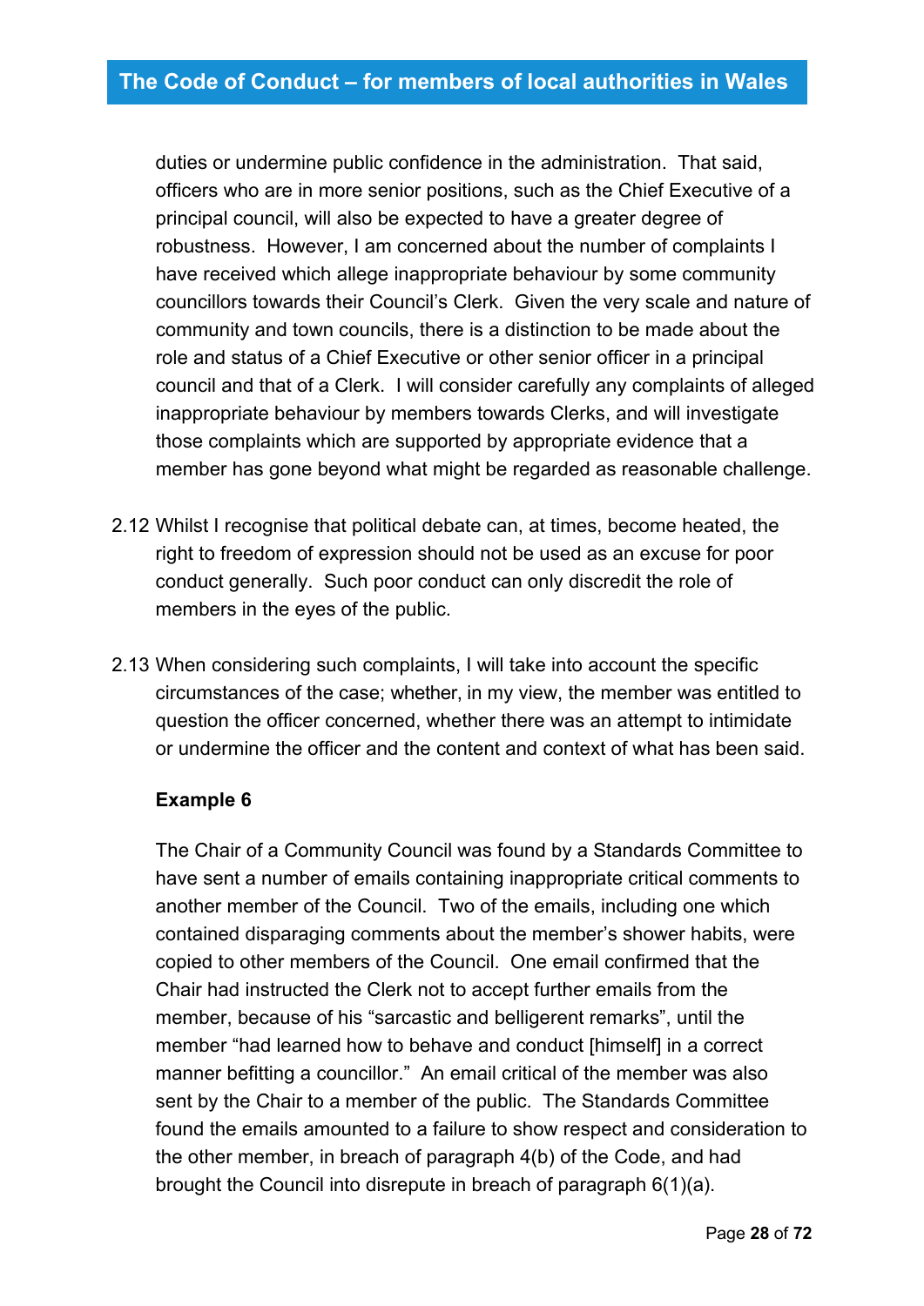duties or undermine public confidence in the administration. That said, officers who are in more senior positions, such as the Chief Executive of a principal council, will also be expected to have a greater degree of robustness. However, I am concerned about the number of complaints I have received which allege inappropriate behaviour by some community councillors towards their Council's Clerk. Given the very scale and nature of community and town councils, there is a distinction to be made about the role and status of a Chief Executive or other senior officer in a principal council and that of a Clerk. I will consider carefully any complaints of alleged inappropriate behaviour by members towards Clerks, and will investigate those complaints which are supported by appropriate evidence that a member has gone beyond what might be regarded as reasonable challenge.

2.12 Whilst I recognise that political debate can, at times, become heated, the right to freedom of expression should not be used as an excuse for poor conduct generally. Such poor conduct can only discredit the role of members in the eyes of the public.

2.13 When considering such complaints, I will take into account the specific circumstances of the case; whether, in my view, the member was entitled to question the officer concerned, whether there was an attempt to intimidate or undermine the officer and the content and context of what has been said.

**Example 6**

The Chair of a Community Council was found by a Standards Committee to have sent a number of emails containing inappropriate critical comments to another member of the Council. Two of the emails, including one which contained disparaging comments about the member's shower habits, were copied to other members of the Council. One email confirmed that the Chair had instructed the Clerk not to accept further emails from the member, because of his "sarcastic and belligerent remarks", until the member "had learned how to behave and conduct [himself] in a correct manner befitting a councillor." An email critical of the member was also sent by the Chair to a member of the public. The Standards Committee found the emails amounted to a failure to show respect and consideration to the other member, in breach of paragraph 4(b) of the Code, and had brought the Council into disrepute in breach of paragraph 6(1)(a).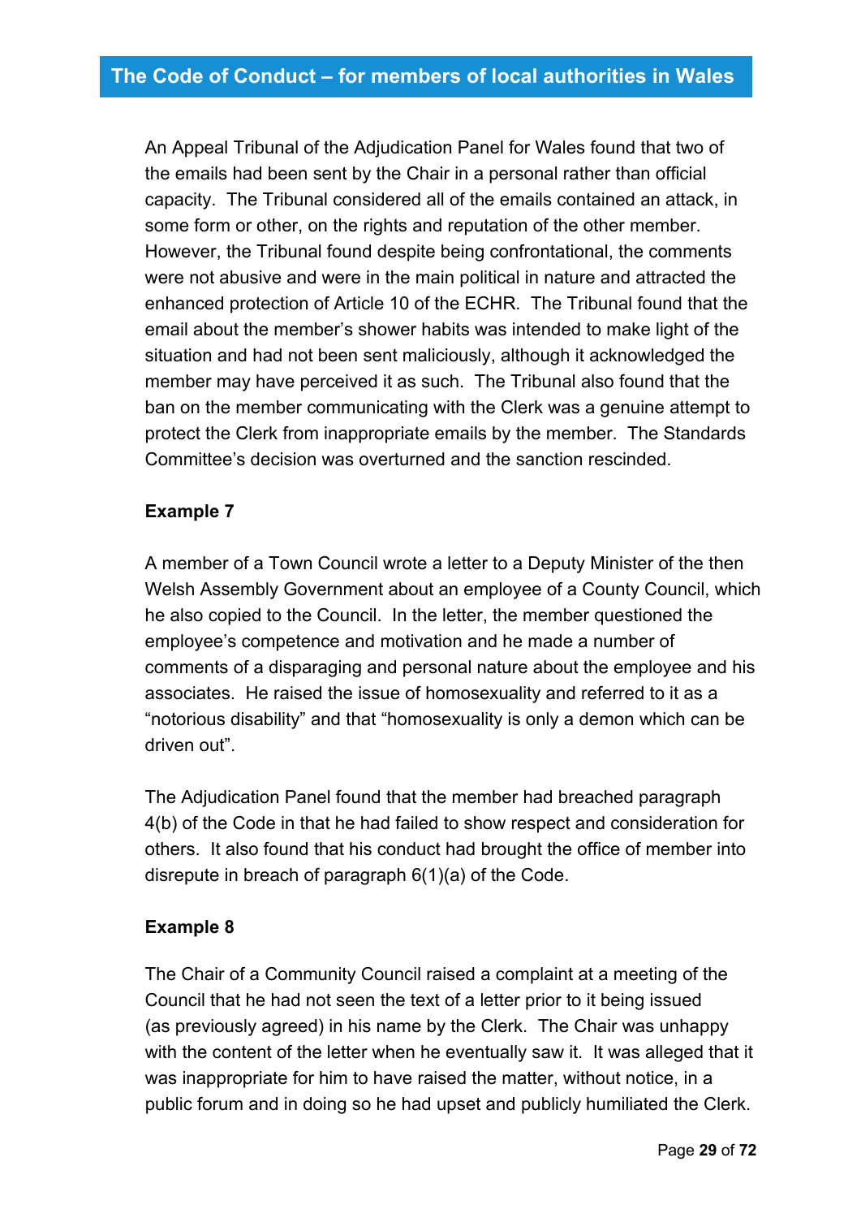An Appeal Tribunal of the Adjudication Panel for Wales found that two of the emails had been sent by the Chair in a personal rather than official capacity. The Tribunal considered all of the emails contained an attack, in some form or other, on the rights and reputation of the other member. However, the Tribunal found despite being confrontational, the comments were not abusive and were in the main political in nature and attracted the enhanced protection of Article 10 of the ECHR. The Tribunal found that the email about the member's shower habits was intended to make light of the situation and had not been sent maliciously, although it acknowledged the member may have perceived it as such. The Tribunal also found that the ban on the member communicating with the Clerk was a genuine attempt to protect the Clerk from inappropriate emails by the member. The Standards Committee's decision was overturned and the sanction rescinded.

**Example 7**

A member of a Town Council wrote a letter to a Deputy Minister of the then Welsh Assembly Government about an employee of a County Council, which he also copied to the Council. In the letter, the member questioned the employee's competence and motivation and he made a number of comments of a disparaging and personal nature about the employee and his associates. He raised the issue of homosexuality and referred to it as a "notorious disability" and that "homosexuality is only a demon which can be driven out".

The Adjudication Panel found that the member had breached paragraph 4(b) of the Code in that he had failed to show respect and consideration for others. It also found that his conduct had brought the office of member into disrepute in breach of paragraph 6(1)(a) of the Code.

**Example 8**

The Chair of a Community Council raised a complaint at a meeting of the Council that he had not seen the text of a letter prior to it being issued (as previously agreed) in his name by the Clerk. The Chair was unhappy with the content of the letter when he eventually saw it. It was alleged that it was inappropriate for him to have raised the matter, without notice, in a public forum and in doing so he had upset and publicly humiliated the Clerk.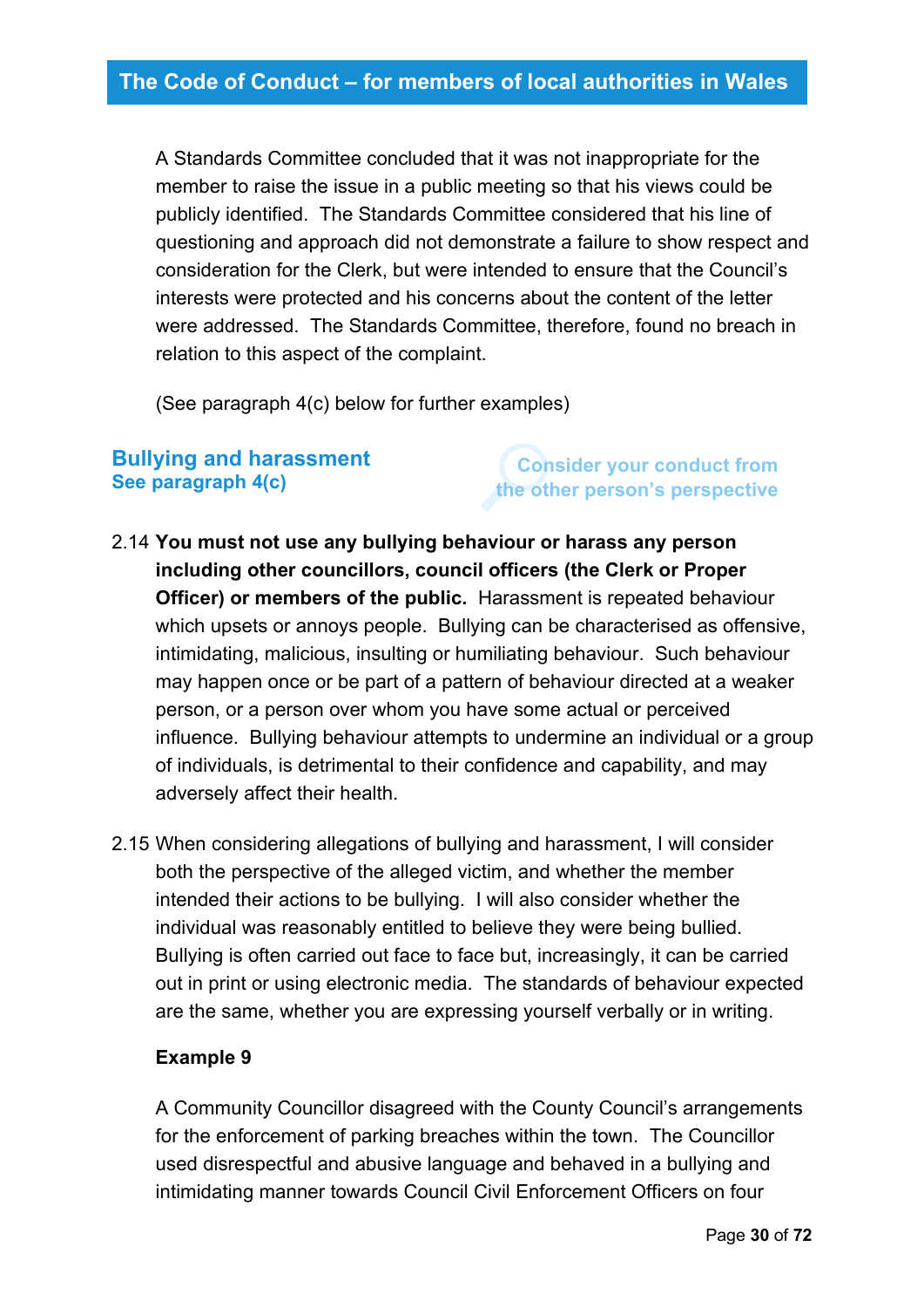A Standards Committee concluded that it was not inappropriate for the member to raise the issue in a public meeting so that his views could be publicly identified. The Standards Committee considered that his line of questioning and approach did not demonstrate a failure to show respect and consideration for the Clerk, but were intended to ensure that the Council's interests were protected and his concerns about the content of the letter were addressed. The Standards Committee, therefore, found no breach in relation to this aspect of the complaint.

(See paragraph 4(c) below for further examples)

## Bullying and harassment

**See paragraph 4(c)**

Consider your conduct from the other person's perspective

2.14 **You must not use any bullying behaviour or harass any person including other councillors, council officers (the Clerk or Proper Officer) or members of the public.** Harassment is repeated behaviour which upsets or annoys people. Bullying can be characterised as offensive, intimidating, malicious, insulting or humiliating behaviour. Such behaviour may happen once or be part of a pattern of behaviour directed at a weaker person, or a person over whom you have some actual or perceived influence. Bullying behaviour attempts to undermine an individual or a group of individuals, is detrimental to their confidence and capability, and may adversely affect their health.

2.15 When considering allegations of bullying and harassment, I will consider both the perspective of the alleged victim, and whether the member intended their actions to be bullying. I will also consider whether the individual was reasonably entitled to believe they were being bullied. Bullying is often carried out face to face but, increasingly, it can be carried out in print or using electronic media. The standards of behaviour expected are the same, whether you are expressing yourself verbally or in writing.

**Example 9**

A Community Councillor disagreed with the County Council's arrangements for the enforcement of parking breaches within the town. The Councillor used disrespectful and abusive language and behaved in a bullying and intimidating manner towards Council Civil Enforcement Officers on four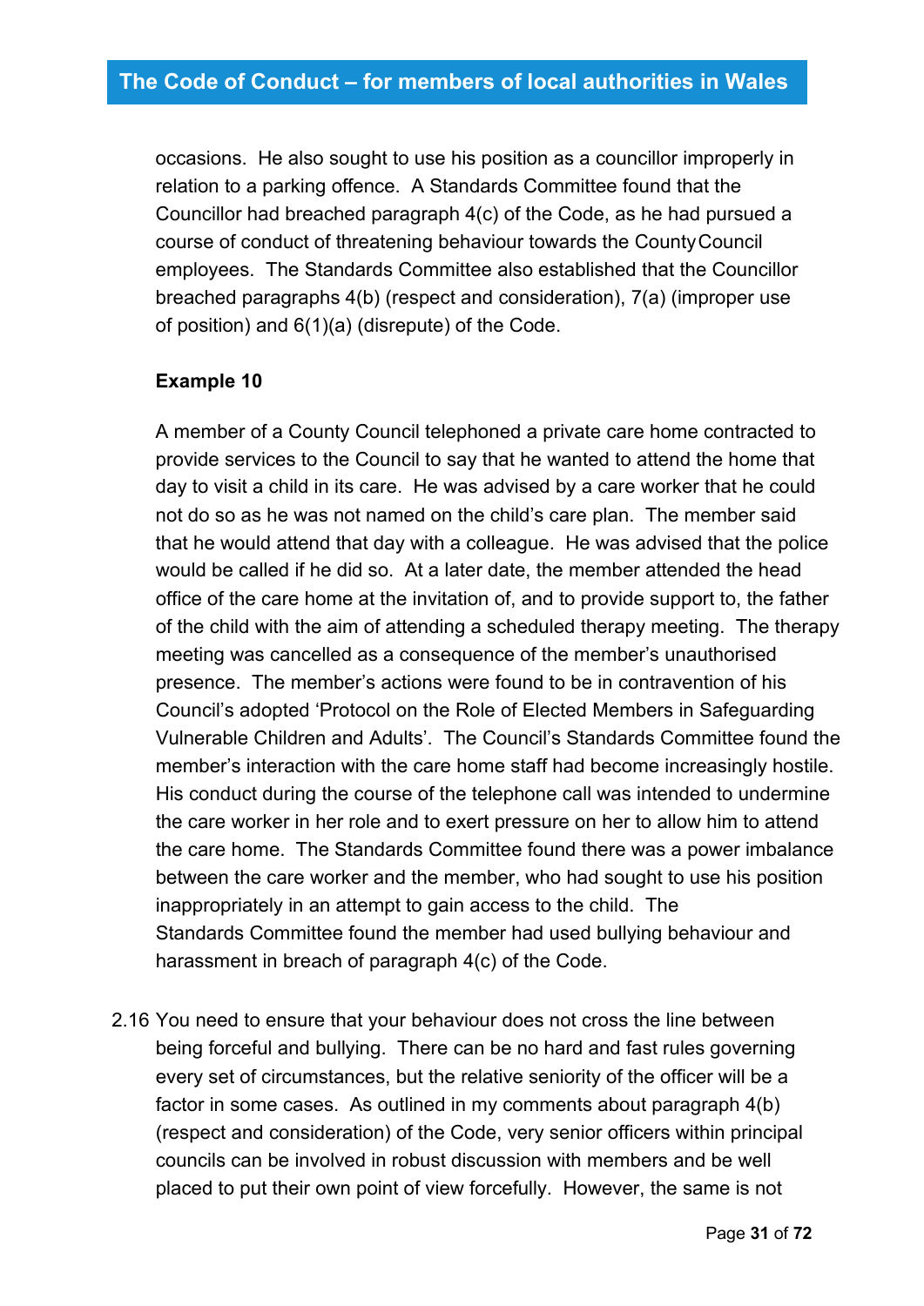occasions. He also sought to use his position as a councillor improperly in relation to a parking offence. A Standards Committee found that the Councillor had breached paragraph 4(c) of the Code, as he had pursued a course of conduct of threatening behaviour towards the County Council employees. The Standards Committee also established that the Councillor breached paragraphs 4(b) (respect and consideration), 7(a) (improper use of position) and 6(1)(a) (disrepute) of the Code.

**Example 10**

A member of a County Council telephoned a private care home contracted to provide services to the Council to say that he wanted to attend the home that day to visit a child in its care. He was advised by a care worker that he could not do so as he was not named on the child's care plan. The member said that he would attend that day with a colleague. He was advised that the police would be called if he did so. At a later date, the member attended the head office of the care home at the invitation of, and to provide support to, the father of the child with the aim of attending a scheduled therapy meeting. The therapy meeting was cancelled as a consequence of the member's unauthorised presence. The member's actions were found to be in contravention of his Council's adopted 'Protocol on the Role of Elected Members in Safeguarding Vulnerable Children and Adults'. The Council's Standards Committee found the member's interaction with the care home staff had become increasingly hostile. His conduct during the course of the telephone call was intended to undermine the care worker in her role and to exert pressure on her to allow him to attend the care home. The Standards Committee found there was a power imbalance between the care worker and the member, who had sought to use his position inappropriately in an attempt to gain access to the child. The Standards Committee found the member had used bullying behaviour and harassment in breach of paragraph 4(c) of the Code.

2.16 You need to ensure that your behaviour does not cross the line between being forceful and bullying. There can be no hard and fast rules governing every set of circumstances, but the relative seniority of the officer will be a factor in some cases. As outlined in my comments about paragraph 4(b) (respect and consideration) of the Code, very senior officers within principal councils can be involved in robust discussion with members and be well placed to put their own point of view forcefully. However, the same is not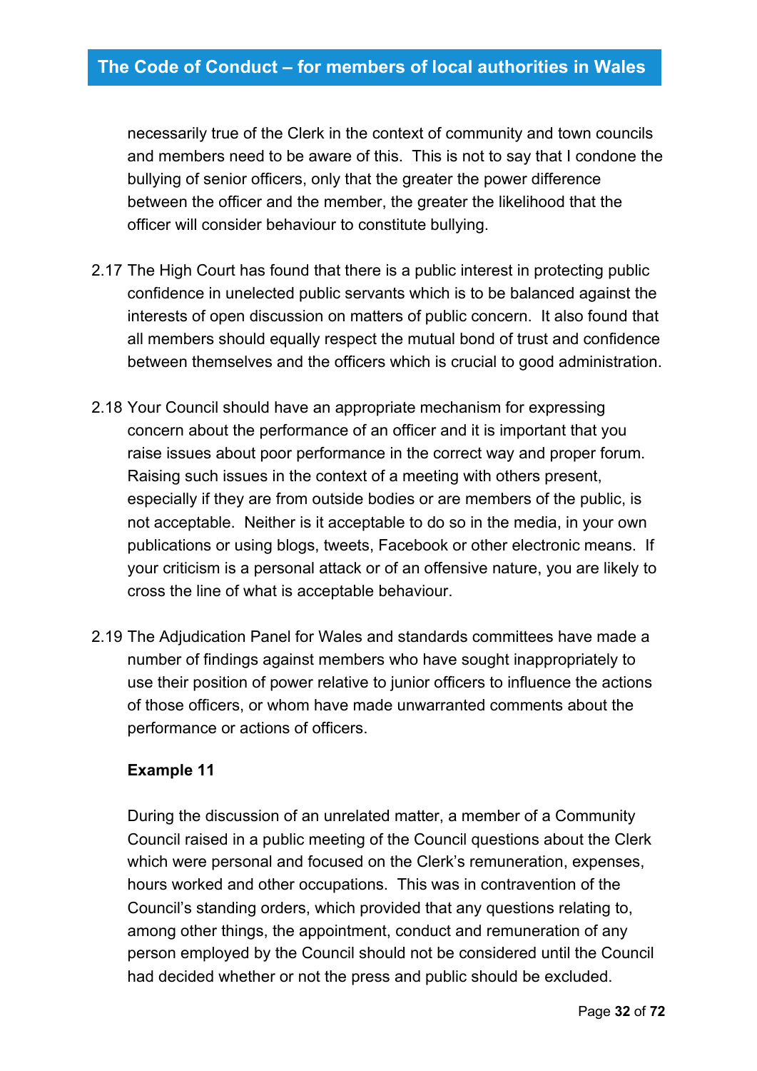necessarily true of the Clerk in the context of community and town councils and members need to be aware of this. This is not to say that I condone the bullying of senior officers, only that the greater the power difference between the officer and the member, the greater the likelihood that the officer will consider behaviour to constitute bullying.

2.17 The High Court has found that there is a public interest in protecting public confidence in unelected public servants which is to be balanced against the interests of open discussion on matters of public concern. It also found that all members should equally respect the mutual bond of trust and confidence between themselves and the officers which is crucial to good administration.

2.18 Your Council should have an appropriate mechanism for expressing concern about the performance of an officer and it is important that you raise issues about poor performance in the correct way and proper forum. Raising such issues in the context of a meeting with others present, especially if they are from outside bodies or are members of the public, is not acceptable. Neither is it acceptable to do so in the media, in your own publications or using blogs, tweets, Facebook or other electronic means. If your criticism is a personal attack or of an offensive nature, you are likely to cross the line of what is acceptable behaviour.

2.19 The Adjudication Panel for Wales and standards committees have made a number of findings against members who have sought inappropriately to use their position of power relative to junior officers to influence the actions of those officers, or whom have made unwarranted comments about the performance or actions of officers.

**Example 11**

During the discussion of an unrelated matter, a member of a Community Council raised in a public meeting of the Council questions about the Clerk which were personal and focused on the Clerk's remuneration, expenses, hours worked and other occupations. This was in contravention of the Council's standing orders, which provided that any questions relating to, among other things, the appointment, conduct and remuneration of any person employed by the Council should not be considered until the Council had decided whether or not the press and public should be excluded.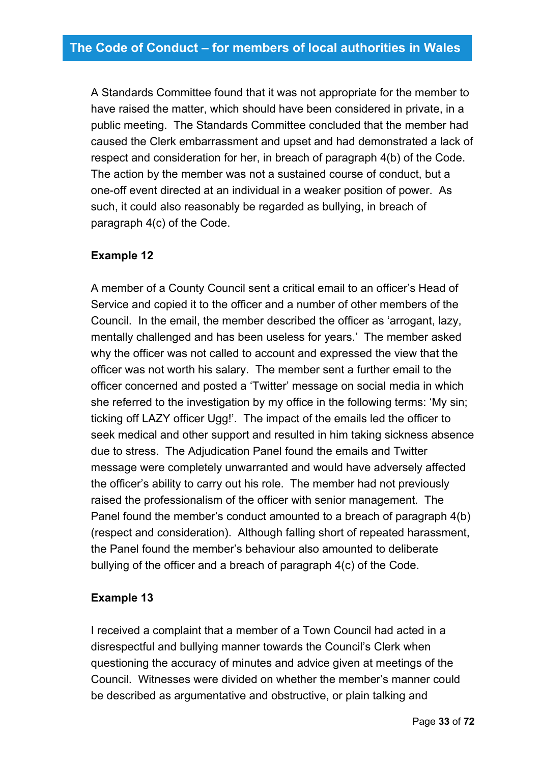A Standards Committee found that it was not appropriate for the member to have raised the matter, which should have been considered in private, in a public meeting. The Standards Committee concluded that the member had caused the Clerk embarrassment and upset and had demonstrated a lack of respect and consideration for her, in breach of paragraph 4(b) of the Code. The action by the member was not a sustained course of conduct, but a one-off event directed at an individual in a weaker position of power. As such, it could also reasonably be regarded as bullying, in breach of paragraph 4(c) of the Code.

**Example 12**

A member of a County Council sent a critical email to an officer's Head of Service and copied it to the officer and a number of other members of the Council. In the email, the member described the officer as 'arrogant, lazy, mentally challenged and has been useless for years.' The member asked why the officer was not called to account and expressed the view that the officer was not worth his salary. The member sent a further email to the officer concerned and posted a 'Twitter' message on social media in which she referred to the investigation by my office in the following terms: 'My sin; ticking off LAZY officer Ugg!'. The impact of the emails led the officer to seek medical and other support and resulted in him taking sickness absence due to stress. The Adjudication Panel found the emails and Twitter message were completely unwarranted and would have adversely affected the officer's ability to carry out his role. The member had not previously raised the professionalism of the officer with senior management. The Panel found the member's conduct amounted to a breach of paragraph 4(b) (respect and consideration). Although falling short of repeated harassment, the Panel found the member's behaviour also amounted to deliberate bullying of the officer and a breach of paragraph 4(c) of the Code.

**Example 13**

I received a complaint that a member of a Town Council had acted in a disrespectful and bullying manner towards the Council's Clerk when questioning the accuracy of minutes and advice given at meetings of the Council. Witnesses were divided on whether the member's manner could be described as argumentative and obstructive, or plain talking and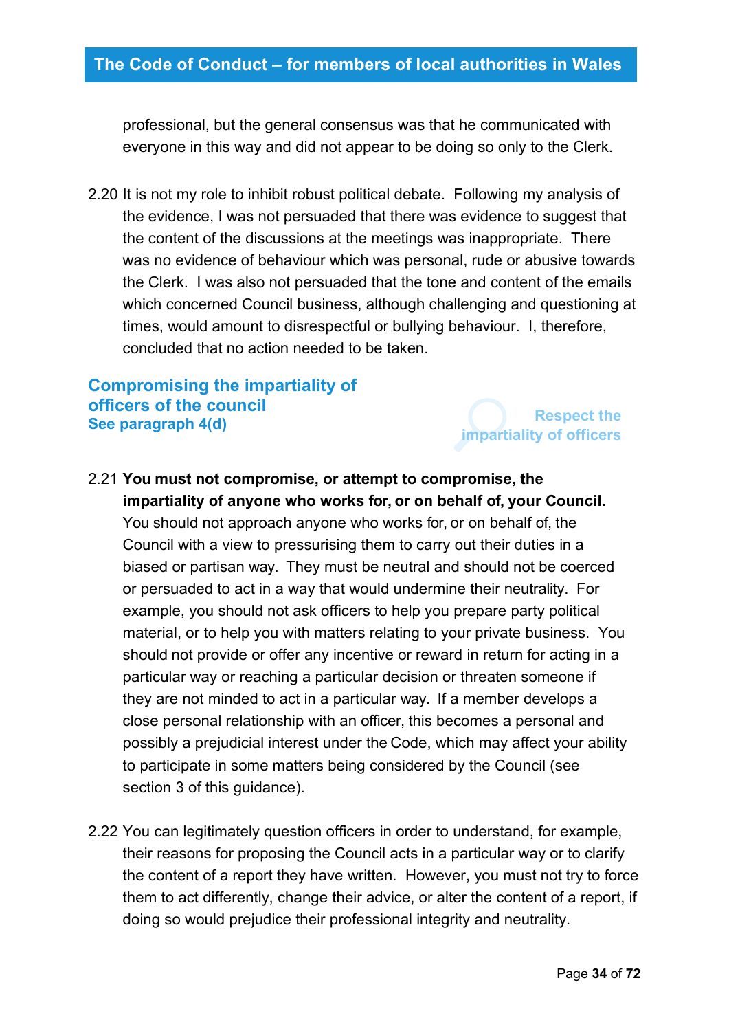professional, but the general consensus was that he communicated with everyone in this way and did not appear to be doing so only to the Clerk.

2.20 It is not my role to inhibit robust political debate. Following my analysis of the evidence, I was not persuaded that there was evidence to suggest that the content of the discussions at the meetings was inappropriate. There was no evidence of behaviour which was personal, rude or abusive towards the Clerk. I was also not persuaded that the tone and content of the emails which concerned Council business, although challenging and questioning at times, would amount to disrespectful or bullying behaviour. I, therefore, concluded that no action needed to be taken.

## Compromising the impartiality of officers of the council

**See paragraph 4(d)**

Respect the impartiality of officers

2.21 **You must not compromise, or attempt to compromise, the impartiality of anyone who works for, or on behalf of, your Council.** You should not approach anyone who works for, or on behalf of, the Council with a view to pressurising them to carry out their duties in a biased or partisan way. They must be neutral and should not be coerced or persuaded to act in a way that would undermine their neutrality. For example, you should not ask officers to help you prepare party political material, or to help you with matters relating to your private business. You should not provide or offer any incentive or reward in return for acting in a particular way or reaching a particular decision or threaten someone if they are not minded to act in a particular way. If a member develops a close personal relationship with an officer, this becomes a personal and possibly a prejudicial interest under the Code, which may affect your ability to participate in some matters being considered by the Council (see section 3 of this guidance).

2.22 You can legitimately question officers in order to understand, for example, their reasons for proposing the Council acts in a particular way or to clarify the content of a report they have written. However, you must not try to force them to act differently, change their advice, or alter the content of a report, if doing so would prejudice their professional integrity and neutrality.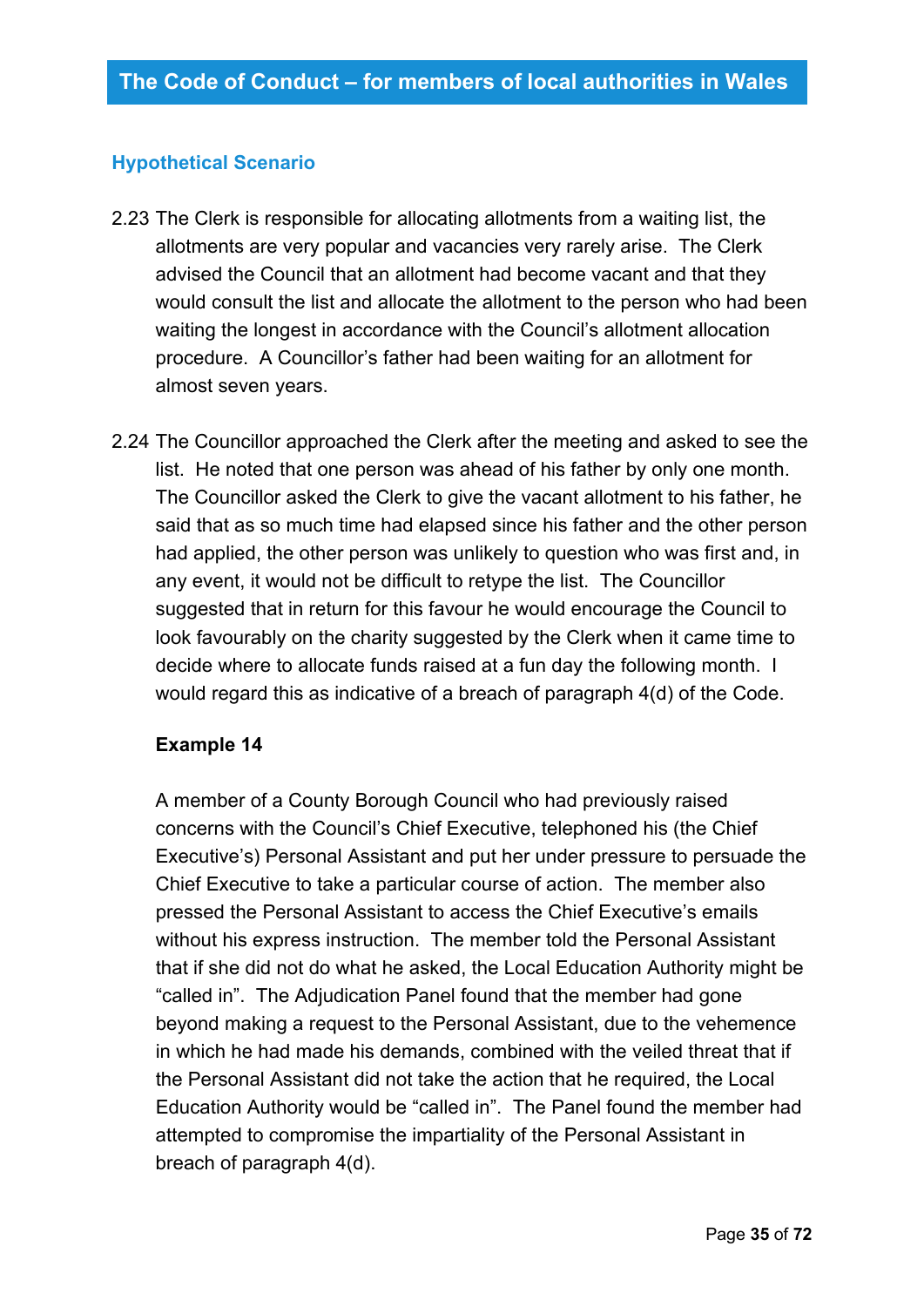### Hypothetical Scenario

2.23 The Clerk is responsible for allocating allotments from a waiting list, the allotments are very popular and vacancies very rarely arise. The Clerk advised the Council that an allotment had become vacant and that they would consult the list and allocate the allotment to the person who had been waiting the longest in accordance with the Council's allotment allocation procedure. A Councillor's father had been waiting for an allotment for almost seven years.

2.24 The Councillor approached the Clerk after the meeting and asked to see the list. He noted that one person was ahead of his father by only one month. The Councillor asked the Clerk to give the vacant allotment to his father, he said that as so much time had elapsed since his father and the other person had applied, the other person was unlikely to question who was first and, in any event, it would not be difficult to retype the list. The Councillor suggested that in return for this favour he would encourage the Council to look favourably on the charity suggested by the Clerk when it came time to decide where to allocate funds raised at a fun day the following month. I would regard this as indicative of a breach of paragraph 4(d) of the Code.

**Example 14**

A member of a County Borough Council who had previously raised concerns with the Council's Chief Executive, telephoned his (the Chief Executive's) Personal Assistant and put her under pressure to persuade the Chief Executive to take a particular course of action. The member also pressed the Personal Assistant to access the Chief Executive's emails without his express instruction. The member told the Personal Assistant that if she did not do what he asked, the Local Education Authority might be "called in". The Adjudication Panel found that the member had gone beyond making a request to the Personal Assistant, due to the vehemence in which he had made his demands, combined with the veiled threat that if the Personal Assistant did not take the action that he required, the Local Education Authority would be "called in". The Panel found the member had attempted to compromise the impartiality of the Personal Assistant in breach of paragraph 4(d).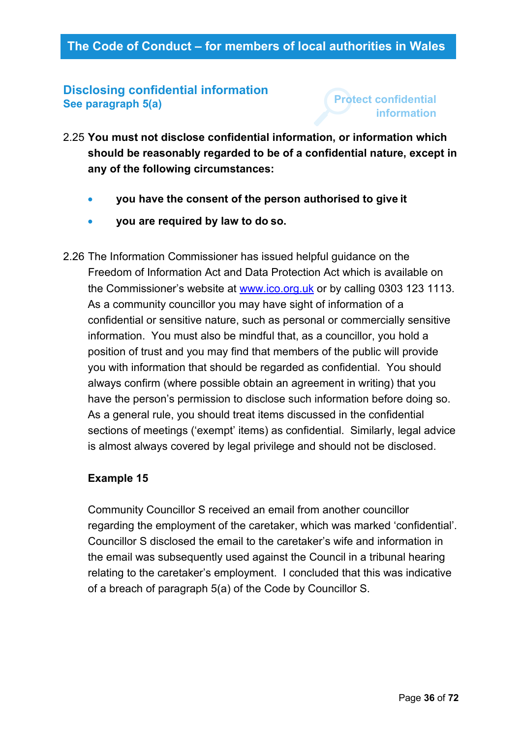## Disclosing confidential information

**See paragraph 5(a)**

Protect confidential information

2.25 **You must not disclose confidential information, or information which should be reasonably regarded to be of a confidential nature, except in any of the following circumstances:**

- **you have the consent of the person authorised to give it**
- **you are required by law to do so.**

2.26 The Information Commissioner has issued helpful guidance on the Freedom of Information Act and Data Protection Act which is available on the Commissioner's website at [www.ico.org.uk](http://www.ico.org.uk) or by calling 0303 123 1113. As a community councillor you may have sight of information of a confidential or sensitive nature, such as personal or commercially sensitive information. You must also be mindful that, as a councillor, you hold a position of trust and you may find that members of the public will provide you with information that should be regarded as confidential. You should always confirm (where possible obtain an agreement in writing) that you have the person's permission to disclose such information before doing so. As a general rule, you should treat items discussed in the confidential sections of meetings ('exempt' items) as confidential. Similarly, legal advice is almost always covered by legal privilege and should not be disclosed.

**Example 15**

Community Councillor S received an email from another councillor regarding the employment of the caretaker, which was marked 'confidential'. Councillor S disclosed the email to the caretaker's wife and information in the email was subsequently used against the Council in a tribunal hearing relating to the caretaker's employment. I concluded that this was indicative of a breach of paragraph 5(a) of the Code by Councillor S.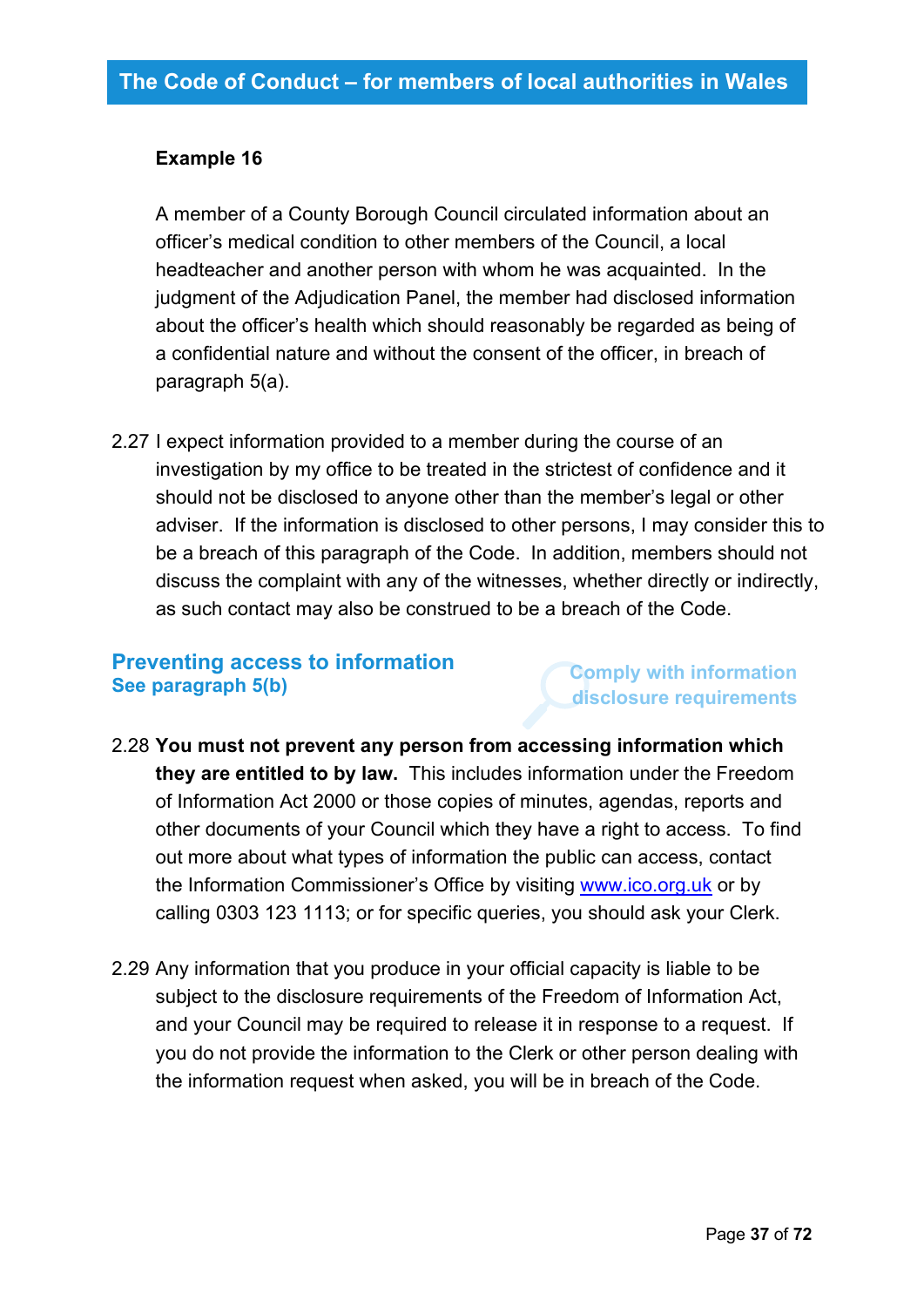**Example 16**

A member of a County Borough Council circulated information about an officer's medical condition to other members of the Council, a local headteacher and another person with whom he was acquainted. In the judgment of the Adjudication Panel, the member had disclosed information about the officer's health which should reasonably be regarded as being of a confidential nature and without the consent of the officer, in breach of paragraph 5(a).

2.27 I expect information provided to a member during the course of an investigation by my office to be treated in the strictest of confidence and it should not be disclosed to anyone other than the member's legal or other adviser. If the information is disclosed to other persons, I may consider this to be a breach of this paragraph of the Code. In addition, members should not discuss the complaint with any of the witnesses, whether directly or indirectly, as such contact may also be construed to be a breach of the Code.

## Preventing access to information

### See paragraph 5(b)

Comply with information disclosure requirements

2.28 **You must not prevent any person from accessing information which they are entitled to by law.** This includes information under the Freedom of Information Act 2000 or those copies of minutes, agendas, reports and other documents of your Council which they have a right to access. To find out more about what types of information the public can access, contact the Information Commissioner's Office by visiting www.ico.org.uk or by calling 0303 123 1113; or for specific queries, you should ask your Clerk.

2.29 Any information that you produce in your official capacity is liable to be subject to the disclosure requirements of the Freedom of Information Act, and your Council may be required to release it in response to a request. If you do not provide the information to the Clerk or other person dealing with the information request when asked, you will be in breach of the Code.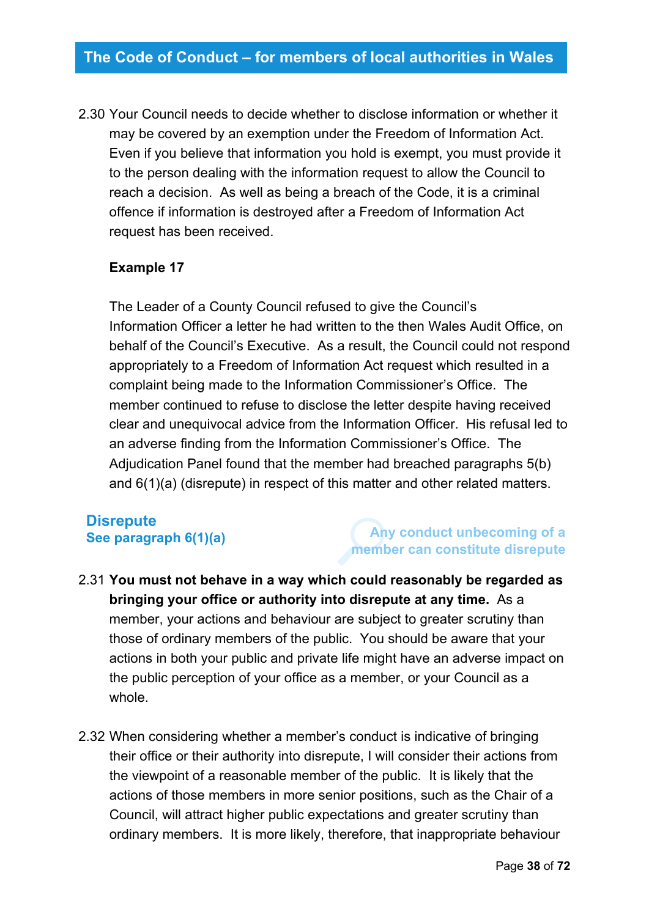2.30 Your Council needs to decide whether to disclose information or whether it may be covered by an exemption under the Freedom of Information Act. Even if you believe that information you hold is exempt, you must provide it to the person dealing with the information request to allow the Council to reach a decision. As well as being a breach of the Code, it is a criminal offence if information is destroyed after a Freedom of Information Act request has been received.

**Example 17**

The Leader of a County Council refused to give the Council's Information Officer a letter he had written to the then Wales Audit Office, on behalf of the Council's Executive. As a result, the Council could not respond appropriately to a Freedom of Information Act request which resulted in a complaint being made to the Information Commissioner's Office. The member continued to refuse to disclose the letter despite having received clear and unequivocal advice from the Information Officer. His refusal led to an adverse finding from the Information Commissioner's Office. The Adjudication Panel found that the member had breached paragraphs 5(b) and 6(1)(a) (disrepute) in respect of this matter and other related matters.

## Disrepute

### See paragraph 6(1)(a)

Any conduct unbecoming of a member can constitute disrepute

2.31 **You must not behave in a way which could reasonably be regarded as bringing your office or authority into disrepute at any time.** As a member, your actions and behaviour are subject to greater scrutiny than those of ordinary members of the public. You should be aware that your actions in both your public and private life might have an adverse impact on the public perception of your office as a member, or your Council as a whole.

2.32 When considering whether a member's conduct is indicative of bringing their office or their authority into disrepute, I will consider their actions from the viewpoint of a reasonable member of the public. It is likely that the actions of those members in more senior positions, such as the Chair of a Council, will attract higher public expectations and greater scrutiny than ordinary members. It is more likely, therefore, that inappropriate behaviour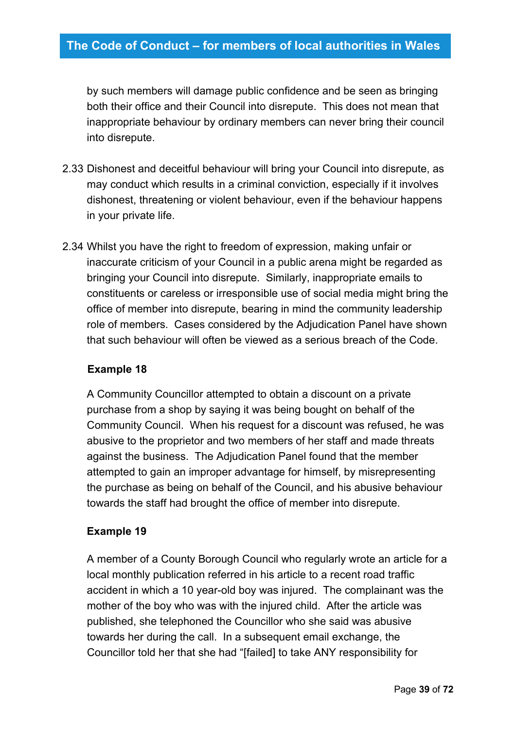by such members will damage public confidence and be seen as bringing both their office and their Council into disrepute. This does not mean that inappropriate behaviour by ordinary members can never bring their council into disrepute.

2.33 Dishonest and deceitful behaviour will bring your Council into disrepute, as may conduct which results in a criminal conviction, especially if it involves dishonest, threatening or violent behaviour, even if the behaviour happens in your private life.

2.34 Whilst you have the right to freedom of expression, making unfair or inaccurate criticism of your Council in a public arena might be regarded as bringing your Council into disrepute. Similarly, inappropriate emails to constituents or careless or irresponsible use of social media might bring the office of member into disrepute, bearing in mind the community leadership role of members. Cases considered by the Adjudication Panel have shown that such behaviour will often be viewed as a serious breach of the Code.

**Example 18**

A Community Councillor attempted to obtain a discount on a private purchase from a shop by saying it was being bought on behalf of the Community Council. When his request for a discount was refused, he was abusive to the proprietor and two members of her staff and made threats against the business. The Adjudication Panel found that the member attempted to gain an improper advantage for himself, by misrepresenting the purchase as being on behalf of the Council, and his abusive behaviour towards the staff had brought the office of member into disrepute.

**Example 19**

A member of a County Borough Council who regularly wrote an article for a local monthly publication referred in his article to a recent road traffic accident in which a 10 year-old boy was injured. The complainant was the mother of the boy who was with the injured child. After the article was published, she telephoned the Councillor who she said was abusive towards her during the call. In a subsequent email exchange, the Councillor told her that she had "[failed] to take ANY responsibility for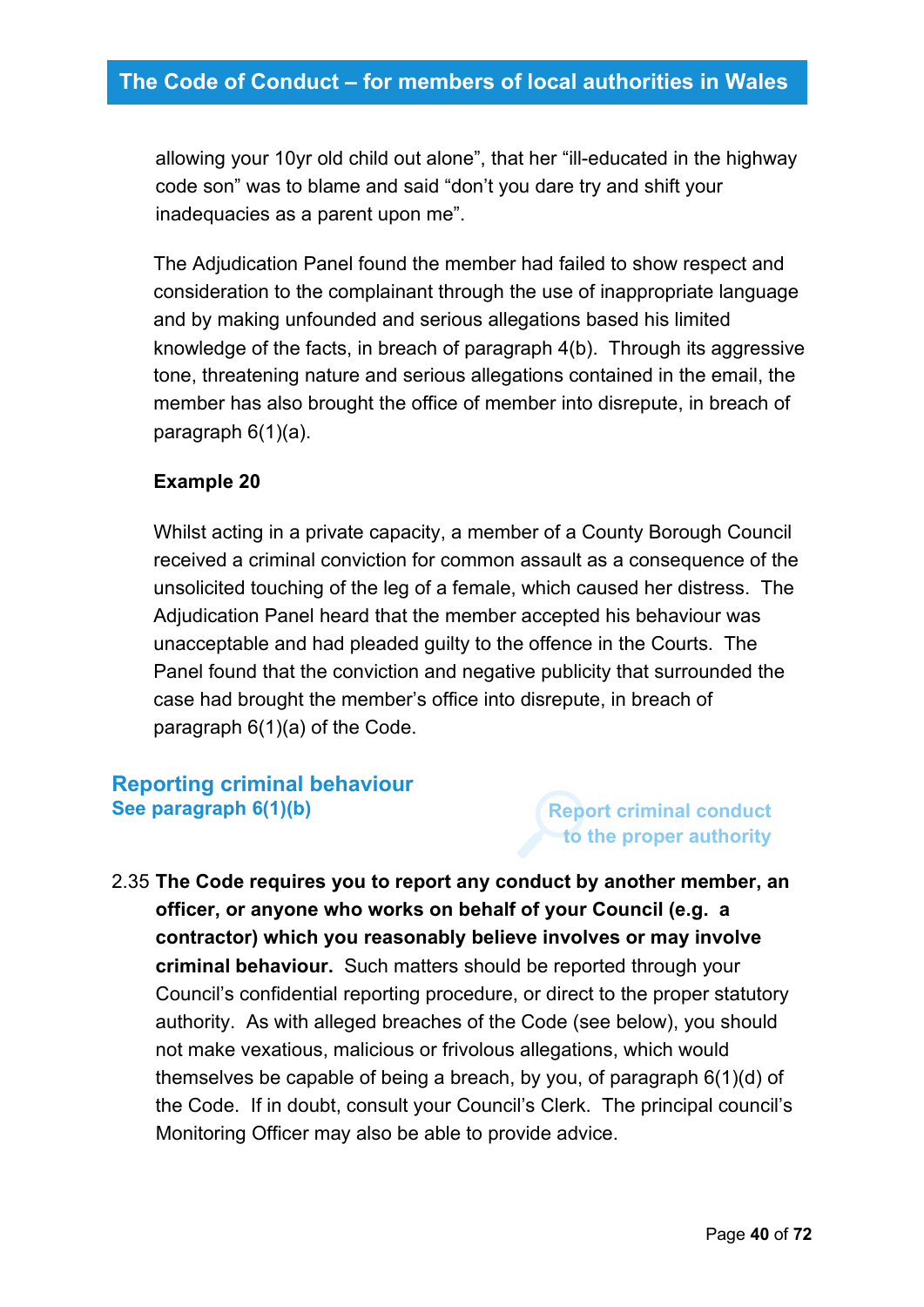allowing your 10yr old child out alone", that her "ill-educated in the highway code son" was to blame and said "don't you dare try and shift your inadequacies as a parent upon me".

The Adjudication Panel found the member had failed to show respect and consideration to the complainant through the use of inappropriate language and by making unfounded and serious allegations based his limited knowledge of the facts, in breach of paragraph 4(b). Through its aggressive tone, threatening nature and serious allegations contained in the email, the member has also brought the office of member into disrepute, in breach of paragraph 6(1)(a).

**Example 20**

Whilst acting in a private capacity, a member of a County Borough Council received a criminal conviction for common assault as a consequence of the unsolicited touching of the leg of a female, which caused her distress. The Adjudication Panel heard that the member accepted his behaviour was unacceptable and had pleaded guilty to the offence in the Courts. The Panel found that the conviction and negative publicity that surrounded the case had brought the member's office into disrepute, in breach of paragraph 6(1)(a) of the Code.

## Reporting criminal behaviour

**See paragraph 6(1)(b)**

Report criminal conduct to the proper authority

2.35 **The Code requires you to report any conduct by another member, an officer, or anyone who works on behalf of your Council (e.g. a contractor) which you reasonably believe involves or may involve criminal behaviour.** Such matters should be reported through your Council's confidential reporting procedure, or direct to the proper statutory authority. As with alleged breaches of the Code (see below), you should not make vexatious, malicious or frivolous allegations, which would themselves be capable of being a breach, by you, of paragraph 6(1)(d) of the Code. If in doubt, consult your Council's Clerk. The principal council's Monitoring Officer may also be able to provide advice.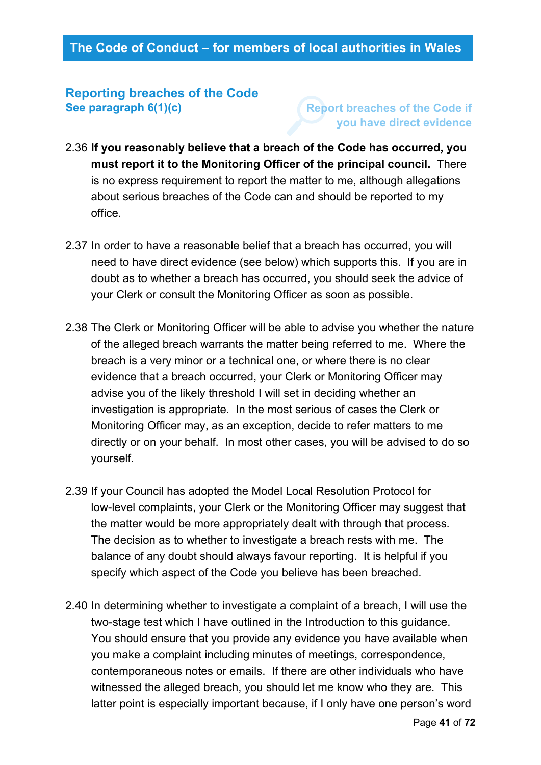## Reporting breaches of the Code

**See paragraph 6(1)(c)**

**Report breaches of the Code if you have direct evidence**

2.36 **If you reasonably believe that a breach of the Code has occurred, you must report it to the Monitoring Officer of the principal council.** There is no express requirement to report the matter to me, although allegations about serious breaches of the Code can and should be reported to my office.

2.37 In order to have a reasonable belief that a breach has occurred, you will need to have direct evidence (see below) which supports this. If you are in doubt as to whether a breach has occurred, you should seek the advice of your Clerk or consult the Monitoring Officer as soon as possible.

2.38 The Clerk or Monitoring Officer will be able to advise you whether the nature of the alleged breach warrants the matter being referred to me. Where the breach is a very minor or a technical one, or where there is no clear evidence that a breach occurred, your Clerk or Monitoring Officer may advise you of the likely threshold I will set in deciding whether an investigation is appropriate. In the most serious of cases the Clerk or Monitoring Officer may, as an exception, decide to refer matters to me directly or on your behalf. In most other cases, you will be advised to do so yourself.

2.39 If your Council has adopted the Model Local Resolution Protocol for low-level complaints, your Clerk or the Monitoring Officer may suggest that the matter would be more appropriately dealt with through that process. The decision as to whether to investigate a breach rests with me. The balance of any doubt should always favour reporting. It is helpful if you specify which aspect of the Code you believe has been breached.

2.40 In determining whether to investigate a complaint of a breach, I will use the two-stage test which I have outlined in the Introduction to this guidance. You should ensure that you provide any evidence you have available when you make a complaint including minutes of meetings, correspondence, contemporaneous notes or emails. If there are other individuals who have witnessed the alleged breach, you should let me know who they are. This latter point is especially important because, if I only have one person's word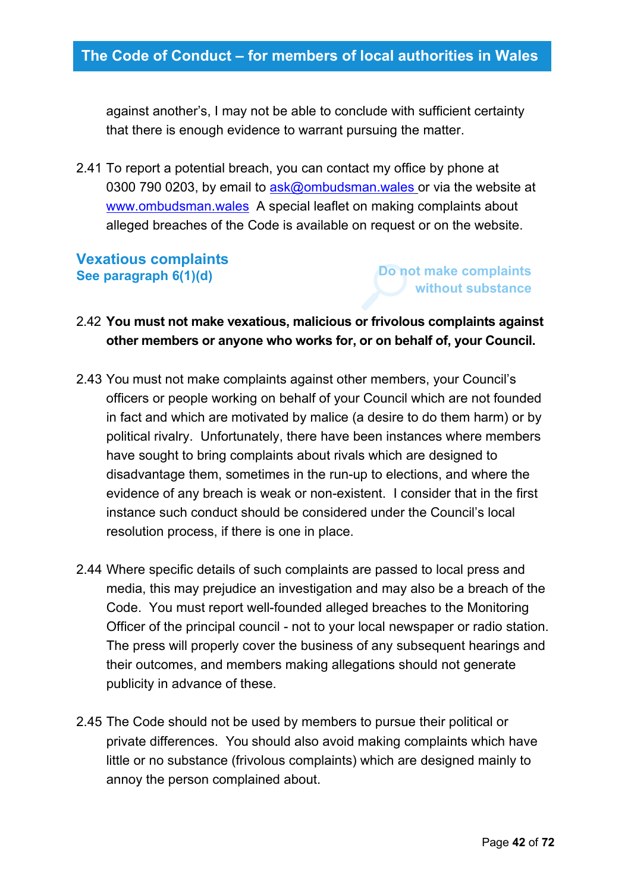against another's, I may not be able to conclude with sufficient certainty that there is enough evidence to warrant pursuing the matter.

2.41 To report a potential breach, you can contact my office by phone at 0300 790 0203, by email to ask@ombudsman.wales or via the website at www.ombudsman.wales A special leaflet on making complaints about alleged breaches of the Code is available on request or on the website.

## Vexatious complaints

**See paragraph 6(1)(d)**

Do not make complaints without substance

2.42 **You must not make vexatious, malicious or frivolous complaints against other members or anyone who works for, or on behalf of, your Council.**

2.43 You must not make complaints against other members, your Council's officers or people working on behalf of your Council which are not founded in fact and which are motivated by malice (a desire to do them harm) or by political rivalry. Unfortunately, there have been instances where members have sought to bring complaints about rivals which are designed to disadvantage them, sometimes in the run-up to elections, and where the evidence of any breach is weak or non-existent. I consider that in the first instance such conduct should be considered under the Council's local resolution process, if there is one in place.

2.44 Where specific details of such complaints are passed to local press and media, this may prejudice an investigation and may also be a breach of the Code. You must report well-founded alleged breaches to the Monitoring Officer of the principal council - not to your local newspaper or radio station. The press will properly cover the business of any subsequent hearings and their outcomes, and members making allegations should not generate publicity in advance of these.

2.45 The Code should not be used by members to pursue their political or private differences. You should also avoid making complaints which have little or no substance (frivolous complaints) which are designed mainly to annoy the person complained about.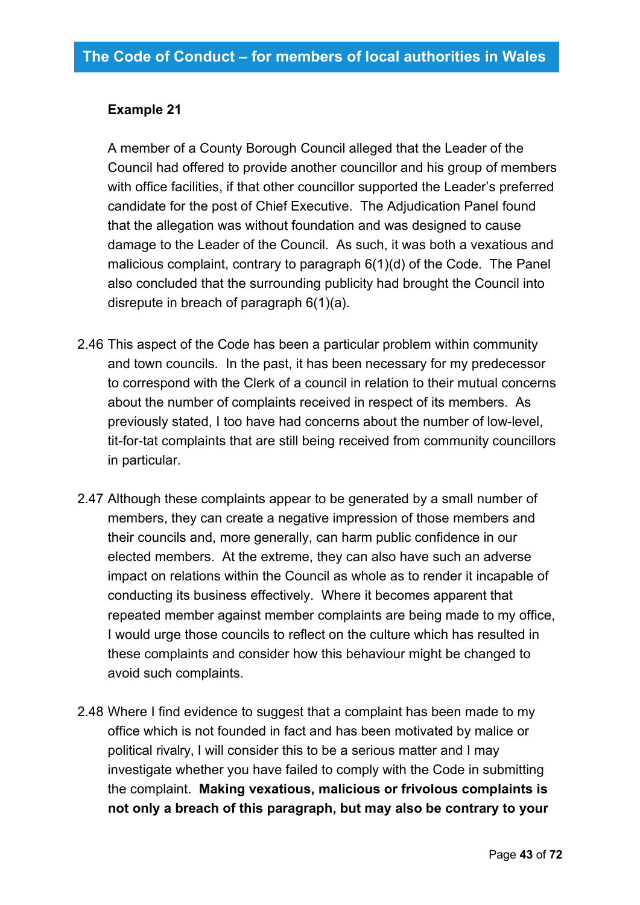**Example 21**

A member of a County Borough Council alleged that the Leader of the Council had offered to provide another councillor and his group of members with office facilities, if that other councillor supported the Leader's preferred candidate for the post of Chief Executive. The Adjudication Panel found that the allegation was without foundation and was designed to cause damage to the Leader of the Council. As such, it was both a vexatious and malicious complaint, contrary to paragraph 6(1)(d) of the Code. The Panel also concluded that the surrounding publicity had brought the Council into disrepute in breach of paragraph 6(1)(a).

2.46 This aspect of the Code has been a particular problem within community and town councils. In the past, it has been necessary for my predecessor to correspond with the Clerk of a council in relation to their mutual concerns about the number of complaints received in respect of its members. As previously stated, I too have had concerns about the number of low-level, tit-for-tat complaints that are still being received from community councillors in particular.

2.47 Although these complaints appear to be generated by a small number of members, they can create a negative impression of those members and their councils and, more generally, can harm public confidence in our elected members. At the extreme, they can also have such an adverse impact on relations within the Council as whole as to render it incapable of conducting its business effectively. Where it becomes apparent that repeated member against member complaints are being made to my office, I would urge those councils to reflect on the culture which has resulted in these complaints and consider how this behaviour might be changed to avoid such complaints.

2.48 Where I find evidence to suggest that a complaint has been made to my office which is not founded in fact and has been motivated by malice or political rivalry, I will consider this to be a serious matter and I may investigate whether you have failed to comply with the Code in submitting the complaint. **Making vexatious, malicious or frivolous complaints is not only a breach of this paragraph, but may also be contrary to your**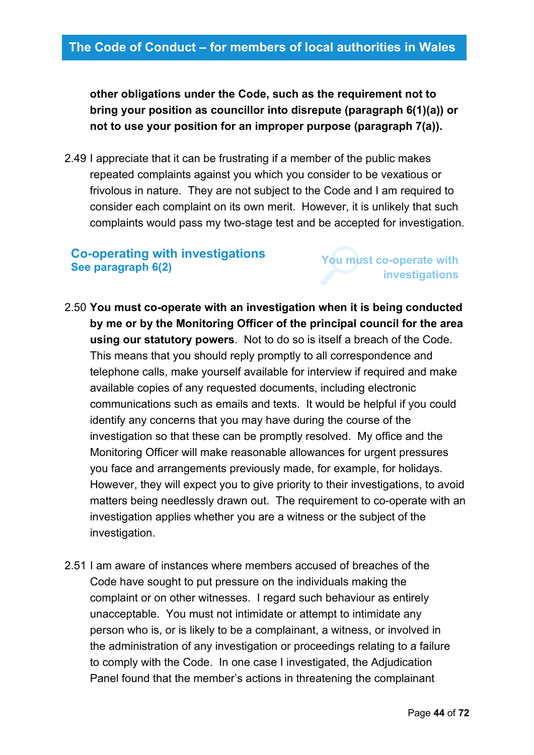**other obligations under the Code, such as the requirement not to bring your position as councillor into disrepute (paragraph 6(1)(a)) or not to use your position for an improper purpose (paragraph 7(a)).**

2.49 I appreciate that it can be frustrating if a member of the public makes repeated complaints against you which you consider to be vexatious or frivolous in nature. They are not subject to the Code and I am required to consider each complaint on its own merit. However, it is unlikely that such complaints would pass my two-stage test and be accepted for investigation.

### Co-operating with investigations
**See paragraph 6(2)**

You must co-operate with investigations

2.50 **You must co-operate with an investigation when it is being conducted by me or by the Monitoring Officer of the principal council for the area using our statutory powers**. Not to do so is itself a breach of the Code. This means that you should reply promptly to all correspondence and telephone calls, make yourself available for interview if required and make available copies of any requested documents, including electronic communications such as emails and texts. It would be helpful if you could identify any concerns that you may have during the course of the investigation so that these can be promptly resolved. My office and the Monitoring Officer will make reasonable allowances for urgent pressures you face and arrangements previously made, for example, for holidays. However, they will expect you to give priority to their investigations, to avoid matters being needlessly drawn out. The requirement to co-operate with an investigation applies whether you are a witness or the subject of the investigation.

2.51 I am aware of instances where members accused of breaches of the Code have sought to put pressure on the individuals making the complaint or on other witnesses. I regard such behaviour as entirely unacceptable. You must not intimidate or attempt to intimidate any person who is, or is likely to be a complainant, a witness, or involved in the administration of any investigation or proceedings relating to a failure to comply with the Code. In one case I investigated, the Adjudication Panel found that the member's actions in threatening the complainant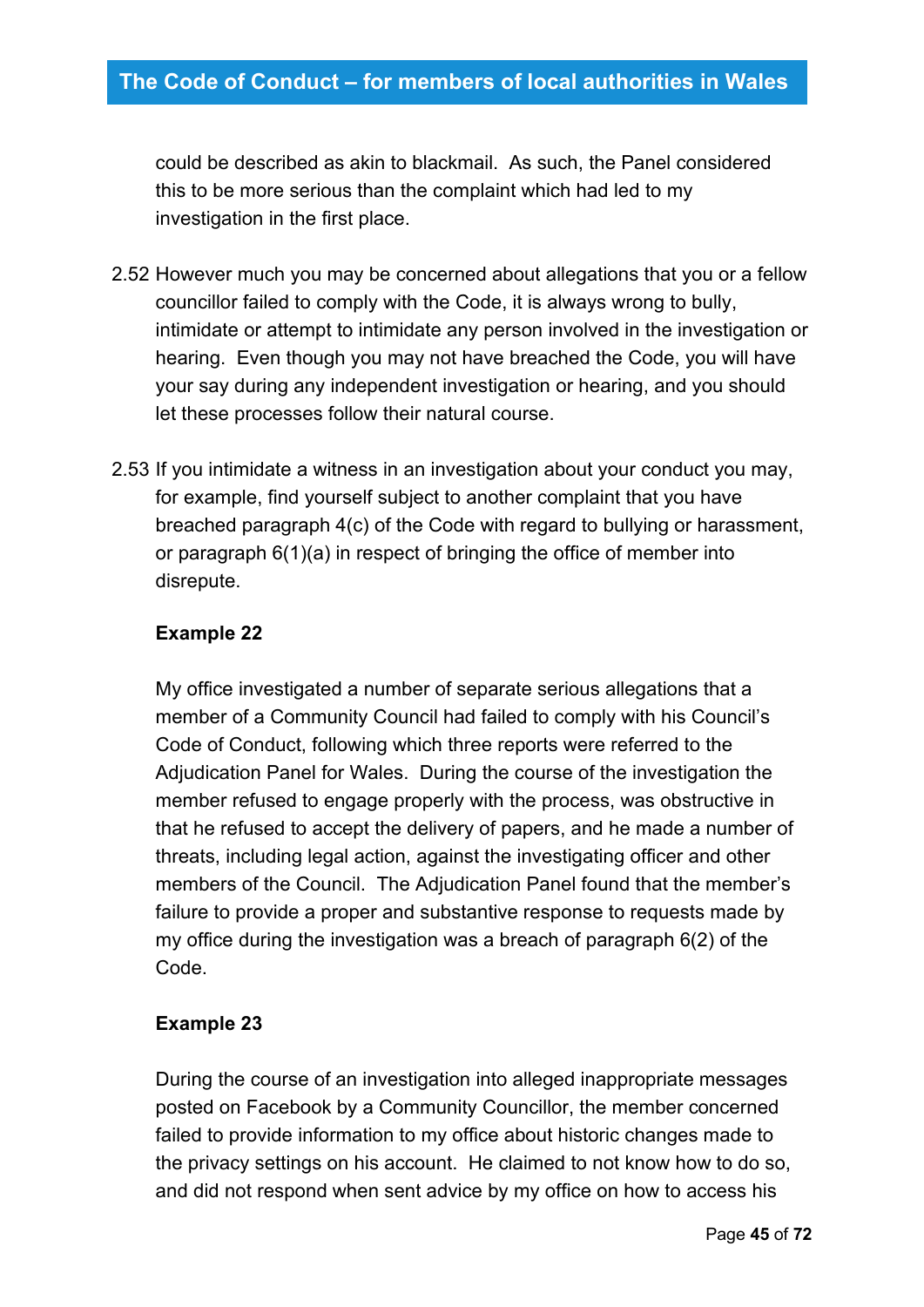could be described as akin to blackmail. As such, the Panel considered this to be more serious than the complaint which had led to my investigation in the first place.

2.52 However much you may be concerned about allegations that you or a fellow councillor failed to comply with the Code, it is always wrong to bully, intimidate or attempt to intimidate any person involved in the investigation or hearing. Even though you may not have breached the Code, you will have your say during any independent investigation or hearing, and you should let these processes follow their natural course.

2.53 If you intimidate a witness in an investigation about your conduct you may, for example, find yourself subject to another complaint that you have breached paragraph 4(c) of the Code with regard to bullying or harassment, or paragraph 6(1)(a) in respect of bringing the office of member into disrepute.

**Example 22**

My office investigated a number of separate serious allegations that a member of a Community Council had failed to comply with his Council's Code of Conduct, following which three reports were referred to the Adjudication Panel for Wales. During the course of the investigation the member refused to engage properly with the process, was obstructive in that he refused to accept the delivery of papers, and he made a number of threats, including legal action, against the investigating officer and other members of the Council. The Adjudication Panel found that the member's failure to provide a proper and substantive response to requests made by my office during the investigation was a breach of paragraph 6(2) of the Code.

**Example 23**

During the course of an investigation into alleged inappropriate messages posted on Facebook by a Community Councillor, the member concerned failed to provide information to my office about historic changes made to the privacy settings on his account. He claimed to not know how to do so, and did not respond when sent advice by my office on how to access his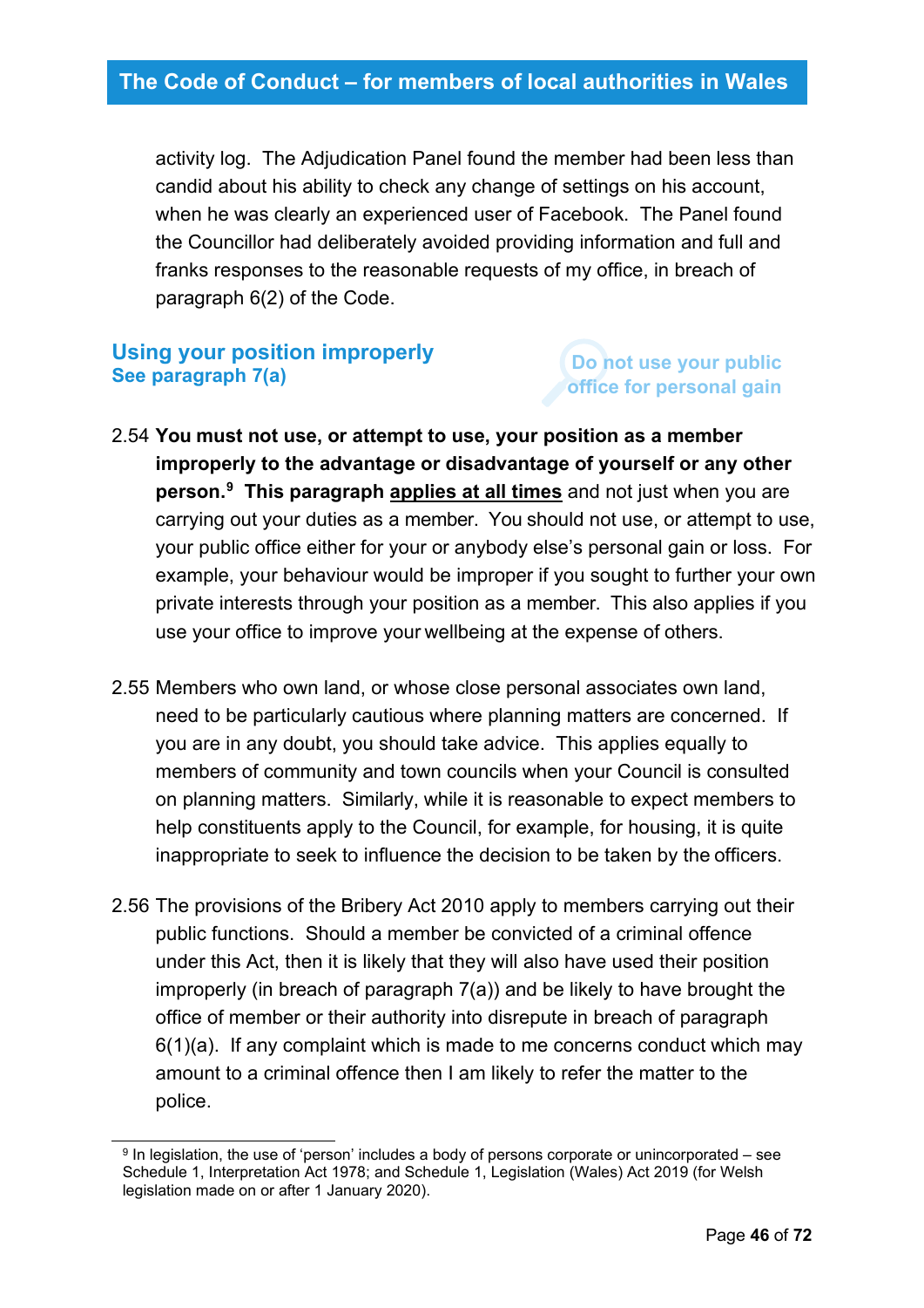activity log. The Adjudication Panel found the member had been less than candid about his ability to check any change of settings on his account, when he was clearly an experienced user of Facebook. The Panel found the Councillor had deliberately avoided providing information and full and franks responses to the reasonable requests of my office, in breach of paragraph 6(2) of the Code.

## Using your position improperly
### See paragraph 7(a)

Do not use your public office for personal gain

2.54 **You must not use, or attempt to use, your position as a member improperly to the advantage or disadvantage of yourself or any other person.**[9] **This paragraph applies at all times** and not just when you are carrying out your duties as a member. You should not use, or attempt to use, your public office either for your or anybody else's personal gain or loss. For example, your behaviour would be improper if you sought to further your own private interests through your position as a member. This also applies if you use your office to improve your wellbeing at the expense of others.

2.55 Members who own land, or whose close personal associates own land, need to be particularly cautious where planning matters are concerned. If you are in any doubt, you should take advice. This applies equally to members of community and town councils when your Council is consulted on planning matters. Similarly, while it is reasonable to expect members to help constituents apply to the Council, for example, for housing, it is quite inappropriate to seek to influence the decision to be taken by the officers.

2.56 The provisions of the Bribery Act 2010 apply to members carrying out their public functions. Should a member be convicted of a criminal offence under this Act, then it is likely that they will also have used their position improperly (in breach of paragraph 7(a)) and be likely to have brought the office of member or their authority into disrepute in breach of paragraph 6(1)(a). If any complaint which is made to me concerns conduct which may amount to a criminal offence then I am likely to refer the matter to the police.

[9] In legislation, the use of 'person' includes a body of persons corporate or unincorporated – see Schedule 1, Interpretation Act 1978; and Schedule 1, Legislation (Wales) Act 2019 (for Welsh legislation made on or after 1 January 2020).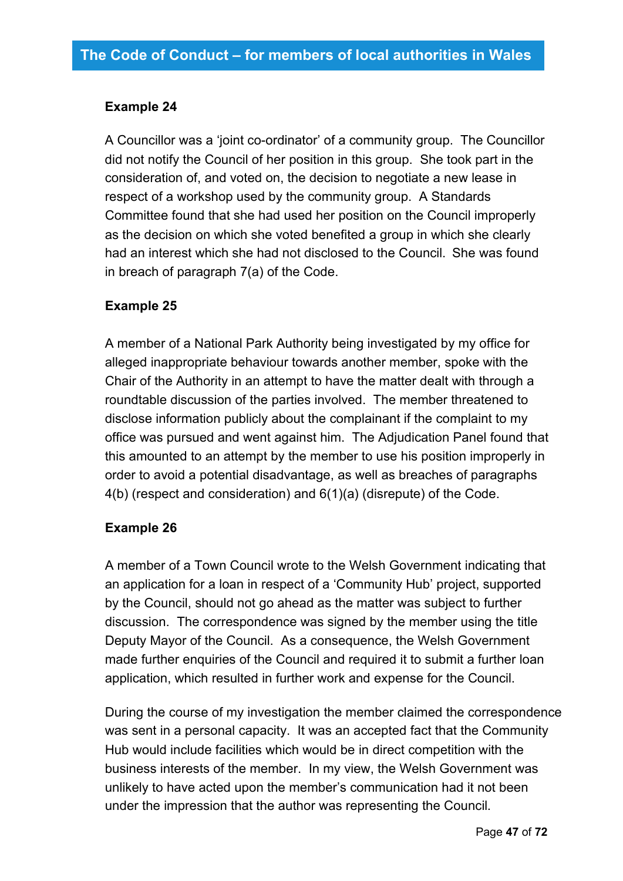**Example 24**

A Councillor was a 'joint co-ordinator' of a community group. The Councillor did not notify the Council of her position in this group. She took part in the consideration of, and voted on, the decision to negotiate a new lease in respect of a workshop used by the community group. A Standards Committee found that she had used her position on the Council improperly as the decision on which she voted benefited a group in which she clearly had an interest which she had not disclosed to the Council. She was found in breach of paragraph 7(a) of the Code.

**Example 25**

A member of a National Park Authority being investigated by my office for alleged inappropriate behaviour towards another member, spoke with the Chair of the Authority in an attempt to have the matter dealt with through a roundtable discussion of the parties involved. The member threatened to disclose information publicly about the complainant if the complaint to my office was pursued and went against him. The Adjudication Panel found that this amounted to an attempt by the member to use his position improperly in order to avoid a potential disadvantage, as well as breaches of paragraphs 4(b) (respect and consideration) and 6(1)(a) (disrepute) of the Code.

**Example 26**

A member of a Town Council wrote to the Welsh Government indicating that an application for a loan in respect of a 'Community Hub' project, supported by the Council, should not go ahead as the matter was subject to further discussion. The correspondence was signed by the member using the title Deputy Mayor of the Council. As a consequence, the Welsh Government made further enquiries of the Council and required it to submit a further loan application, which resulted in further work and expense for the Council.

During the course of my investigation the member claimed the correspondence was sent in a personal capacity. It was an accepted fact that the Community Hub would include facilities which would be in direct competition with the business interests of the member. In my view, the Welsh Government was unlikely to have acted upon the member's communication had it not been under the impression that the author was representing the Council.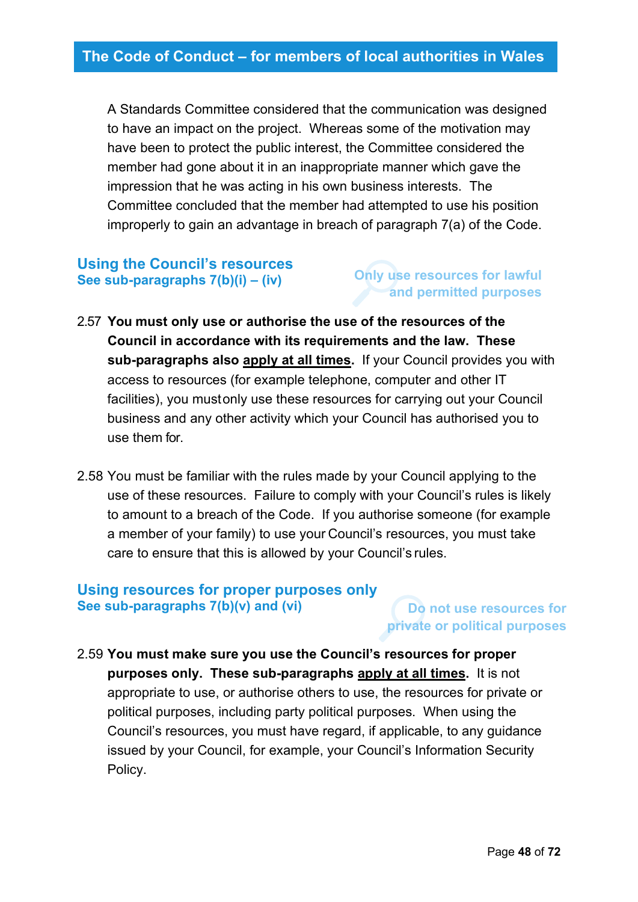A Standards Committee considered that the communication was designed to have an impact on the project. Whereas some of the motivation may have been to protect the public interest, the Committee considered the member had gone about it in an inappropriate manner which gave the impression that he was acting in his own business interests. The Committee concluded that the member had attempted to use his position improperly to gain an advantage in breach of paragraph 7(a) of the Code.

## Using the Council's resources

**See sub-paragraphs 7(b)(i) – (iv)**

**Only use resources for lawful and permitted purposes**

2.57 **You must only use or authorise the use of the resources of the Council in accordance with its requirements and the law. These sub-paragraphs also apply at all times.** If your Council provides you with access to resources (for example telephone, computer and other IT facilities), you must only use these resources for carrying out your Council business and any other activity which your Council has authorised you to use them for.

2.58 You must be familiar with the rules made by your Council applying to the use of these resources. Failure to comply with your Council's rules is likely to amount to a breach of the Code. If you authorise someone (for example a member of your family) to use your Council's resources, you must take care to ensure that this is allowed by your Council's rules.

## Using resources for proper purposes only

**See sub-paragraphs 7(b)(v) and (vi)**

**Do not use resources for private or political purposes**

2.59 **You must make sure you use the Council's resources for proper purposes only. These sub-paragraphs apply at all times.** It is not appropriate to use, or authorise others to use, the resources for private or political purposes, including party political purposes. When using the Council's resources, you must have regard, if applicable, to any guidance issued by your Council, for example, your Council's Information Security Policy.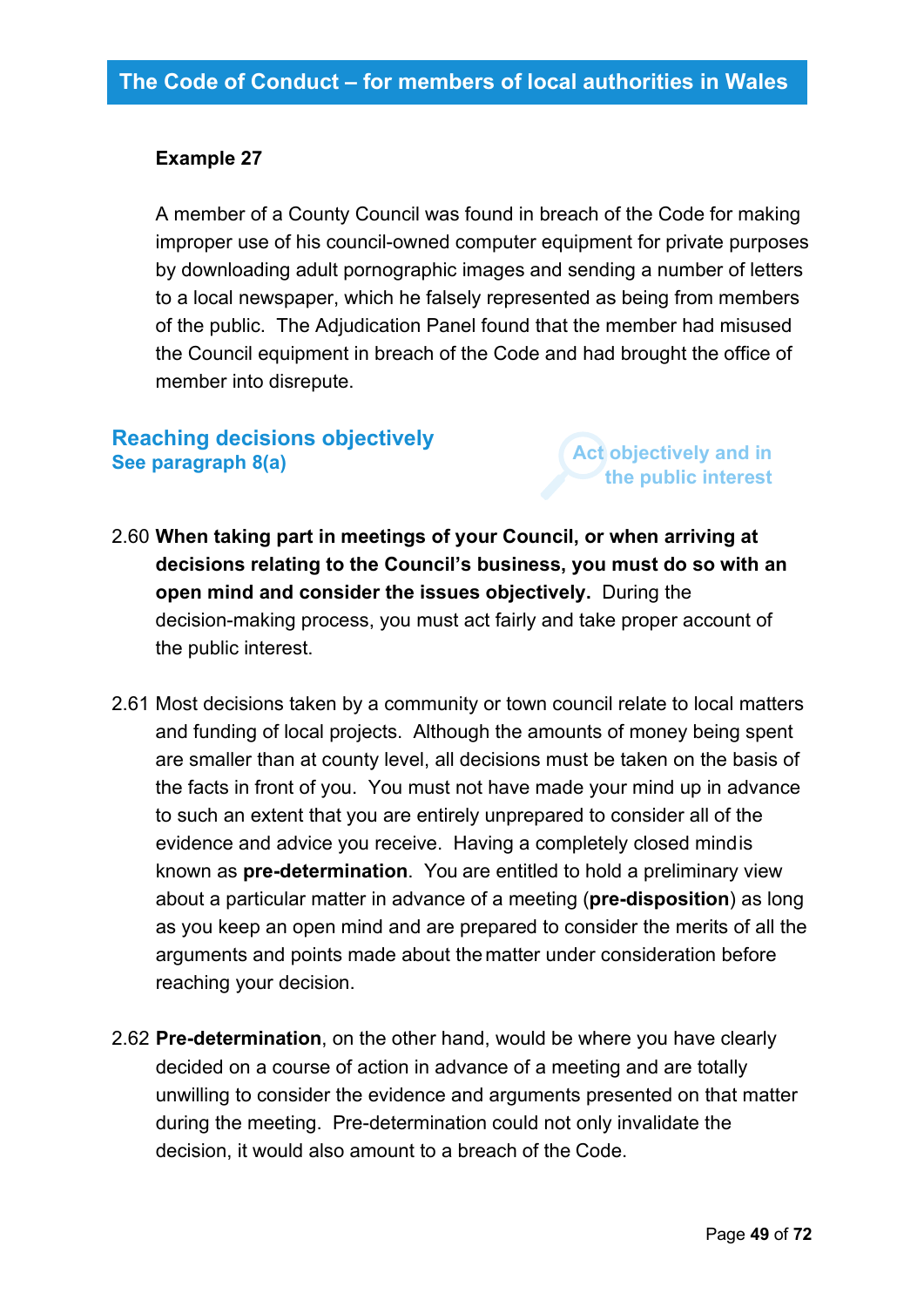**Example 27**

A member of a County Council was found in breach of the Code for making improper use of his council-owned computer equipment for private purposes by downloading adult pornographic images and sending a number of letters to a local newspaper, which he falsely represented as being from members of the public. The Adjudication Panel found that the member had misused the Council equipment in breach of the Code and had brought the office of member into disrepute.

## Reaching decisions objectively

**See paragraph 8(a)**

Act objectively and in the public interest

2.60 **When taking part in meetings of your Council, or when arriving at decisions relating to the Council's business, you must do so with an open mind and consider the issues objectively.** During the decision-making process, you must act fairly and take proper account of the public interest.

2.61 Most decisions taken by a community or town council relate to local matters and funding of local projects. Although the amounts of money being spent are smaller than at county level, all decisions must be taken on the basis of the facts in front of you. You must not have made your mind up in advance to such an extent that you are entirely unprepared to consider all of the evidence and advice you receive. Having a completely closed mind is known as **pre-determination**. You are entitled to hold a preliminary view about a particular matter in advance of a meeting (**pre-disposition**) as long as you keep an open mind and are prepared to consider the merits of all the arguments and points made about the matter under consideration before reaching your decision.

2.62 **Pre-determination**, on the other hand, would be where you have clearly decided on a course of action in advance of a meeting and are totally unwilling to consider the evidence and arguments presented on that matter during the meeting. Pre-determination could not only invalidate the decision, it would also amount to a breach of the Code.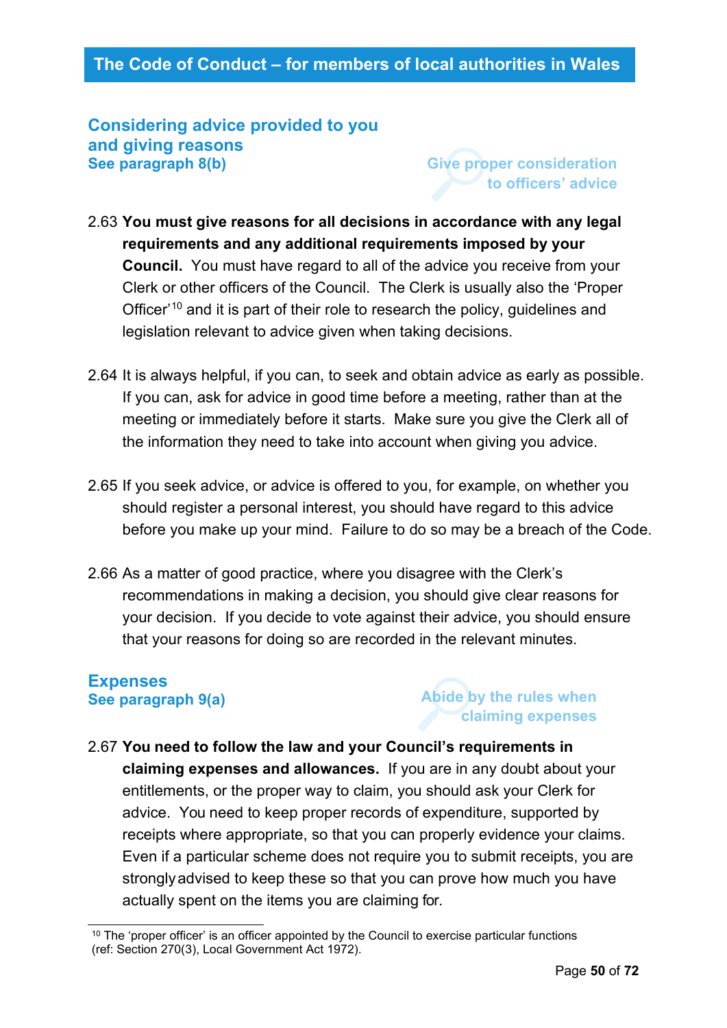## Considering advice provided to you and giving reasons

**See paragraph 8(b)**

**Give proper consideration to officers' advice**

2.63 **You must give reasons for all decisions in accordance with any legal requirements and any additional requirements imposed by your Council.** You must have regard to all of the advice you receive from your Clerk or other officers of the Council. The Clerk is usually also the 'Proper Officer'[10] and it is part of their role to research the policy, guidelines and legislation relevant to advice given when taking decisions.

2.64 It is always helpful, if you can, to seek and obtain advice as early as possible. If you can, ask for advice in good time before a meeting, rather than at the meeting or immediately before it starts. Make sure you give the Clerk all of the information they need to take into account when giving you advice.

2.65 If you seek advice, or advice is offered to you, for example, on whether you should register a personal interest, you should have regard to this advice before you make up your mind. Failure to do so may be a breach of the Code.

2.66 As a matter of good practice, where you disagree with the Clerk's recommendations in making a decision, you should give clear reasons for your decision. If you decide to vote against their advice, you should ensure that your reasons for doing so are recorded in the relevant minutes.

## Expenses

**See paragraph 9(a)**

**Abide by the rules when claiming expenses**

2.67 **You need to follow the law and your Council's requirements in claiming expenses and allowances.** If you are in any doubt about your entitlements, or the proper way to claim, you should ask your Clerk for advice. You need to keep proper records of expenditure, supported by receipts where appropriate, so that you can properly evidence your claims. Even if a particular scheme does not require you to submit receipts, you are strongly advised to keep these so that you can prove how much you have actually spent on the items you are claiming for.

---

[10] The 'proper officer' is an officer appointed by the Council to exercise particular functions (ref: Section 270(3), Local Government Act 1972).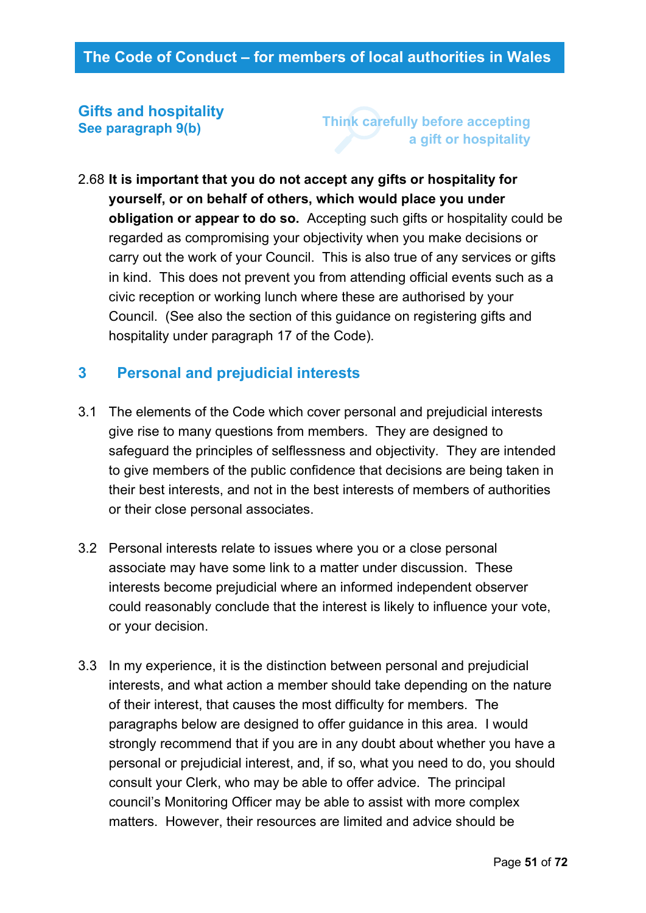## Gifts and hospitality

**See paragraph 9(b)**

Think carefully before accepting a gift or hospitality

2.68 **It is important that you do not accept any gifts or hospitality for yourself, or on behalf of others, which would place you under obligation or appear to do so.** Accepting such gifts or hospitality could be regarded as compromising your objectivity when you make decisions or carry out the work of your Council. This is also true of any services or gifts in kind. This does not prevent you from attending official events such as a civic reception or working lunch where these are authorised by your Council. (See also the section of this guidance on registering gifts and hospitality under paragraph 17 of the Code).

## 3 Personal and prejudicial interests

3.1 The elements of the Code which cover personal and prejudicial interests give rise to many questions from members. They are designed to safeguard the principles of selflessness and objectivity. They are intended to give members of the public confidence that decisions are being taken in their best interests, and not in the best interests of members of authorities or their close personal associates.

3.2 Personal interests relate to issues where you or a close personal associate may have some link to a matter under discussion. These interests become prejudicial where an informed independent observer could reasonably conclude that the interest is likely to influence your vote, or your decision.

3.3 In my experience, it is the distinction between personal and prejudicial interests, and what action a member should take depending on the nature of their interest, that causes the most difficulty for members. The paragraphs below are designed to offer guidance in this area. I would strongly recommend that if you are in any doubt about whether you have a personal or prejudicial interest, and, if so, what you need to do, you should consult your Clerk, who may be able to offer advice. The principal council's Monitoring Officer may be able to assist with more complex matters. However, their resources are limited and advice should be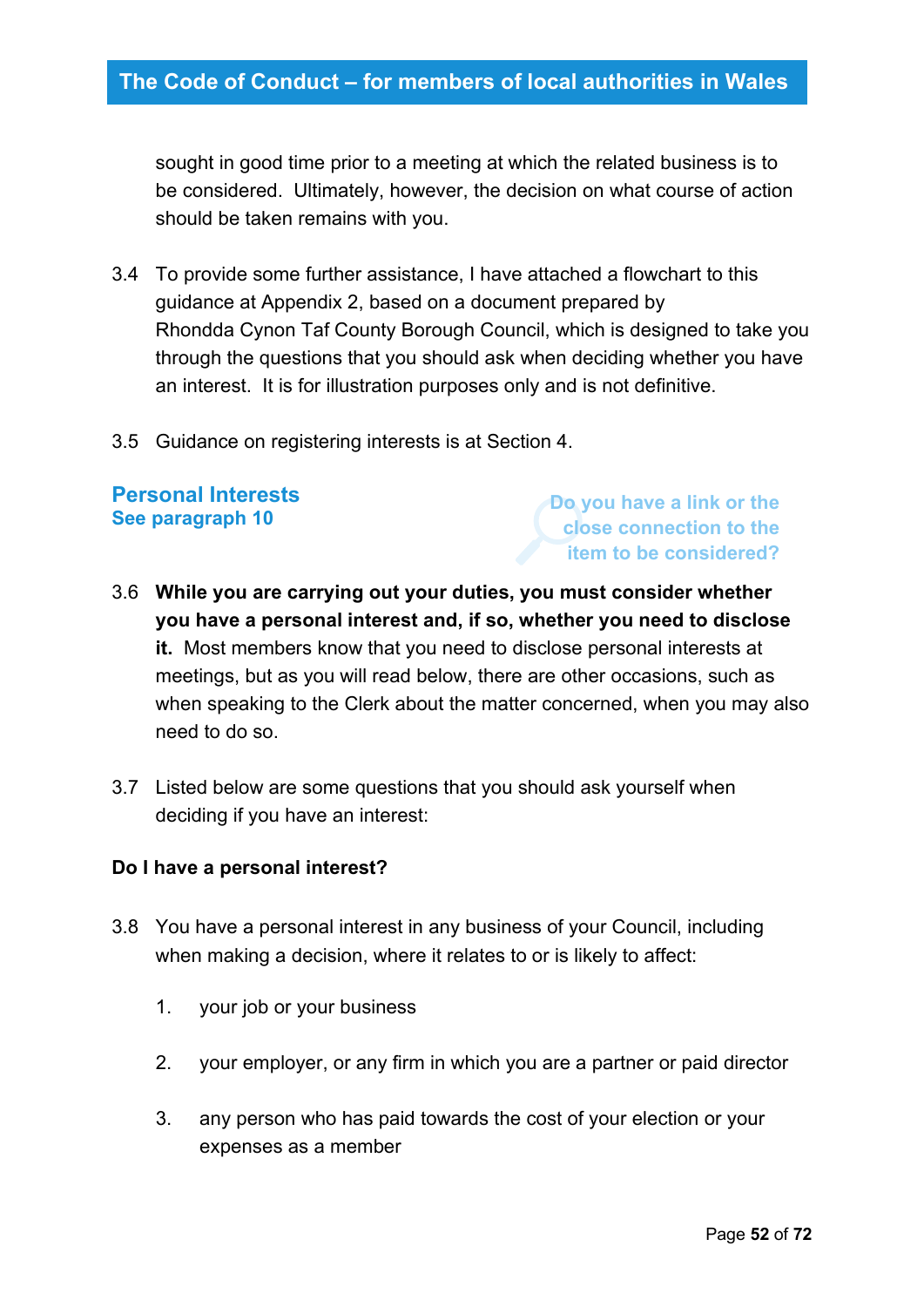sought in good time prior to a meeting at which the related business is to be considered. Ultimately, however, the decision on what course of action should be taken remains with you.

3.4 To provide some further assistance, I have attached a flowchart to this guidance at Appendix 2, based on a document prepared by Rhondda Cynon Taf County Borough Council, which is designed to take you through the questions that you should ask when deciding whether you have an interest. It is for illustration purposes only and is not definitive.

3.5 Guidance on registering interests is at Section 4.

## Personal Interests

### See paragraph 10

Do you have a link or the close connection to the item to be considered?

3.6 **While you are carrying out your duties, you must consider whether you have a personal interest and, if so, whether you need to disclose it.** Most members know that you need to disclose personal interests at meetings, but as you will read below, there are other occasions, such as when speaking to the Clerk about the matter concerned, when you may also need to do so.

3.7 Listed below are some questions that you should ask yourself when deciding if you have an interest:

**Do I have a personal interest?**

3.8 You have a personal interest in any business of your Council, including when making a decision, where it relates to or is likely to affect:

1. your job or your business
2. your employer, or any firm in which you are a partner or paid director
3. any person who has paid towards the cost of your election or your expenses as a member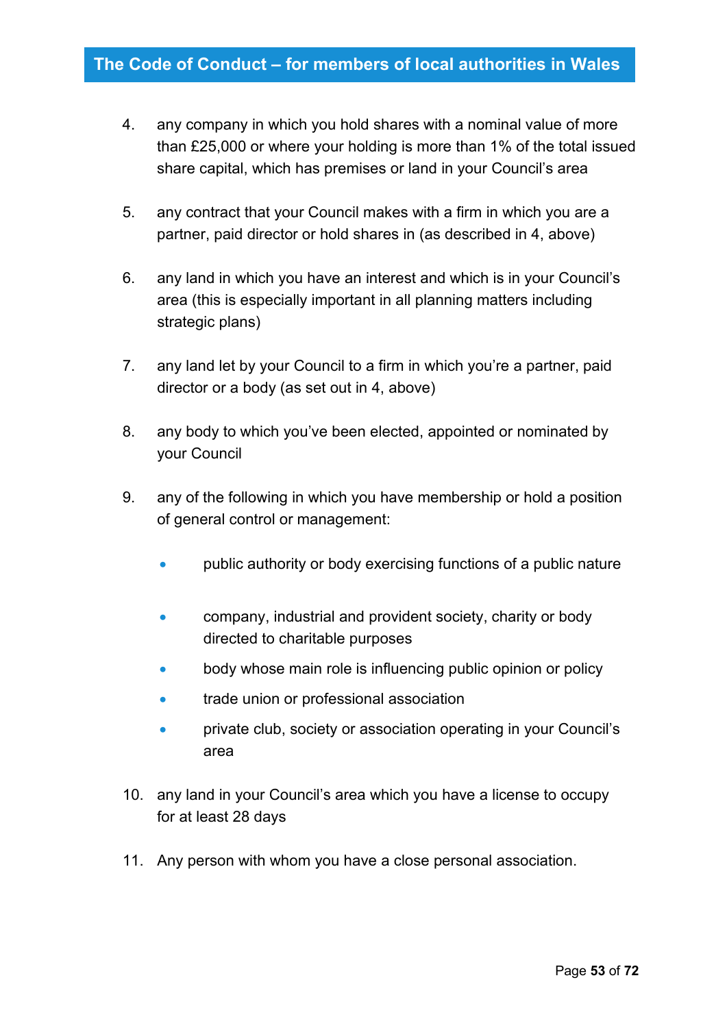4. any company in which you hold shares with a nominal value of more than £25,000 or where your holding is more than 1% of the total issued share capital, which has premises or land in your Council's area

5. any contract that your Council makes with a firm in which you are a partner, paid director or hold shares in (as described in 4, above)

6. any land in which you have an interest and which is in your Council's area (this is especially important in all planning matters including strategic plans)

7. any land let by your Council to a firm in which you're a partner, paid director or a body (as set out in 4, above)

8. any body to which you've been elected, appointed or nominated by your Council

9. any of the following in which you have membership or hold a position of general control or management:

    - public authority or body exercising functions of a public nature
    - company, industrial and provident society, charity or body directed to charitable purposes
    - body whose main role is influencing public opinion or policy
    - trade union or professional association
    - private club, society or association operating in your Council's area

10. any land in your Council's area which you have a license to occupy for at least 28 days

11. Any person with whom you have a close personal association.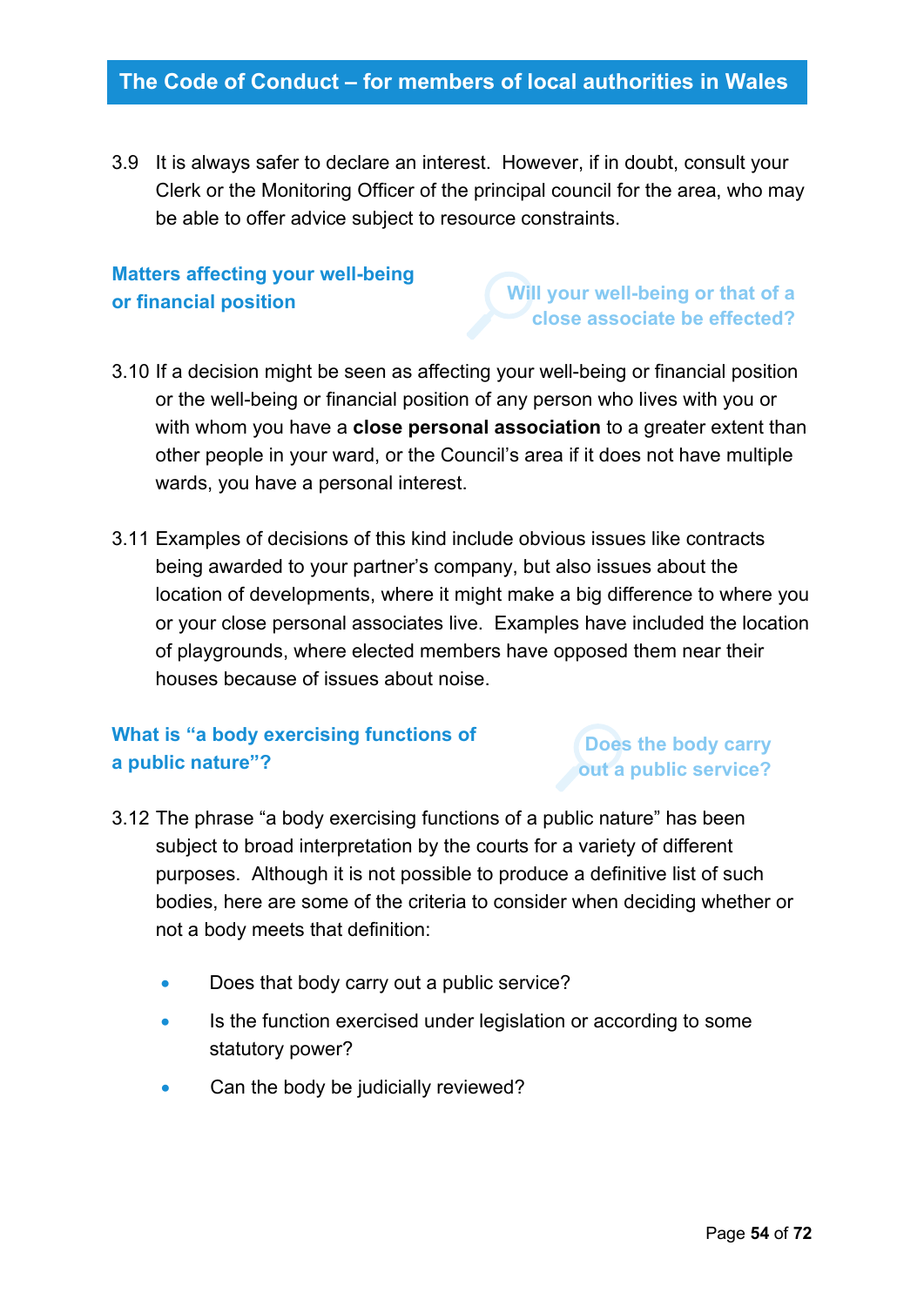3.9 It is always safer to declare an interest. However, if in doubt, consult your Clerk or the Monitoring Officer of the principal council for the area, who may be able to offer advice subject to resource constraints.

### Matters affecting your well-being or financial position

**Will your well-being or that of a close associate be effected?**

3.10 If a decision might be seen as affecting your well-being or financial position or the well-being or financial position of any person who lives with you or with whom you have a **close personal association** to a greater extent than other people in your ward, or the Council's area if it does not have multiple wards, you have a personal interest.

3.11 Examples of decisions of this kind include obvious issues like contracts being awarded to your partner's company, but also issues about the location of developments, where it might make a big difference to where you or your close personal associates live. Examples have included the location of playgrounds, where elected members have opposed them near their houses because of issues about noise.

### What is "a body exercising functions of a public nature"?

**Does the body carry out a public service?**

3.12 The phrase "a body exercising functions of a public nature" has been subject to broad interpretation by the courts for a variety of different purposes. Although it is not possible to produce a definitive list of such bodies, here are some of the criteria to consider when deciding whether or not a body meets that definition:

- Does that body carry out a public service?
- Is the function exercised under legislation or according to some statutory power?
- Can the body be judicially reviewed?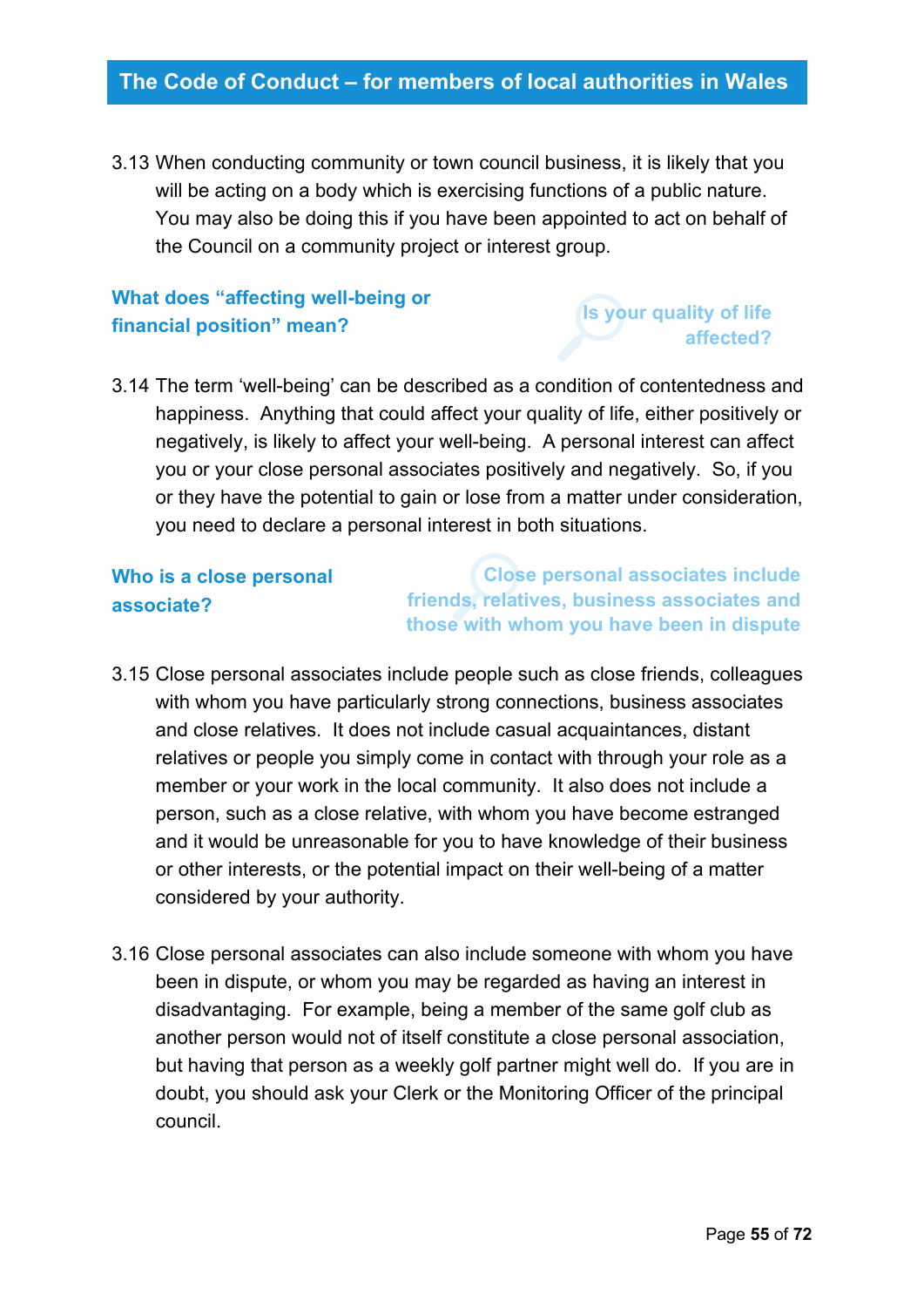3.13 When conducting community or town council business, it is likely that you will be acting on a body which is exercising functions of a public nature. You may also be doing this if you have been appointed to act on behalf of the Council on a community project or interest group.

### What does "affecting well-being or financial position" mean?

**Is your quality of life affected?**

3.14 The term 'well-being' can be described as a condition of contentedness and happiness. Anything that could affect your quality of life, either positively or negatively, is likely to affect your well-being. A personal interest can affect you or your close personal associates positively and negatively. So, if you or they have the potential to gain or lose from a matter under consideration, you need to declare a personal interest in both situations.

### Who is a close personal associate?

**Close personal associates include friends, relatives, business associates and those with whom you have been in dispute**

3.15 Close personal associates include people such as close friends, colleagues with whom you have particularly strong connections, business associates and close relatives. It does not include casual acquaintances, distant relatives or people you simply come in contact with through your role as a member or your work in the local community. It also does not include a person, such as a close relative, with whom you have become estranged and it would be unreasonable for you to have knowledge of their business or other interests, or the potential impact on their well-being of a matter considered by your authority.

3.16 Close personal associates can also include someone with whom you have been in dispute, or whom you may be regarded as having an interest in disadvantaging. For example, being a member of the same golf club as another person would not of itself constitute a close personal association, but having that person as a weekly golf partner might well do. If you are in doubt, you should ask your Clerk or the Monitoring Officer of the principal council.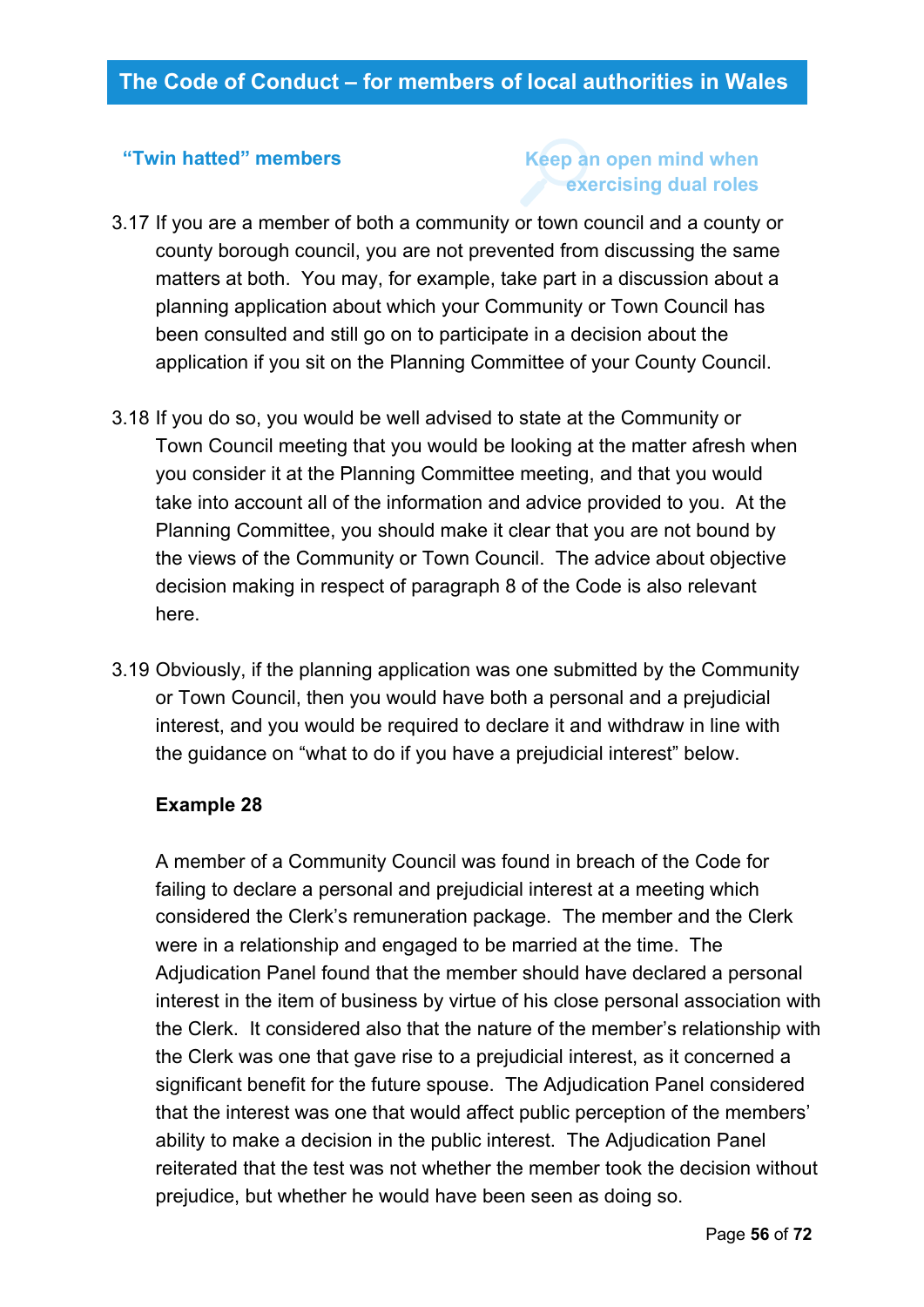## "Twin hatted" members

Keep an open mind when exercising dual roles

3.17 If you are a member of both a community or town council and a county or county borough council, you are not prevented from discussing the same matters at both. You may, for example, take part in a discussion about a planning application about which your Community or Town Council has been consulted and still go on to participate in a decision about the application if you sit on the Planning Committee of your County Council.

3.18 If you do so, you would be well advised to state at the Community or Town Council meeting that you would be looking at the matter afresh when you consider it at the Planning Committee meeting, and that you would take into account all of the information and advice provided to you. At the Planning Committee, you should make it clear that you are not bound by the views of the Community or Town Council. The advice about objective decision making in respect of paragraph 8 of the Code is also relevant here.

3.19 Obviously, if the planning application was one submitted by the Community or Town Council, then you would have both a personal and a prejudicial interest, and you would be required to declare it and withdraw in line with the guidance on "what to do if you have a prejudicial interest" below.

**Example 28**

A member of a Community Council was found in breach of the Code for failing to declare a personal and prejudicial interest at a meeting which considered the Clerk's remuneration package. The member and the Clerk were in a relationship and engaged to be married at the time. The Adjudication Panel found that the member should have declared a personal interest in the item of business by virtue of his close personal association with the Clerk. It considered also that the nature of the member's relationship with the Clerk was one that gave rise to a prejudicial interest, as it concerned a significant benefit for the future spouse. The Adjudication Panel considered that the interest was one that would affect public perception of the members' ability to make a decision in the public interest. The Adjudication Panel reiterated that the test was not whether the member took the decision without prejudice, but whether he would have been seen as doing so.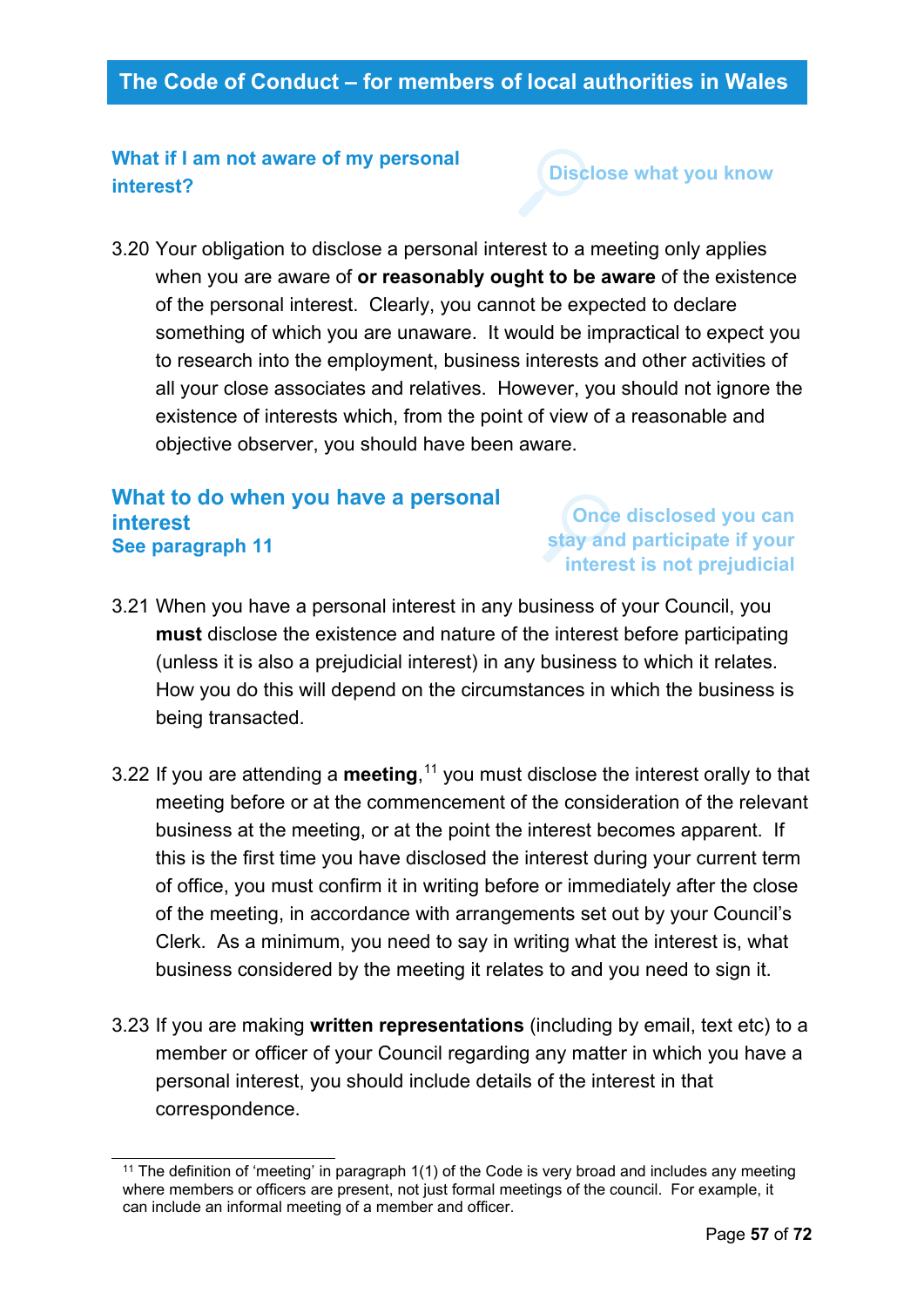### What if I am not aware of my personal interest?

**Disclose what you know**

3.20 Your obligation to disclose a personal interest to a meeting only applies when you are aware of **or reasonably ought to be aware** of the existence of the personal interest. Clearly, you cannot be expected to declare something of which you are unaware. It would be impractical to expect you to research into the employment, business interests and other activities of all your close associates and relatives. However, you should not ignore the existence of interests which, from the point of view of a reasonable and objective observer, you should have been aware.

## What to do when you have a personal interest

### See paragraph 11

**Once disclosed you can stay and participate if your interest is not prejudicial**

3.21 When you have a personal interest in any business of your Council, you **must** disclose the existence and nature of the interest before participating (unless it is also a prejudicial interest) in any business to which it relates. How you do this will depend on the circumstances in which the business is being transacted.

3.22 If you are attending a **meeting**,[11] you must disclose the interest orally to that meeting before or at the commencement of the consideration of the relevant business at the meeting, or at the point the interest becomes apparent. If this is the first time you have disclosed the interest during your current term of office, you must confirm it in writing before or immediately after the close of the meeting, in accordance with arrangements set out by your Council's Clerk. As a minimum, you need to say in writing what the interest is, what business considered by the meeting it relates to and you need to sign it.

3.23 If you are making **written representations** (including by email, text etc) to a member or officer of your Council regarding any matter in which you have a personal interest, you should include details of the interest in that correspondence.

---

[11] The definition of 'meeting' in paragraph 1(1) of the Code is very broad and includes any meeting where members or officers are present, not just formal meetings of the council. For example, it can include an informal meeting of a member and officer.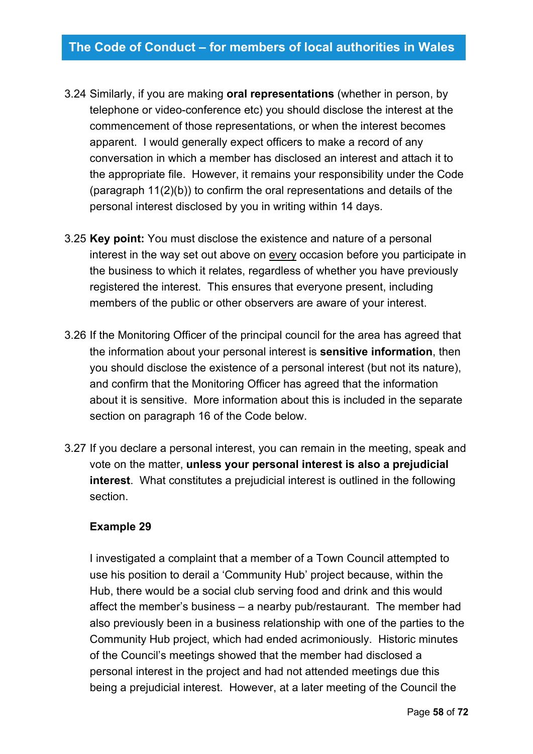3.24 Similarly, if you are making **oral representations** (whether in person, by telephone or video-conference etc) you should disclose the interest at the commencement of those representations, or when the interest becomes apparent. I would generally expect officers to make a record of any conversation in which a member has disclosed an interest and attach it to the appropriate file. However, it remains your responsibility under the Code (paragraph 11(2)(b)) to confirm the oral representations and details of the personal interest disclosed by you in writing within 14 days.

3.25 **Key point:** You must disclose the existence and nature of a personal interest in the way set out above on <u>every</u> occasion before you participate in the business to which it relates, regardless of whether you have previously registered the interest. This ensures that everyone present, including members of the public or other observers are aware of your interest.

3.26 If the Monitoring Officer of the principal council for the area has agreed that the information about your personal interest is **sensitive information**, then you should disclose the existence of a personal interest (but not its nature), and confirm that the Monitoring Officer has agreed that the information about it is sensitive. More information about this is included in the separate section on paragraph 16 of the Code below.

3.27 If you declare a personal interest, you can remain in the meeting, speak and vote on the matter, **unless your personal interest is also a prejudicial interest**. What constitutes a prejudicial interest is outlined in the following section.

**Example 29**

I investigated a complaint that a member of a Town Council attempted to use his position to derail a 'Community Hub' project because, within the Hub, there would be a social club serving food and drink and this would affect the member's business – a nearby pub/restaurant. The member had also previously been in a business relationship with one of the parties to the Community Hub project, which had ended acrimoniously. Historic minutes of the Council's meetings showed that the member had disclosed a personal interest in the project and had not attended meetings due this being a prejudicial interest. However, at a later meeting of the Council the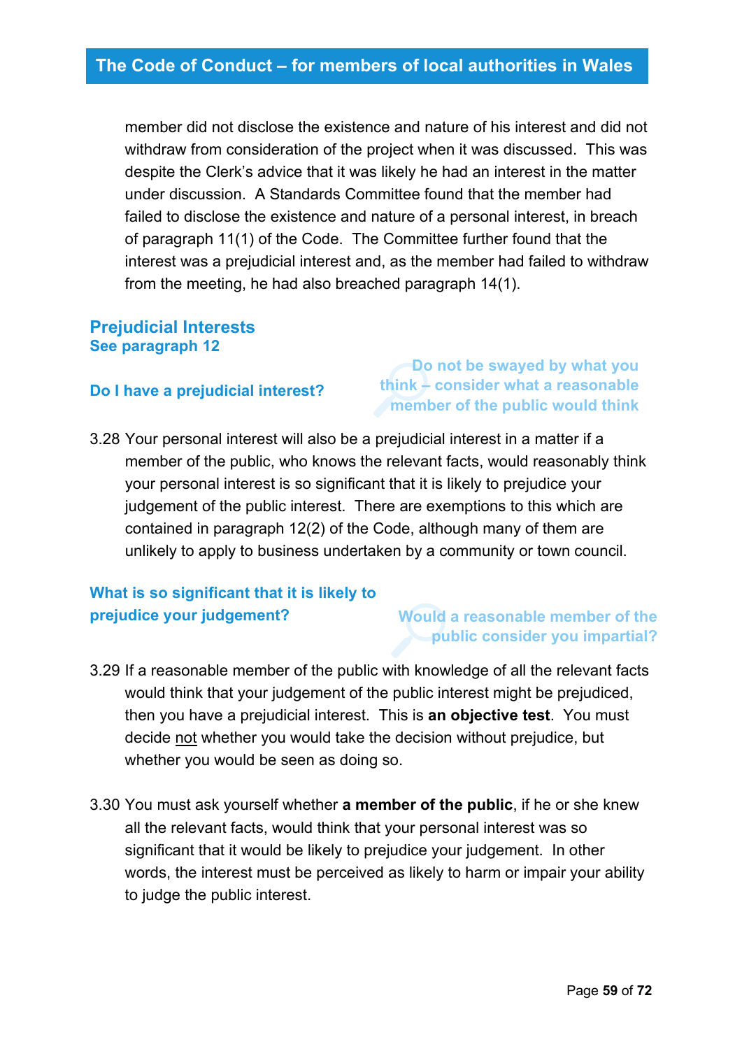member did not disclose the existence and nature of his interest and did not withdraw from consideration of the project when it was discussed. This was despite the Clerk's advice that it was likely he had an interest in the matter under discussion. A Standards Committee found that the member had failed to disclose the existence and nature of a personal interest, in breach of paragraph 11(1) of the Code. The Committee further found that the interest was a prejudicial interest and, as the member had failed to withdraw from the meeting, he had also breached paragraph 14(1).

## Prejudicial Interests

### See paragraph 12

### Do I have a prejudicial interest?

**Do not be swayed by what you think – consider what a reasonable member of the public would think**

3.28 Your personal interest will also be a prejudicial interest in a matter if a member of the public, who knows the relevant facts, would reasonably think your personal interest is so significant that it is likely to prejudice your judgement of the public interest. There are exemptions to this which are contained in paragraph 12(2) of the Code, although many of them are unlikely to apply to business undertaken by a community or town council.

### What is so significant that it is likely to prejudice your judgement?

**Would a reasonable member of the public consider you impartial?**

3.29 If a reasonable member of the public with knowledge of all the relevant facts would think that your judgement of the public interest might be prejudiced, then you have a prejudicial interest. This is **an objective test**. You must decide not whether you would take the decision without prejudice, but whether you would be seen as doing so.

3.30 You must ask yourself whether **a member of the public**, if he or she knew all the relevant facts, would think that your personal interest was so significant that it would be likely to prejudice your judgement. In other words, the interest must be perceived as likely to harm or impair your ability to judge the public interest.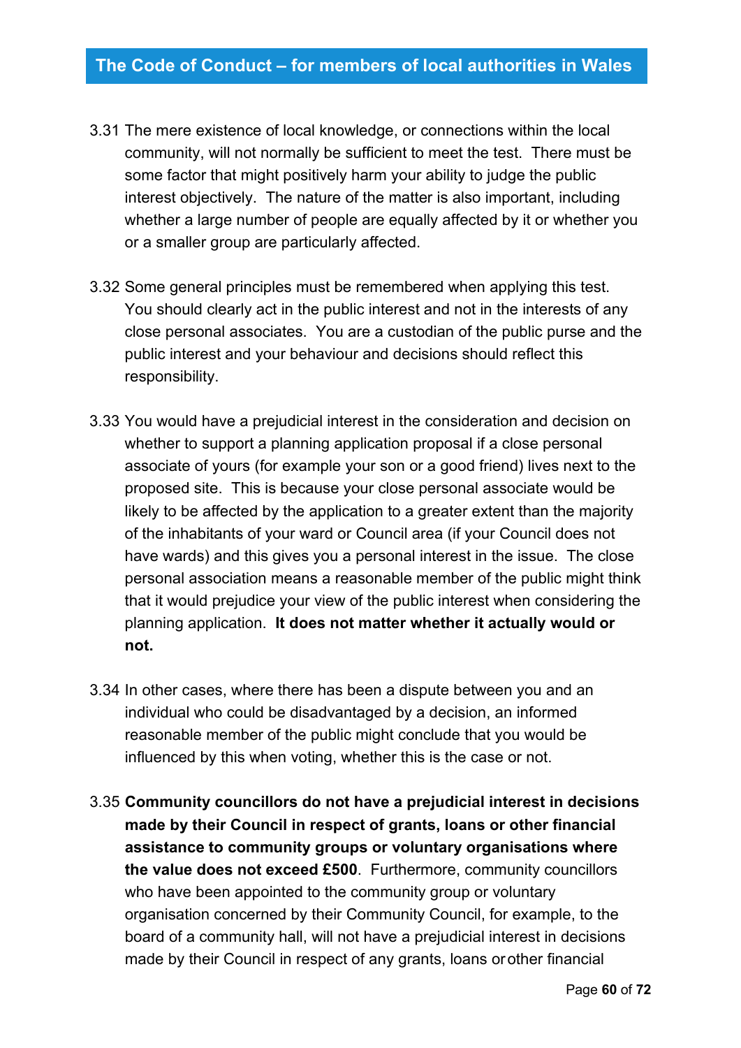3.31 The mere existence of local knowledge, or connections within the local community, will not normally be sufficient to meet the test. There must be some factor that might positively harm your ability to judge the public interest objectively. The nature of the matter is also important, including whether a large number of people are equally affected by it or whether you or a smaller group are particularly affected.

3.32 Some general principles must be remembered when applying this test. You should clearly act in the public interest and not in the interests of any close personal associates. You are a custodian of the public purse and the public interest and your behaviour and decisions should reflect this responsibility.

3.33 You would have a prejudicial interest in the consideration and decision on whether to support a planning application proposal if a close personal associate of yours (for example your son or a good friend) lives next to the proposed site. This is because your close personal associate would be likely to be affected by the application to a greater extent than the majority of the inhabitants of your ward or Council area (if your Council does not have wards) and this gives you a personal interest in the issue. The close personal association means a reasonable member of the public might think that it would prejudice your view of the public interest when considering the planning application. **It does not matter whether it actually would or not.**

3.34 In other cases, where there has been a dispute between you and an individual who could be disadvantaged by a decision, an informed reasonable member of the public might conclude that you would be influenced by this when voting, whether this is the case or not.

3.35 **Community councillors do not have a prejudicial interest in decisions made by their Council in respect of grants, loans or other financial assistance to community groups or voluntary organisations where the value does not exceed £500**. Furthermore, community councillors who have been appointed to the community group or voluntary organisation concerned by their Community Council, for example, to the board of a community hall, will not have a prejudicial interest in decisions made by their Council in respect of any grants, loans or other financial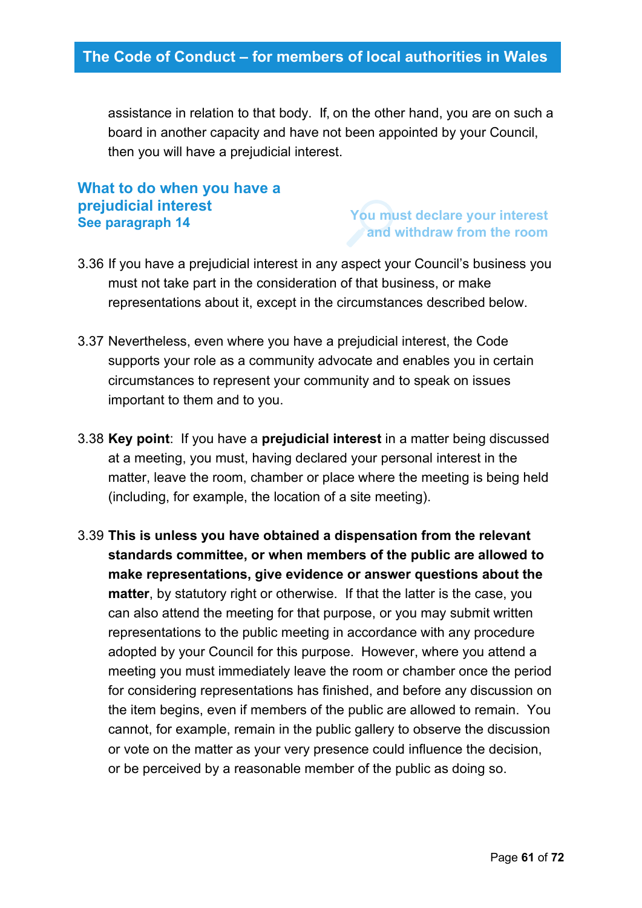assistance in relation to that body. If, on the other hand, you are on such a board in another capacity and have not been appointed by your Council, then you will have a prejudicial interest.

## What to do when you have a prejudicial interest

**See paragraph 14**

**You must declare your interest and withdraw from the room**

3.36 If you have a prejudicial interest in any aspect your Council's business you must not take part in the consideration of that business, or make representations about it, except in the circumstances described below.

3.37 Nevertheless, even where you have a prejudicial interest, the Code supports your role as a community advocate and enables you in certain circumstances to represent your community and to speak on issues important to them and to you.

3.38 **Key point**: If you have a **prejudicial interest** in a matter being discussed at a meeting, you must, having declared your personal interest in the matter, leave the room, chamber or place where the meeting is being held (including, for example, the location of a site meeting).

3.39 **This is unless you have obtained a dispensation from the relevant standards committee, or when members of the public are allowed to make representations, give evidence or answer questions about the matter**, by statutory right or otherwise. If that the latter is the case, you can also attend the meeting for that purpose, or you may submit written representations to the public meeting in accordance with any procedure adopted by your Council for this purpose. However, where you attend a meeting you must immediately leave the room or chamber once the period for considering representations has finished, and before any discussion on the item begins, even if members of the public are allowed to remain. You cannot, for example, remain in the public gallery to observe the discussion or vote on the matter as your very presence could influence the decision, or be perceived by a reasonable member of the public as doing so.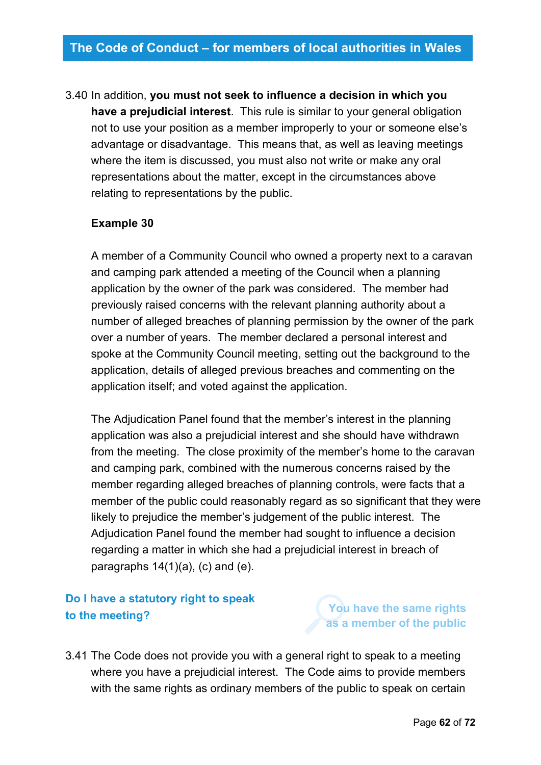3.40 In addition, **you must not seek to influence a decision in which you have a prejudicial interest**. This rule is similar to your general obligation not to use your position as a member improperly to your or someone else's advantage or disadvantage. This means that, as well as leaving meetings where the item is discussed, you must also not write or make any oral representations about the matter, except in the circumstances above relating to representations by the public.

**Example 30**

A member of a Community Council who owned a property next to a caravan and camping park attended a meeting of the Council when a planning application by the owner of the park was considered. The member had previously raised concerns with the relevant planning authority about a number of alleged breaches of planning permission by the owner of the park over a number of years. The member declared a personal interest and spoke at the Community Council meeting, setting out the background to the application, details of alleged previous breaches and commenting on the application itself; and voted against the application.

The Adjudication Panel found that the member's interest in the planning application was also a prejudicial interest and she should have withdrawn from the meeting. The close proximity of the member's home to the caravan and camping park, combined with the numerous concerns raised by the member regarding alleged breaches of planning controls, were facts that a member of the public could reasonably regard as so significant that they were likely to prejudice the member's judgement of the public interest. The Adjudication Panel found the member had sought to influence a decision regarding a matter in which she had a prejudicial interest in breach of paragraphs 14(1)(a), (c) and (e).

## Do I have a statutory right to speak to the meeting?

You have the same rights as a member of the public

3.41 The Code does not provide you with a general right to speak to a meeting where you have a prejudicial interest. The Code aims to provide members with the same rights as ordinary members of the public to speak on certain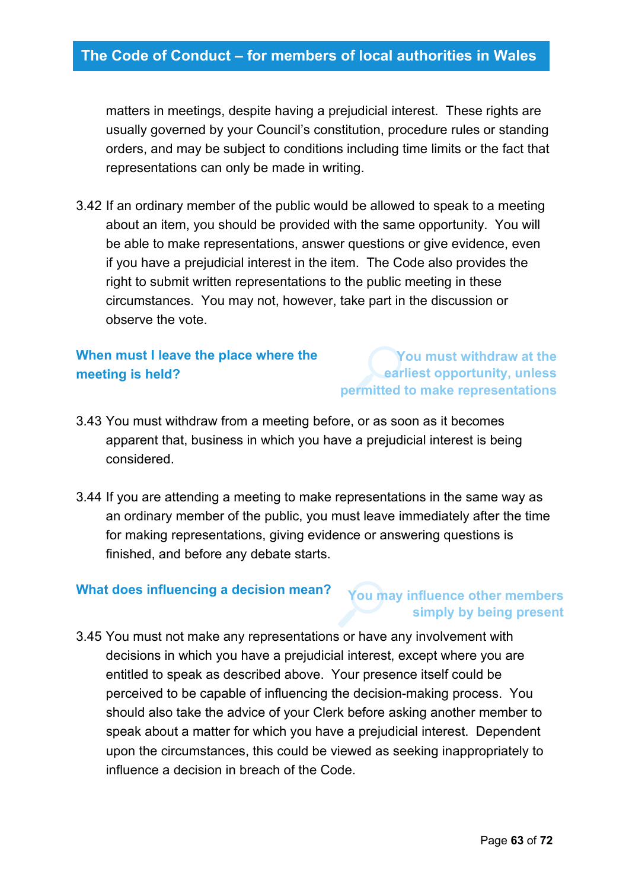matters in meetings, despite having a prejudicial interest. These rights are usually governed by your Council's constitution, procedure rules or standing orders, and may be subject to conditions including time limits or the fact that representations can only be made in writing.

3.42 If an ordinary member of the public would be allowed to speak to a meeting about an item, you should be provided with the same opportunity. You will be able to make representations, answer questions or give evidence, even if you have a prejudicial interest in the item. The Code also provides the right to submit written representations to the public meeting in these circumstances. You may not, however, take part in the discussion or observe the vote.

### When must I leave the place where the meeting is held?

**You must withdraw at the earliest opportunity, unless permitted to make representations**

3.43 You must withdraw from a meeting before, or as soon as it becomes apparent that, business in which you have a prejudicial interest is being considered.

3.44 If you are attending a meeting to make representations in the same way as an ordinary member of the public, you must leave immediately after the time for making representations, giving evidence or answering questions is finished, and before any debate starts.

### What does influencing a decision mean?

**You may influence other members simply by being present**

3.45 You must not make any representations or have any involvement with decisions in which you have a prejudicial interest, except where you are entitled to speak as described above. Your presence itself could be perceived to be capable of influencing the decision-making process. You should also take the advice of your Clerk before asking another member to speak about a matter for which you have a prejudicial interest. Dependent upon the circumstances, this could be viewed as seeking inappropriately to influence a decision in breach of the Code.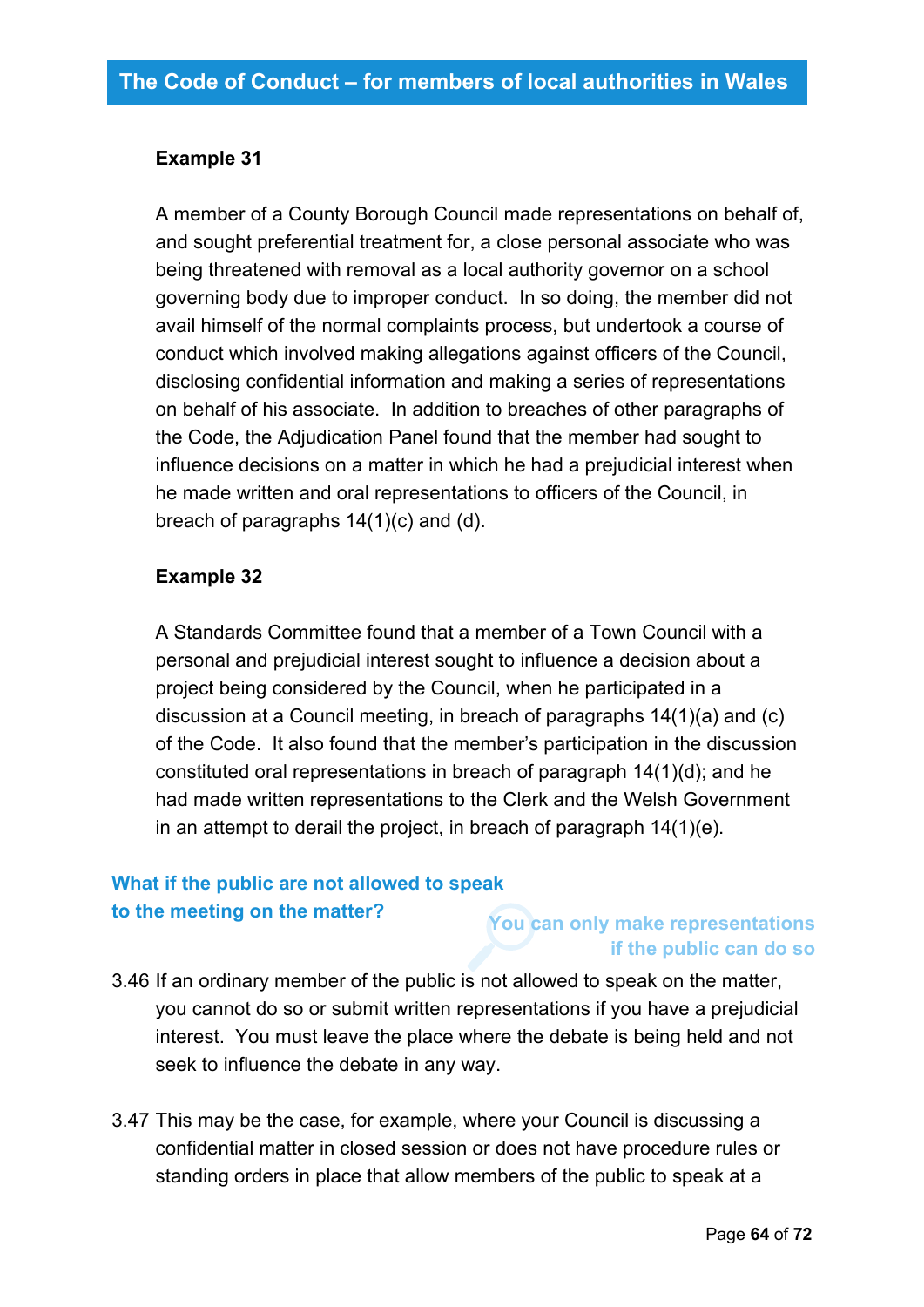**Example 31**

A member of a County Borough Council made representations on behalf of, and sought preferential treatment for, a close personal associate who was being threatened with removal as a local authority governor on a school governing body due to improper conduct. In so doing, the member did not avail himself of the normal complaints process, but undertook a course of conduct which involved making allegations against officers of the Council, disclosing confidential information and making a series of representations on behalf of his associate. In addition to breaches of other paragraphs of the Code, the Adjudication Panel found that the member had sought to influence decisions on a matter in which he had a prejudicial interest when he made written and oral representations to officers of the Council, in breach of paragraphs 14(1)(c) and (d).

**Example 32**

A Standards Committee found that a member of a Town Council with a personal and prejudicial interest sought to influence a decision about a project being considered by the Council, when he participated in a discussion at a Council meeting, in breach of paragraphs 14(1)(a) and (c) of the Code. It also found that the member's participation in the discussion constituted oral representations in breach of paragraph 14(1)(d); and he had made written representations to the Clerk and the Welsh Government in an attempt to derail the project, in breach of paragraph 14(1)(e).

### What if the public are not allowed to speak to the meeting on the matter?

**You can only make representations if the public can do so**

3.46 If an ordinary member of the public is not allowed to speak on the matter, you cannot do so or submit written representations if you have a prejudicial interest. You must leave the place where the debate is being held and not seek to influence the debate in any way.

3.47 This may be the case, for example, where your Council is discussing a confidential matter in closed session or does not have procedure rules or standing orders in place that allow members of the public to speak at a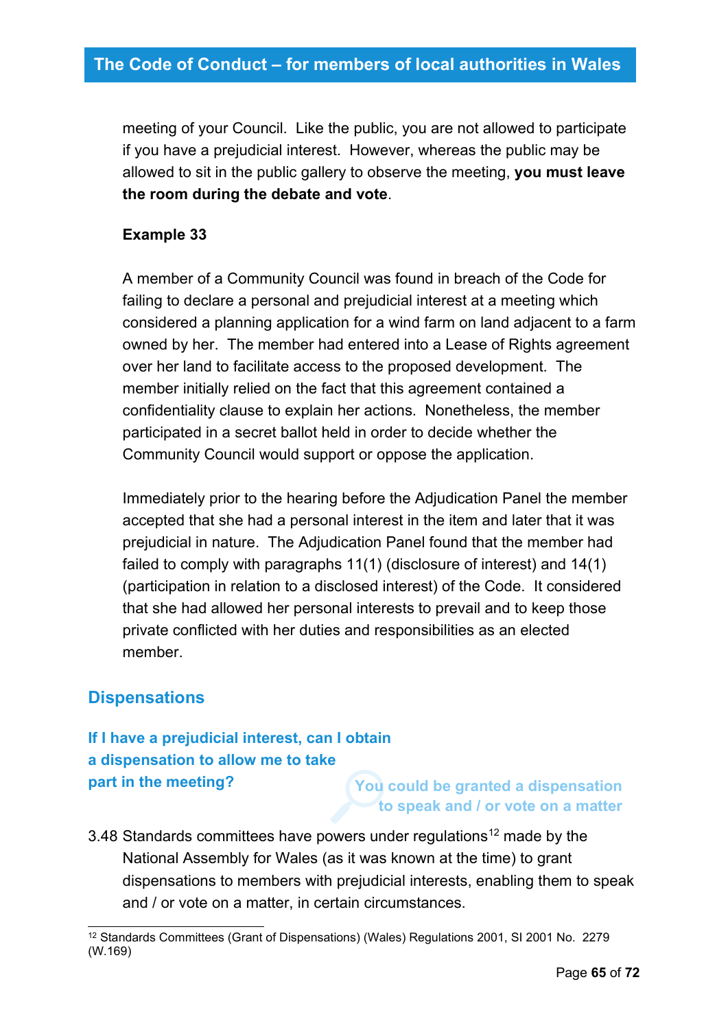meeting of your Council. Like the public, you are not allowed to participate if you have a prejudicial interest. However, whereas the public may be allowed to sit in the public gallery to observe the meeting, **you must leave the room during the debate and vote**.

**Example 33**

A member of a Community Council was found in breach of the Code for failing to declare a personal and prejudicial interest at a meeting which considered a planning application for a wind farm on land adjacent to a farm owned by her. The member had entered into a Lease of Rights agreement over her land to facilitate access to the proposed development. The member initially relied on the fact that this agreement contained a confidentiality clause to explain her actions. Nonetheless, the member participated in a secret ballot held in order to decide whether the Community Council would support or oppose the application.

Immediately prior to the hearing before the Adjudication Panel the member accepted that she had a personal interest in the item and later that it was prejudicial in nature. The Adjudication Panel found that the member had failed to comply with paragraphs 11(1) (disclosure of interest) and 14(1) (participation in relation to a disclosed interest) of the Code. It considered that she had allowed her personal interests to prevail and to keep those private conflicted with her duties and responsibilities as an elected member.

## Dispensations

### If I have a prejudicial interest, can I obtain a dispensation to allow me to take part in the meeting?

You could be granted a dispensation to speak and / or vote on a matter

3.48 Standards committees have powers under regulations[12] made by the National Assembly for Wales (as it was known at the time) to grant dispensations to members with prejudicial interests, enabling them to speak and / or vote on a matter, in certain circumstances.

[12] Standards Committees (Grant of Dispensations) (Wales) Regulations 2001, SI 2001 No. 2279 (W.169)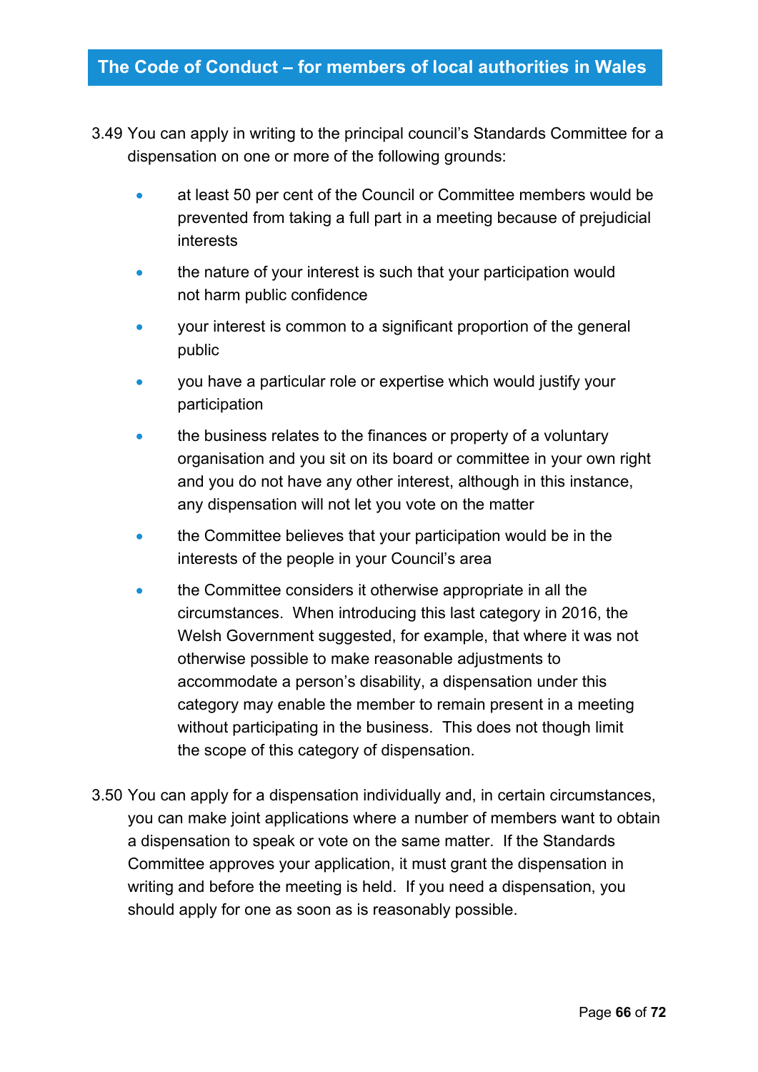3.49 You can apply in writing to the principal council's Standards Committee for a dispensation on one or more of the following grounds:

- at least 50 per cent of the Council or Committee members would be prevented from taking a full part in a meeting because of prejudicial interests
- the nature of your interest is such that your participation would not harm public confidence
- your interest is common to a significant proportion of the general public
- you have a particular role or expertise which would justify your participation
- the business relates to the finances or property of a voluntary organisation and you sit on its board or committee in your own right and you do not have any other interest, although in this instance, any dispensation will not let you vote on the matter
- the Committee believes that your participation would be in the interests of the people in your Council's area
- the Committee considers it otherwise appropriate in all the circumstances. When introducing this last category in 2016, the Welsh Government suggested, for example, that where it was not otherwise possible to make reasonable adjustments to accommodate a person's disability, a dispensation under this category may enable the member to remain present in a meeting without participating in the business. This does not though limit the scope of this category of dispensation.

3.50 You can apply for a dispensation individually and, in certain circumstances, you can make joint applications where a number of members want to obtain a dispensation to speak or vote on the same matter. If the Standards Committee approves your application, it must grant the dispensation in writing and before the meeting is held. If you need a dispensation, you should apply for one as soon as is reasonably possible.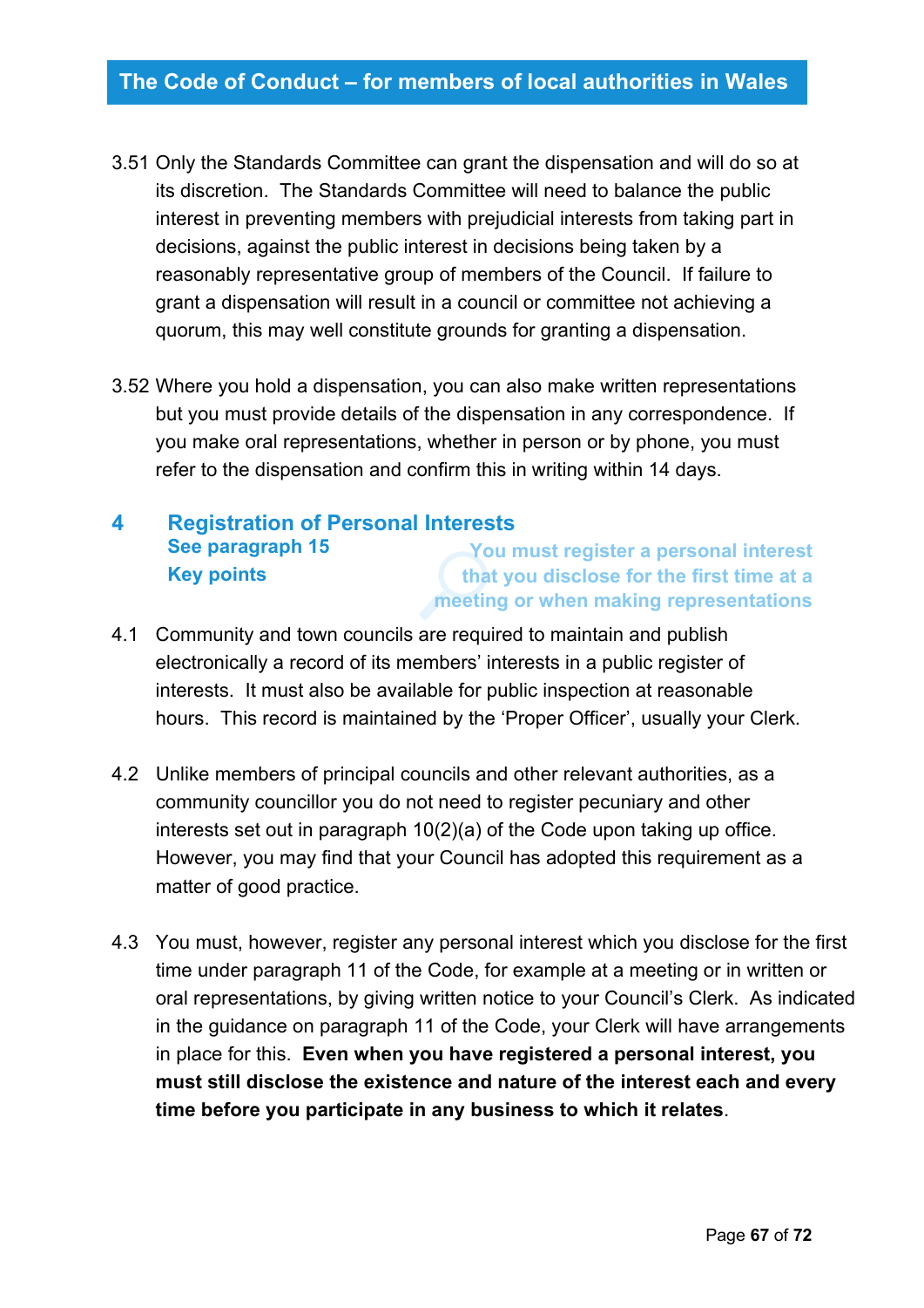3.51 Only the Standards Committee can grant the dispensation and will do so at its discretion. The Standards Committee will need to balance the public interest in preventing members with prejudicial interests from taking part in decisions, against the public interest in decisions being taken by a reasonably representative group of members of the Council. If failure to grant a dispensation will result in a council or committee not achieving a quorum, this may well constitute grounds for granting a dispensation.

3.52 Where you hold a dispensation, you can also make written representations but you must provide details of the dispensation in any correspondence. If you make oral representations, whether in person or by phone, you must refer to the dispensation and confirm this in writing within 14 days.

## 4 Registration of Personal Interests

**See paragraph 15**

**Key points**

**You must register a personal interest that you disclose for the first time at a meeting or when making representations**

4.1 Community and town councils are required to maintain and publish electronically a record of its members' interests in a public register of interests. It must also be available for public inspection at reasonable hours. This record is maintained by the 'Proper Officer', usually your Clerk.

4.2 Unlike members of principal councils and other relevant authorities, as a community councillor you do not need to register pecuniary and other interests set out in paragraph 10(2)(a) of the Code upon taking up office. However, you may find that your Council has adopted this requirement as a matter of good practice.

4.3 You must, however, register any personal interest which you disclose for the first time under paragraph 11 of the Code, for example at a meeting or in written or oral representations, by giving written notice to your Council's Clerk. As indicated in the guidance on paragraph 11 of the Code, your Clerk will have arrangements in place for this. **Even when you have registered a personal interest, you must still disclose the existence and nature of the interest each and every time before you participate in any business to which it relates**.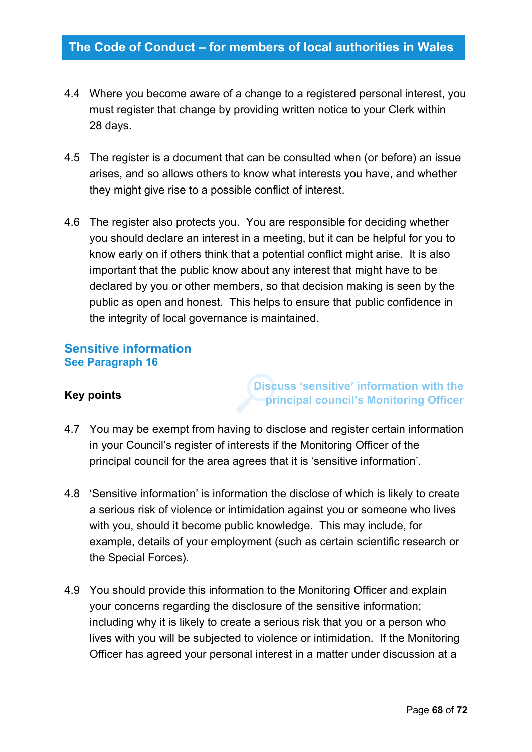4.4 Where you become aware of a change to a registered personal interest, you must register that change by providing written notice to your Clerk within 28 days.

4.5 The register is a document that can be consulted when (or before) an issue arises, and so allows others to know what interests you have, and whether they might give rise to a possible conflict of interest.

4.6 The register also protects you. You are responsible for deciding whether you should declare an interest in a meeting, but it can be helpful for you to know early on if others think that a potential conflict might arise. It is also important that the public know about any interest that might have to be declared by you or other members, so that decision making is seen by the public as open and honest. This helps to ensure that public confidence in the integrity of local governance is maintained.

## Sensitive information

### See Paragraph 16

**Key points**

Discuss 'sensitive' information with the principal council's Monitoring Officer

4.7 You may be exempt from having to disclose and register certain information in your Council's register of interests if the Monitoring Officer of the principal council for the area agrees that it is 'sensitive information'.

4.8 'Sensitive information' is information the disclose of which is likely to create a serious risk of violence or intimidation against you or someone who lives with you, should it become public knowledge. This may include, for example, details of your employment (such as certain scientific research or the Special Forces).

4.9 You should provide this information to the Monitoring Officer and explain your concerns regarding the disclosure of the sensitive information; including why it is likely to create a serious risk that you or a person who lives with you will be subjected to violence or intimidation. If the Monitoring Officer has agreed your personal interest in a matter under discussion at a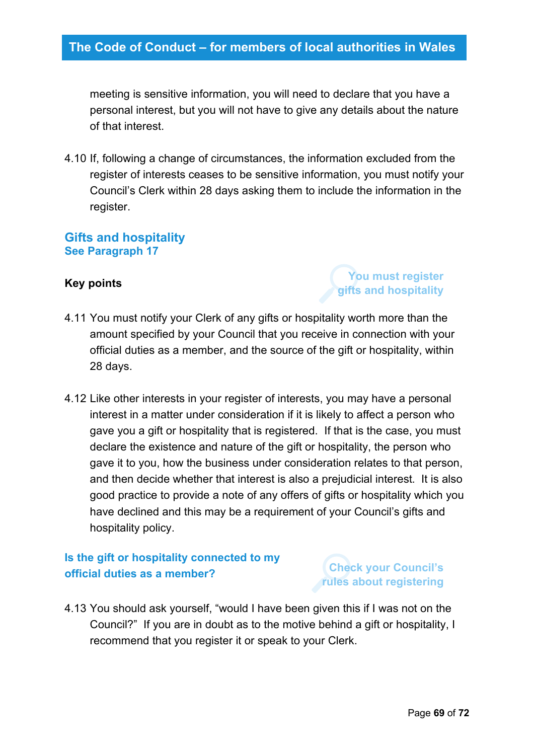meeting is sensitive information, you will need to declare that you have a personal interest, but you will not have to give any details about the nature of that interest.

4.10 If, following a change of circumstances, the information excluded from the register of interests ceases to be sensitive information, you must notify your Council's Clerk within 28 days asking them to include the information in the register.

## Gifts and hospitality

### See Paragraph 17

**Key points**

You must register gifts and hospitality

4.11 You must notify your Clerk of any gifts or hospitality worth more than the amount specified by your Council that you receive in connection with your official duties as a member, and the source of the gift or hospitality, within 28 days.

4.12 Like other interests in your register of interests, you may have a personal interest in a matter under consideration if it is likely to affect a person who gave you a gift or hospitality that is registered. If that is the case, you must declare the existence and nature of the gift or hospitality, the person who gave it to you, how the business under consideration relates to that person, and then decide whether that interest is also a prejudicial interest. It is also good practice to provide a note of any offers of gifts or hospitality which you have declined and this may be a requirement of your Council's gifts and hospitality policy.

### Is the gift or hospitality connected to my official duties as a member?

Check your Council's rules about registering

4.13 You should ask yourself, "would I have been given this if I was not on the Council?" If you are in doubt as to the motive behind a gift or hospitality, I recommend that you register it or speak to your Clerk.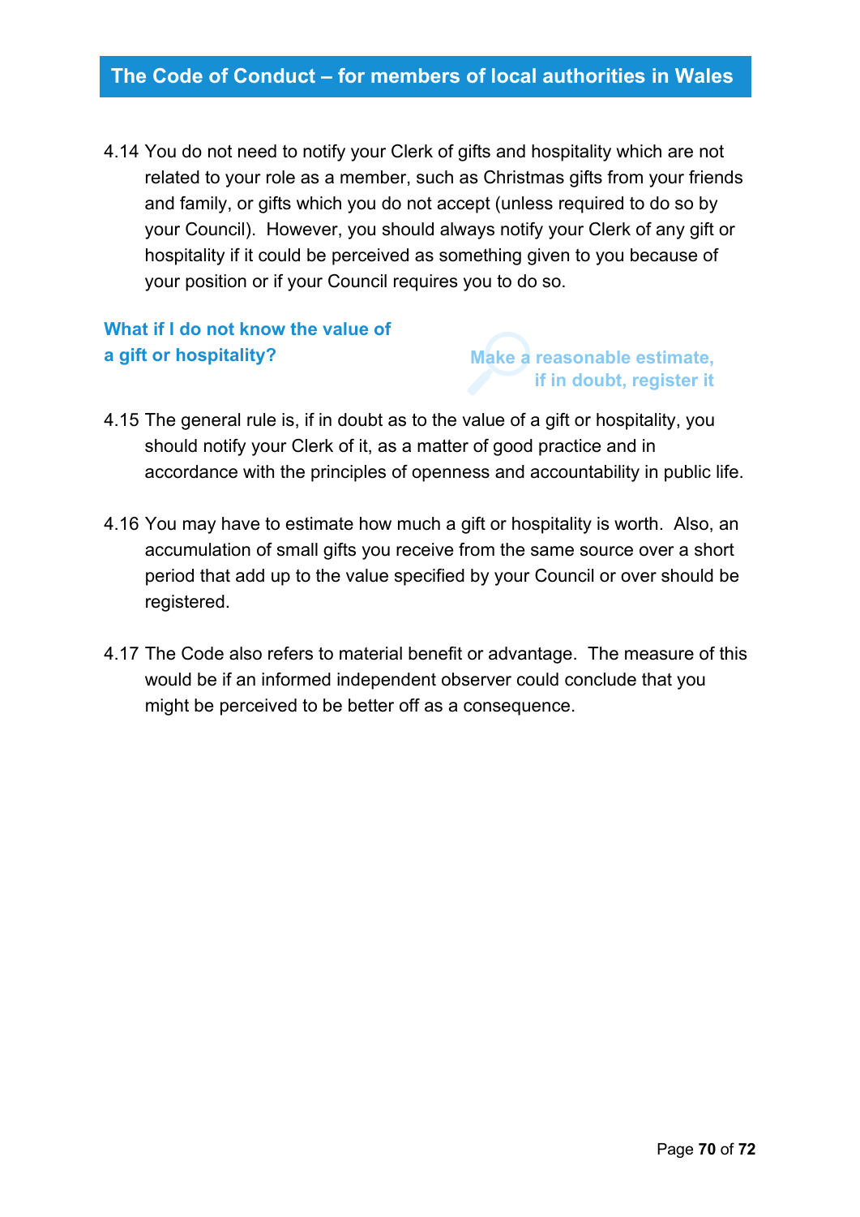4.14 You do not need to notify your Clerk of gifts and hospitality which are not related to your role as a member, such as Christmas gifts from your friends and family, or gifts which you do not accept (unless required to do so by your Council). However, you should always notify your Clerk of any gift or hospitality if it could be perceived as something given to you because of your position or if your Council requires you to do so.

### What if I do not know the value of a gift or hospitality?

**Make a reasonable estimate, if in doubt, register it**

4.15 The general rule is, if in doubt as to the value of a gift or hospitality, you should notify your Clerk of it, as a matter of good practice and in accordance with the principles of openness and accountability in public life.

4.16 You may have to estimate how much a gift or hospitality is worth. Also, an accumulation of small gifts you receive from the same source over a short period that add up to the value specified by your Council or over should be registered.

4.17 The Code also refers to material benefit or advantage. The measure of this would be if an informed independent observer could conclude that you might be perceived to be better off as a consequence.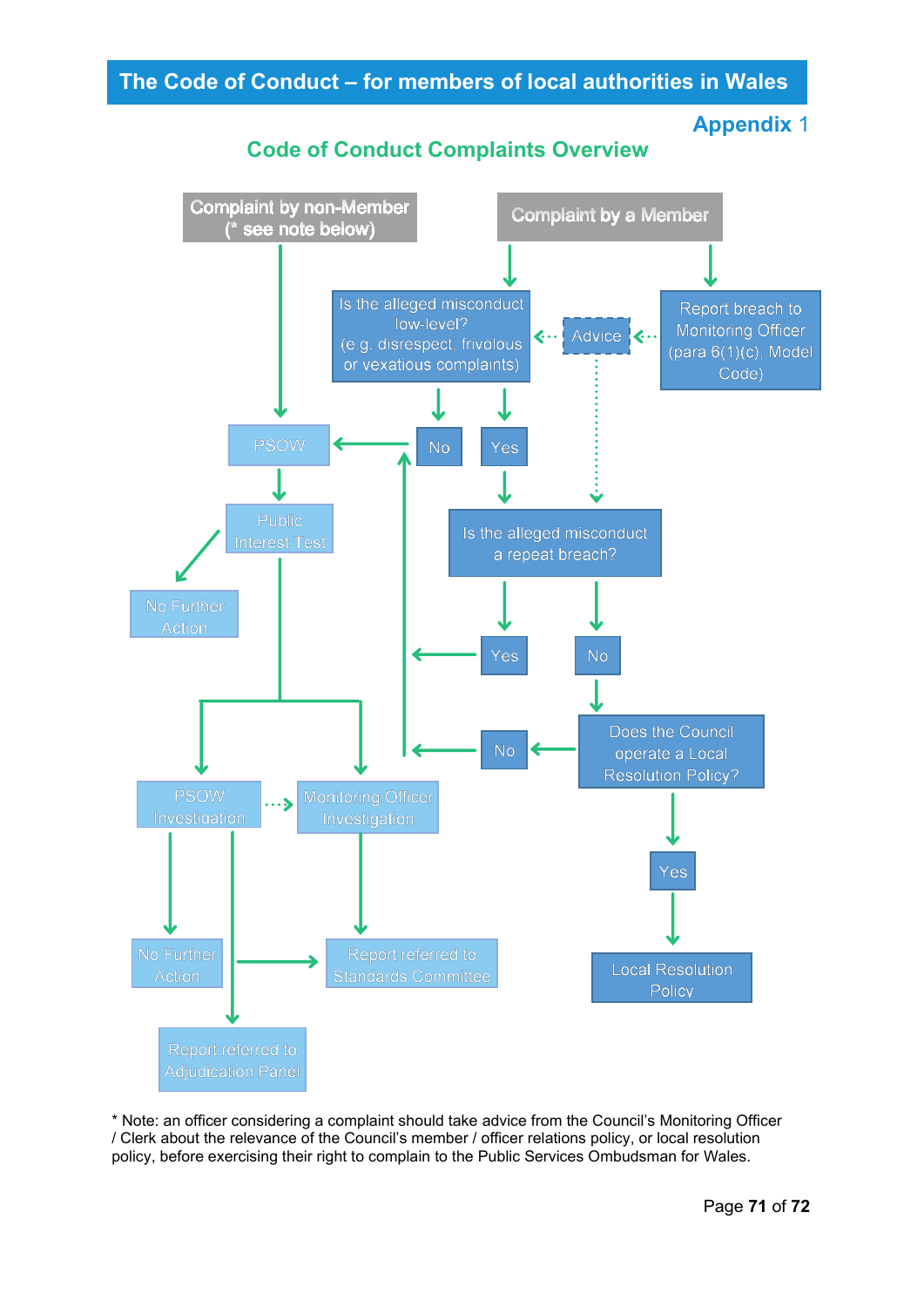# The Code of Conduct – for members of local authorities in Wales

**Appendix 1**

## Code of Conduct Complaints Overview

Complaint by non-Member (* see note below)

Complaint by a Member

Is the alleged misconduct low-level? (e.g. disrespect, frivolous or vexatious complaints)

Advice

Report breach to Monitoring Officer (para 6(1)(c), Model Code)

PSOW

No

Yes

Public Interest Test

Is the alleged misconduct a repeat breach?

No Further Action

Yes

No

No

Does the Council operate a Local Resolution Policy?

PSOW Investigation

Monitoring Officer Investigation

Yes

No Further Action

Report referred to Standards Committee

Local Resolution Policy

Report referred to Adjudication Panel

* Note: an officer considering a complaint should take advice from the Council's Monitoring Officer / Clerk about the relevance of the Council's member / officer relations policy, or local resolution policy, before exercising their right to complain to the Public Services Ombudsman for Wales.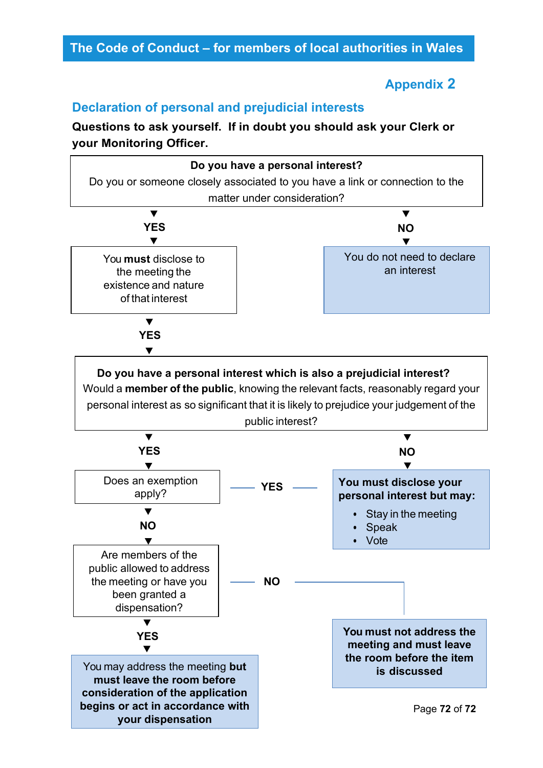## Appendix 2

### Declaration of personal and prejudicial interests

**Questions to ask yourself. If in doubt you should ask your Clerk or your Monitoring Officer.**

**Do you have a personal interest?**
Do you or someone closely associated to you have a link or connection to the matter under consideration?

- **YES** → You **must** disclose to the meeting the existence and nature of that interest
- **NO** → You do not need to declare an interest

**YES** →

**Do you have a personal interest which is also a prejudicial interest?**
Would a **member of the public**, knowing the relevant facts, reasonably regard your personal interest as so significant that it is likely to prejudice your judgement of the public interest?

- **NO** → **You must disclose your personal interest but may:**
  - Stay in the meeting
  - Speak
  - Vote
- **YES** → Does an exemption apply?
  - **YES** → **You must disclose your personal interest but may:**
    - Stay in the meeting
    - Speak
    - Vote
  - **NO** → Are members of the public allowed to address the meeting or have you been granted a dispensation?
    - **YES** → You may address the meeting **but must leave the room before consideration of the application begins or act in accordance with your dispensation**
    - **NO** → **You must not address the meeting and must leave the room before the item is discussed**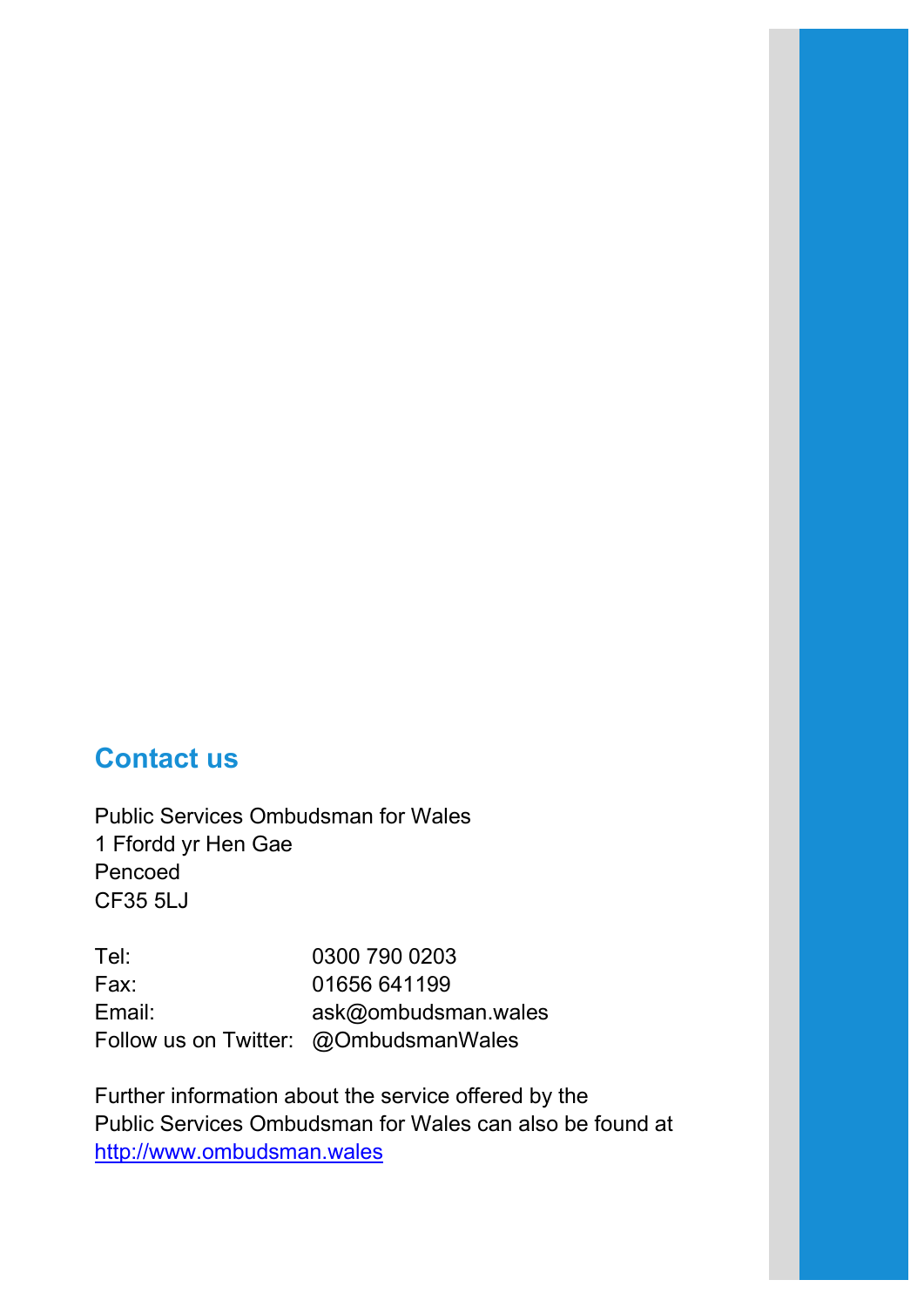## Contact us

Public Services Ombudsman for Wales
1 Ffordd yr Hen Gae
Pencoed
CF35 5LJ

| | |
|---|---|
| Tel: | 0300 790 0203 |
| Fax: | 01656 641199 |
| Email: | ask@ombudsman.wales |
| Follow us on Twitter: | @OmbudsmanWales |

Further information about the service offered by the Public Services Ombudsman for Wales can also be found at http://www.ombudsman.wales